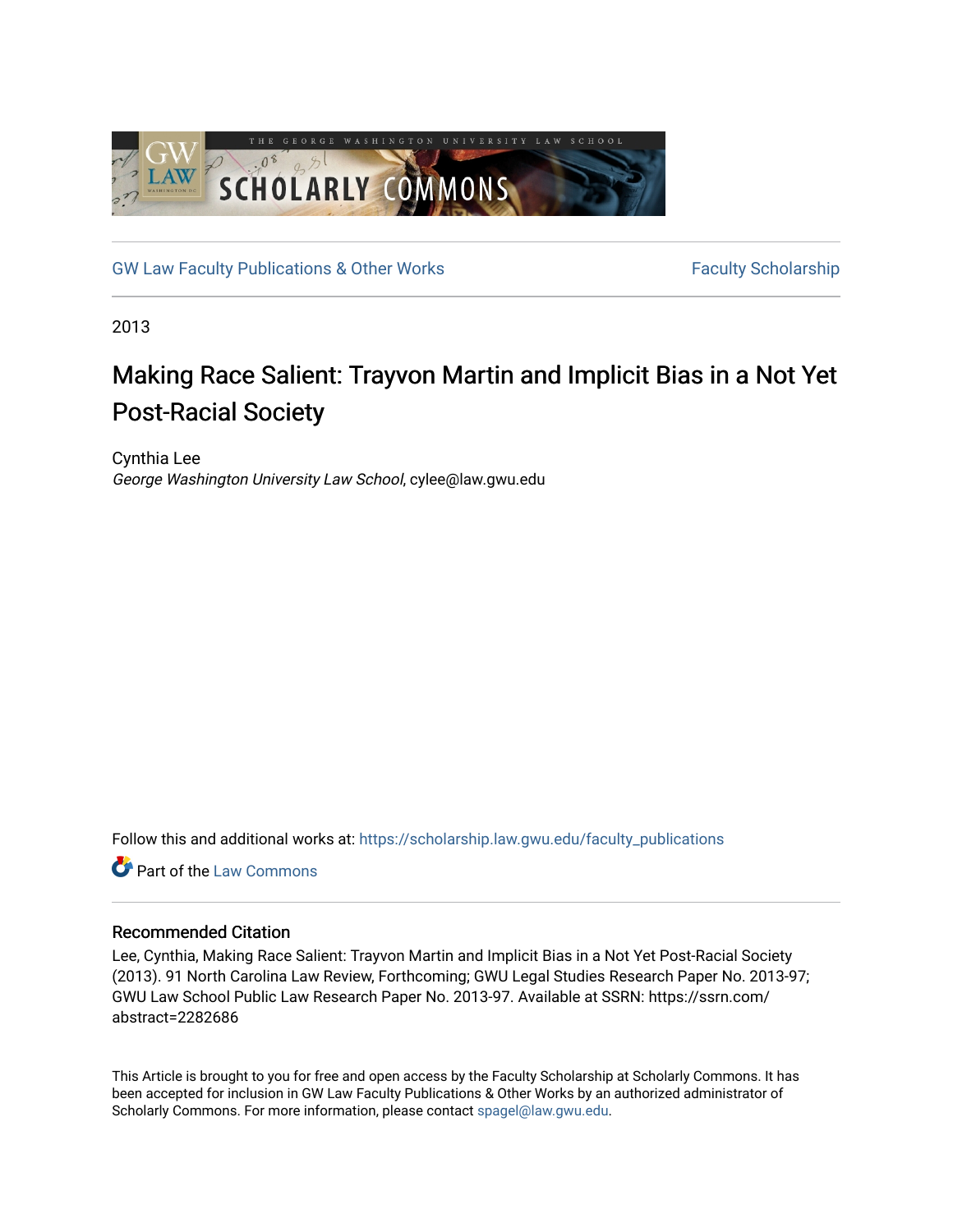GW Law Faculty Publications & Other Works

Faculty Scholarship

2013

# Making Race Salient: Trayvon Martin and Implicit Bias in a Not Yet Post-Racial Society

Cynthia Lee
*George Washington University Law School*, cylee@law.gwu.edu

Follow this and additional works at: https://scholarship.law.gwu.edu/faculty_publications

Part of the Law Commons

### Recommended Citation

Lee, Cynthia, Making Race Salient: Trayvon Martin and Implicit Bias in a Not Yet Post-Racial Society (2013). 91 North Carolina Law Review, Forthcoming; GWU Legal Studies Research Paper No. 2013-97; GWU Law School Public Law Research Paper No. 2013-97. Available at SSRN: https://ssrn.com/abstract=2282686

This Article is brought to you for free and open access by the Faculty Scholarship at Scholarly Commons. It has been accepted for inclusion in GW Law Faculty Publications & Other Works by an authorized administrator of Scholarly Commons. For more information, please contact spagel@law.gwu.edu.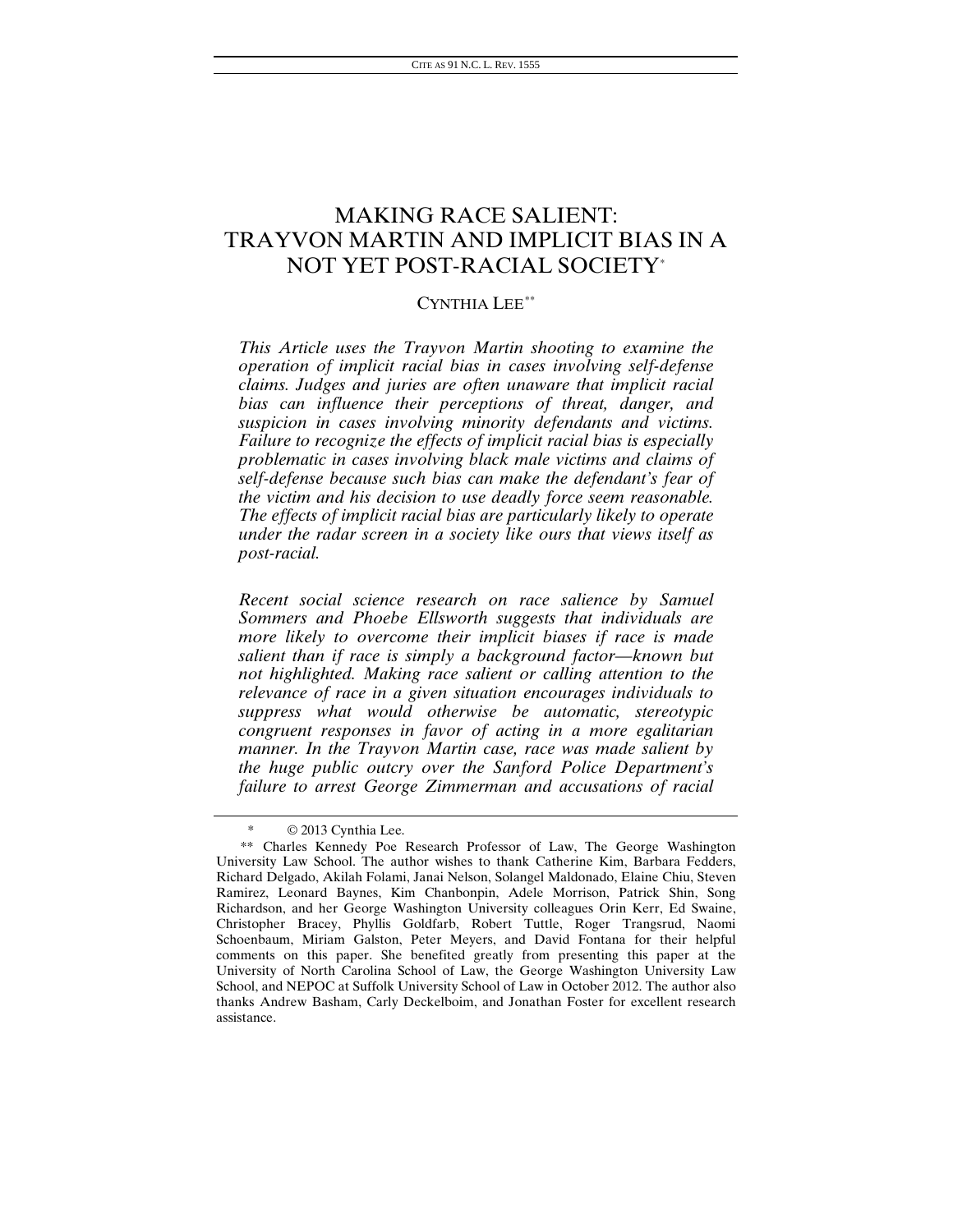# MAKING RACE SALIENT: TRAYVON MARTIN AND IMPLICIT BIAS IN A NOT YET POST-RACIAL SOCIETY*

CYNTHIA LEE**

*This Article uses the Trayvon Martin shooting to examine the operation of implicit racial bias in cases involving self-defense claims. Judges and juries are often unaware that implicit racial bias can influence their perceptions of threat, danger, and suspicion in cases involving minority defendants and victims. Failure to recognize the effects of implicit racial bias is especially problematic in cases involving black male victims and claims of self-defense because such bias can make the defendant's fear of the victim and his decision to use deadly force seem reasonable. The effects of implicit racial bias are particularly likely to operate under the radar screen in a society like ours that views itself as post-racial.*

*Recent social science research on race salience by Samuel Sommers and Phoebe Ellsworth suggests that individuals are more likely to overcome their implicit biases if race is made salient than if race is simply a background factor—known but not highlighted. Making race salient or calling attention to the relevance of race in a given situation encourages individuals to suppress what would otherwise be automatic, stereotypic congruent responses in favor of acting in a more egalitarian manner. In the Trayvon Martin case, race was made salient by the huge public outcry over the Sanford Police Department's failure to arrest George Zimmerman and accusations of racial*

---

\* © 2013 Cynthia Lee.

\*\* Charles Kennedy Poe Research Professor of Law, The George Washington University Law School. The author wishes to thank Catherine Kim, Barbara Fedders, Richard Delgado, Akilah Folami, Janai Nelson, Solangel Maldonado, Elaine Chiu, Steven Ramirez, Leonard Baynes, Kim Chanbonpin, Adele Morrison, Patrick Shin, Song Richardson, and her George Washington University colleagues Orin Kerr, Ed Swaine, Christopher Bracey, Phyllis Goldfarb, Robert Tuttle, Roger Trangsrud, Naomi Schoenbaum, Miriam Galston, Peter Meyers, and David Fontana for their helpful comments on this paper. She benefited greatly from presenting this paper at the University of North Carolina School of Law, the George Washington University Law School, and NEPOC at Suffolk University School of Law in October 2012. The author also thanks Andrew Basham, Carly Deckelboim, and Jonathan Foster for excellent research assistance.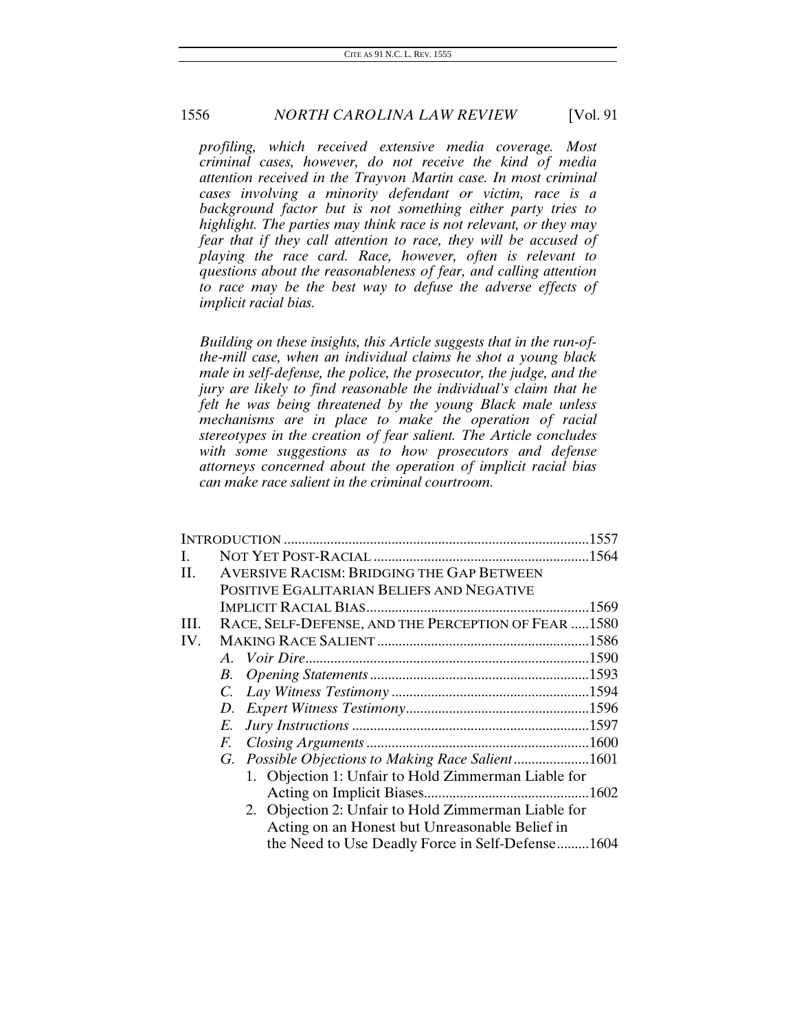*profiling, which received extensive media coverage. Most criminal cases, however, do not receive the kind of media attention received in the Trayvon Martin case. In most criminal cases involving a minority defendant or victim, race is a background factor but is not something either party tries to highlight. The parties may think race is not relevant, or they may fear that if they call attention to race, they will be accused of playing the race card. Race, however, often is relevant to questions about the reasonableness of fear, and calling attention to race may be the best way to defuse the adverse effects of implicit racial bias.*

*Building on these insights, this Article suggests that in the run-of-the-mill case, when an individual claims he shot a young black male in self-defense, the police, the prosecutor, the judge, and the jury are likely to find reasonable the individual's claim that he felt he was being threatened by the young Black male unless mechanisms are in place to make the operation of racial stereotypes in the creation of fear salient. The Article concludes with some suggestions as to how prosecutors and defense attorneys concerned about the operation of implicit racial bias can make race salient in the criminal courtroom.*

| | | |
|---|---|---|
| INTRODUCTION | | 1557 |
| I. | NOT YET POST-RACIAL | 1564 |
| II. | AVERSIVE RACISM: BRIDGING THE GAP BETWEEN POSITIVE EGALITARIAN BELIEFS AND NEGATIVE IMPLICIT RACIAL BIAS | 1569 |
| III. | RACE, SELF-DEFENSE, AND THE PERCEPTION OF FEAR | 1580 |
| IV. | MAKING RACE SALIENT | 1586 |
| | *A. Voir Dire* | 1590 |
| | *B. Opening Statements* | 1593 |
| | *C. Lay Witness Testimony* | 1594 |
| | *D. Expert Witness Testimony* | 1596 |
| | *E. Jury Instructions* | 1597 |
| | *F. Closing Arguments* | 1600 |
| | *G. Possible Objections to Making Race Salient* | 1601 |
| | 1. Objection 1: Unfair to Hold Zimmerman Liable for Acting on Implicit Biases | 1602 |
| | 2. Objection 2: Unfair to Hold Zimmerman Liable for Acting on an Honest but Unreasonable Belief in the Need to Use Deadly Force in Self-Defense | 1604 |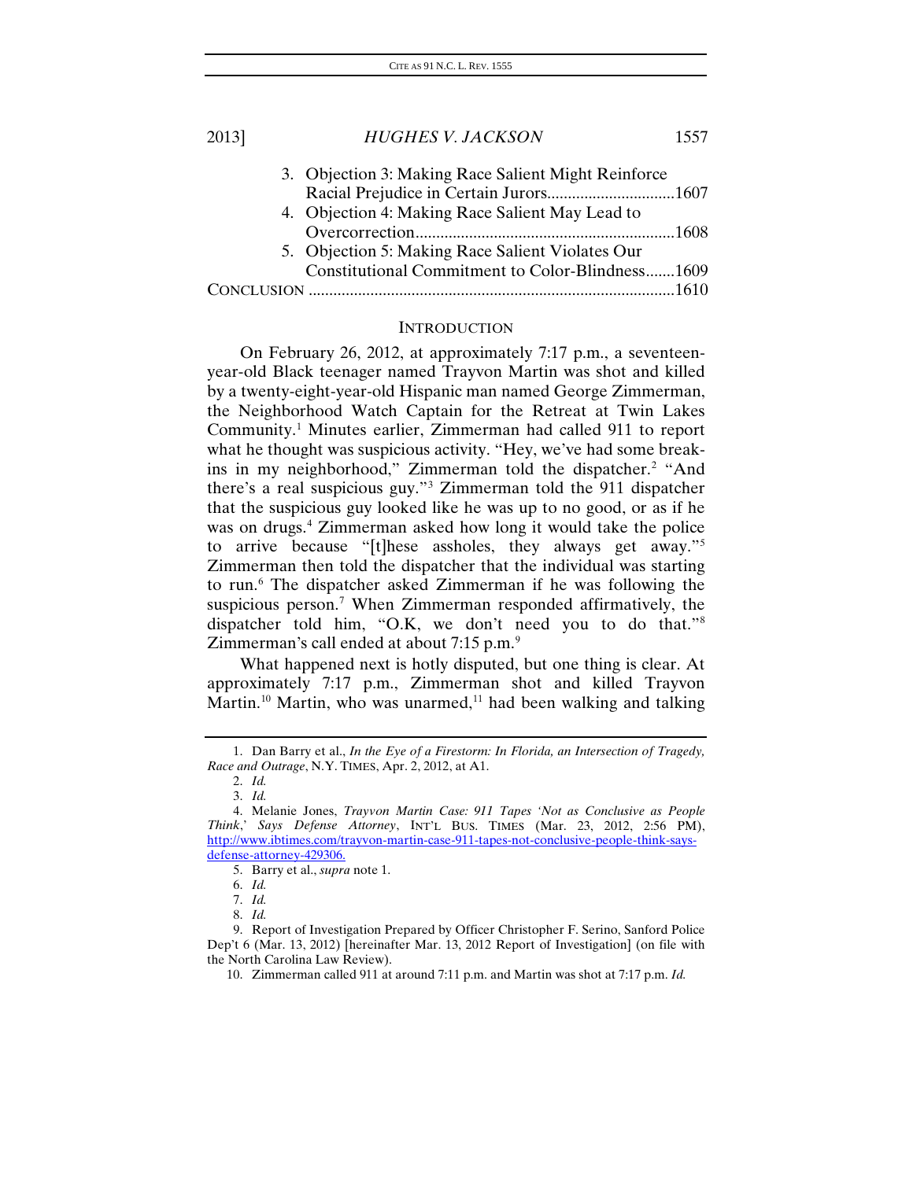3. Objection 3: Making Race Salient Might Reinforce Racial Prejudice in Certain Jurors..............................1607
4. Objection 4: Making Race Salient May Lead to Overcorrection..............................................................1608
5. Objection 5: Making Race Salient Violates Our Constitutional Commitment to Color-Blindness.......1609

CONCLUSION ........................................................................................1610

## INTRODUCTION

On February 26, 2012, at approximately 7:17 p.m., a seventeen-year-old Black teenager named Trayvon Martin was shot and killed by a twenty-eight-year-old Hispanic man named George Zimmerman, the Neighborhood Watch Captain for the Retreat at Twin Lakes Community.[1] Minutes earlier, Zimmerman had called 911 to report what he thought was suspicious activity. "Hey, we've had some break-ins in my neighborhood," Zimmerman told the dispatcher.[2] "And there's a real suspicious guy."[3] Zimmerman told the 911 dispatcher that the suspicious guy looked like he was up to no good, or as if he was on drugs.[4] Zimmerman asked how long it would take the police to arrive because "[t]hese assholes, they always get away."[5] Zimmerman then told the dispatcher that the individual was starting to run.[6] The dispatcher asked Zimmerman if he was following the suspicious person.[7] When Zimmerman responded affirmatively, the dispatcher told him, "O.K, we don't need you to do that."[8] Zimmerman's call ended at about 7:15 p.m.[9]

What happened next is hotly disputed, but one thing is clear. At approximately 7:17 p.m., Zimmerman shot and killed Trayvon Martin.[10] Martin, who was unarmed,[11] had been walking and talking

---

1. Dan Barry et al., *In the Eye of a Firestorm: In Florida, an Intersection of Tragedy, Race and Outrage*, N.Y. TIMES, Apr. 2, 2012, at A1.
2. *Id.*
3. *Id.*
4. Melanie Jones, *Trayvon Martin Case: 911 Tapes 'Not as Conclusive as People Think,' Says Defense Attorney*, INT'L BUS. TIMES (Mar. 23, 2012, 2:56 PM), http://www.ibtimes.com/trayvon-martin-case-911-tapes-not-conclusive-people-think-says-defense-attorney-429306.
5. Barry et al., *supra* note 1.
6. *Id.*
7. *Id.*
8. *Id.*
9. Report of Investigation Prepared by Officer Christopher F. Serino, Sanford Police Dep't 6 (Mar. 13, 2012) [hereinafter Mar. 13, 2012 Report of Investigation] (on file with the North Carolina Law Review).
10. Zimmerman called 911 at around 7:11 p.m. and Martin was shot at 7:17 p.m. *Id.*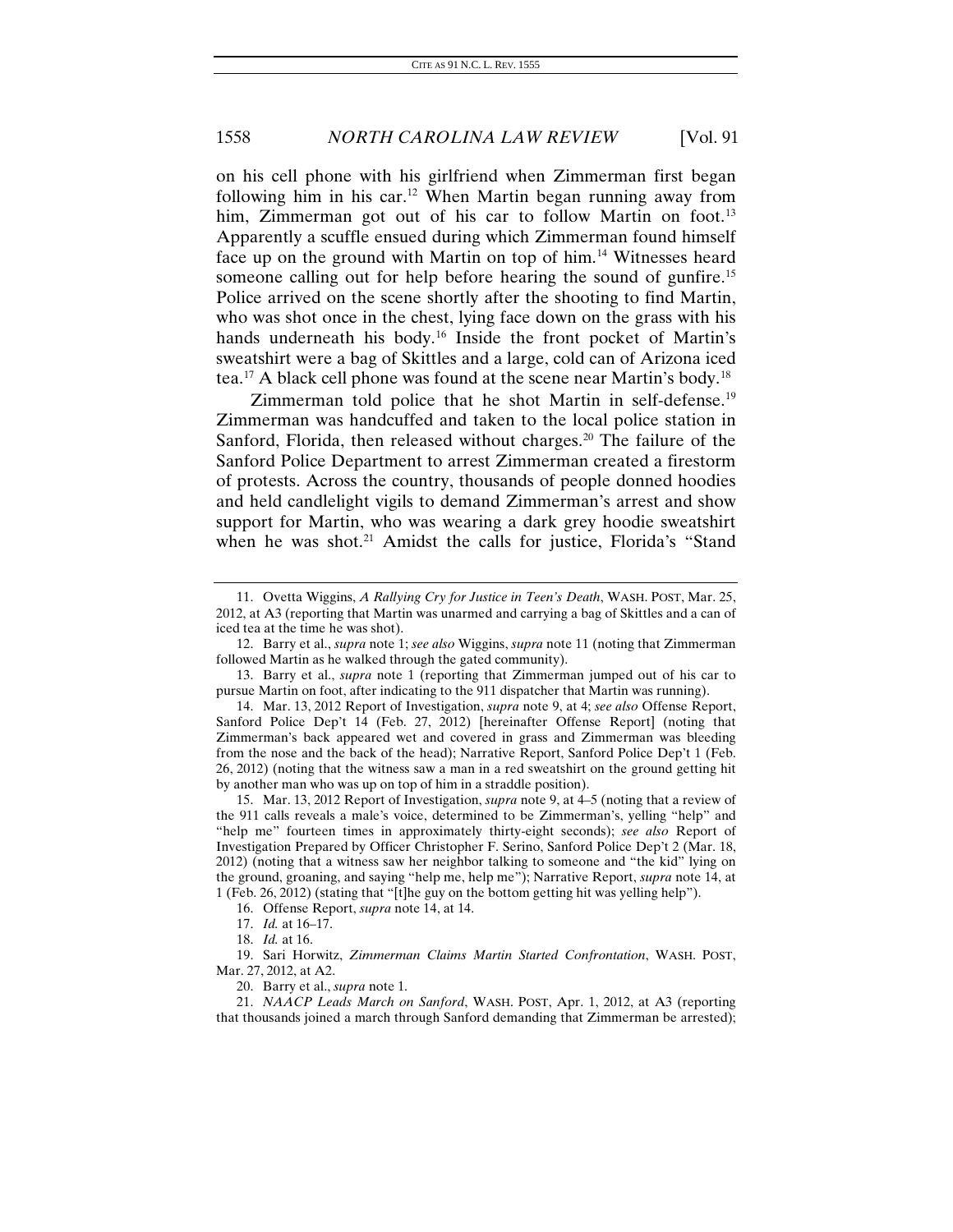on his cell phone with his girlfriend when Zimmerman first began following him in his car.[12] When Martin began running away from him, Zimmerman got out of his car to follow Martin on foot.[13] Apparently a scuffle ensued during which Zimmerman found himself face up on the ground with Martin on top of him.[14] Witnesses heard someone calling out for help before hearing the sound of gunfire.[15] Police arrived on the scene shortly after the shooting to find Martin, who was shot once in the chest, lying face down on the grass with his hands underneath his body.[16] Inside the front pocket of Martin's sweatshirt were a bag of Skittles and a large, cold can of Arizona iced tea.[17] A black cell phone was found at the scene near Martin's body.[18]

Zimmerman told police that he shot Martin in self-defense.[19] Zimmerman was handcuffed and taken to the local police station in Sanford, Florida, then released without charges.[20] The failure of the Sanford Police Department to arrest Zimmerman created a firestorm of protests. Across the country, thousands of people donned hoodies and held candlelight vigils to demand Zimmerman's arrest and show support for Martin, who was wearing a dark grey hoodie sweatshirt when he was shot.[21] Amidst the calls for justice, Florida's "Stand

---

11. Ovetta Wiggins, *A Rallying Cry for Justice in Teen's Death*, WASH. POST, Mar. 25, 2012, at A3 (reporting that Martin was unarmed and carrying a bag of Skittles and a can of iced tea at the time he was shot).

12. Barry et al., *supra* note 1; *see also* Wiggins, *supra* note 11 (noting that Zimmerman followed Martin as he walked through the gated community).

13. Barry et al., *supra* note 1 (reporting that Zimmerman jumped out of his car to pursue Martin on foot, after indicating to the 911 dispatcher that Martin was running).

14. Mar. 13, 2012 Report of Investigation, *supra* note 9, at 4; *see also* Offense Report, Sanford Police Dep't 14 (Feb. 27, 2012) [hereinafter Offense Report] (noting that Zimmerman's back appeared wet and covered in grass and Zimmerman was bleeding from the nose and the back of the head); Narrative Report, Sanford Police Dep't 1 (Feb. 26, 2012) (noting that the witness saw a man in a red sweatshirt on the ground getting hit by another man who was up on top of him in a straddle position).

15. Mar. 13, 2012 Report of Investigation, *supra* note 9, at 4–5 (noting that a review of the 911 calls reveals a male's voice, determined to be Zimmerman's, yelling "help" and "help me" fourteen times in approximately thirty-eight seconds); *see also* Report of Investigation Prepared by Officer Christopher F. Serino, Sanford Police Dep't 2 (Mar. 18, 2012) (noting that a witness saw her neighbor talking to someone and "the kid" lying on the ground, groaning, and saying "help me, help me"); Narrative Report, *supra* note 14, at 1 (Feb. 26, 2012) (stating that "[t]he guy on the bottom getting hit was yelling help").

16. Offense Report, *supra* note 14, at 14.

17. *Id.* at 16–17.

18. *Id.* at 16.

19. Sari Horwitz, *Zimmerman Claims Martin Started Confrontation*, WASH. POST, Mar. 27, 2012, at A2.

20. Barry et al., *supra* note 1.

21. *NAACP Leads March on Sanford*, WASH. POST, Apr. 1, 2012, at A3 (reporting that thousands joined a march through Sanford demanding that Zimmerman be arrested);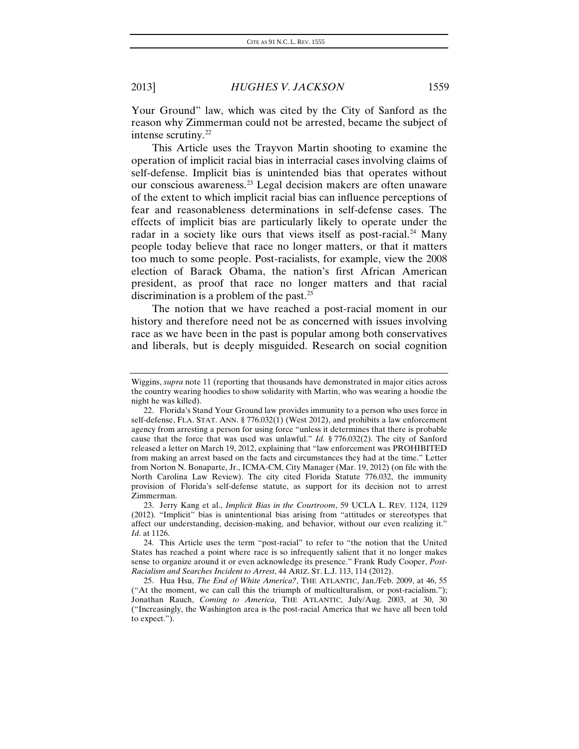Your Ground" law, which was cited by the City of Sanford as the reason why Zimmerman could not be arrested, became the subject of intense scrutiny.[22]

This Article uses the Trayvon Martin shooting to examine the operation of implicit racial bias in interracial cases involving claims of self-defense. Implicit bias is unintended bias that operates without our conscious awareness.[23] Legal decision makers are often unaware of the extent to which implicit racial bias can influence perceptions of fear and reasonableness determinations in self-defense cases. The effects of implicit bias are particularly likely to operate under the radar in a society like ours that views itself as post-racial.[24] Many people today believe that race no longer matters, or that it matters too much to some people. Post-racialists, for example, view the 2008 election of Barack Obama, the nation's first African American president, as proof that race no longer matters and that racial discrimination is a problem of the past.[25]

The notion that we have reached a post-racial moment in our history and therefore need not be as concerned with issues involving race as we have been in the past is popular among both conservatives and liberals, but is deeply misguided. Research on social cognition

---

Wiggins, *supra* note 11 (reporting that thousands have demonstrated in major cities across the country wearing hoodies to show solidarity with Martin, who was wearing a hoodie the night he was killed).

22. Florida's Stand Your Ground law provides immunity to a person who uses force in self-defense, FLA. STAT. ANN. § 776.032(1) (West 2012), and prohibits a law enforcement agency from arresting a person for using force "unless it determines that there is probable cause that the force that was used was unlawful." *Id.* § 776.032(2). The city of Sanford released a letter on March 19, 2012, explaining that "law enforcement was PROHIBITED from making an arrest based on the facts and circumstances they had at the time." Letter from Norton N. Bonaparte, Jr., ICMA-CM, City Manager (Mar. 19, 2012) (on file with the North Carolina Law Review). The city cited Florida Statute 776.032, the immunity provision of Florida's self-defense statute, as support for its decision not to arrest Zimmerman.

23. Jerry Kang et al., *Implicit Bias in the Courtroom*, 59 UCLA L. REV. 1124, 1129 (2012). "Implicit" bias is unintentional bias arising from "attitudes or stereotypes that affect our understanding, decision-making, and behavior, without our even realizing it." *Id.* at 1126.

24. This Article uses the term "post-racial" to refer to "the notion that the United States has reached a point where race is so infrequently salient that it no longer makes sense to organize around it or even acknowledge its presence." Frank Rudy Cooper, *Post-Racialism and Searches Incident to Arrest*, 44 ARIZ. ST. L.J. 113, 114 (2012).

25. Hua Hsu, *The End of White America?*, THE ATLANTIC, Jan./Feb. 2009, at 46, 55 ("At the moment, we can call this the triumph of multiculturalism, or post-racialism."); Jonathan Rauch, *Coming to America*, THE ATLANTIC, July/Aug. 2003, at 30, 30 ("Increasingly, the Washington area is the post-racial America that we have all been told to expect.").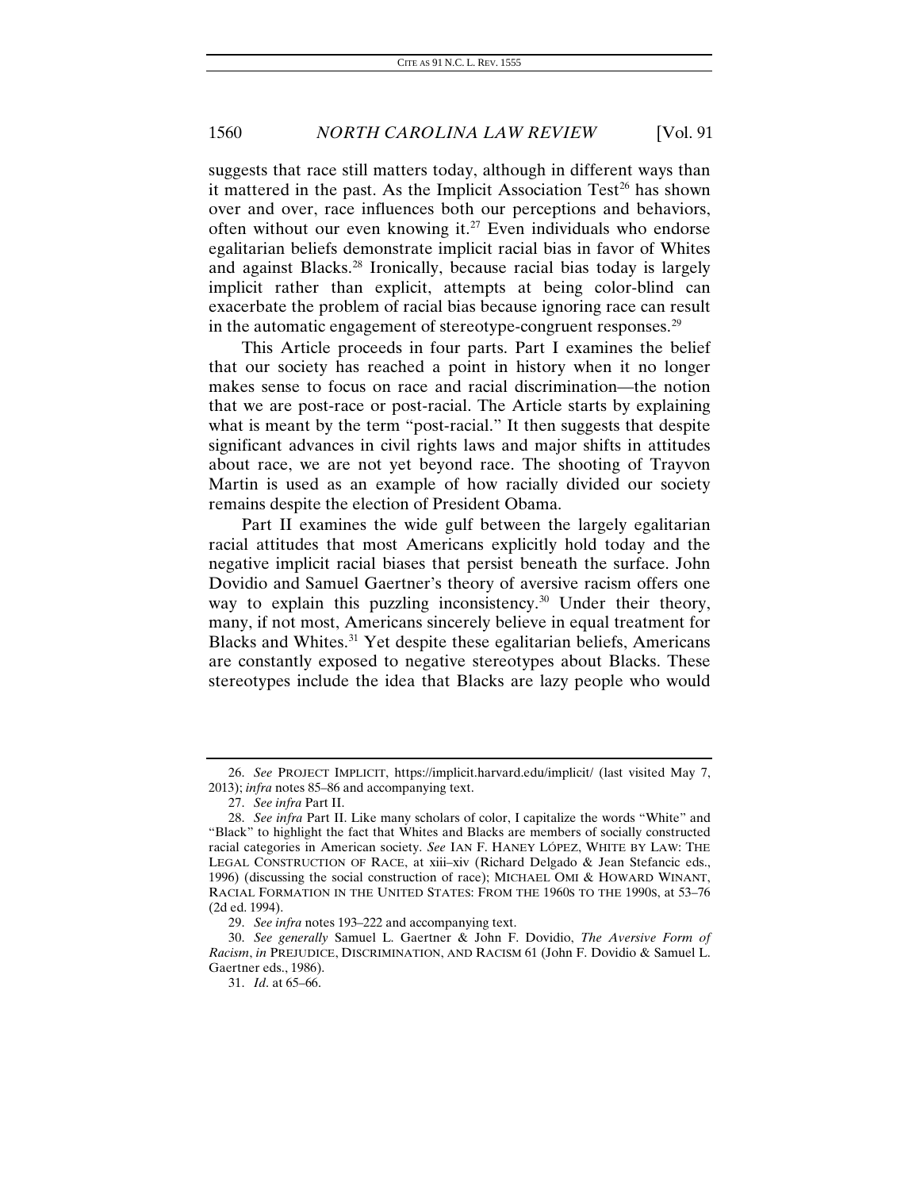suggests that race still matters today, although in different ways than it mattered in the past. As the Implicit Association Test[26] has shown over and over, race influences both our perceptions and behaviors, often without our even knowing it.[27] Even individuals who endorse egalitarian beliefs demonstrate implicit racial bias in favor of Whites and against Blacks.[28] Ironically, because racial bias today is largely implicit rather than explicit, attempts at being color-blind can exacerbate the problem of racial bias because ignoring race can result in the automatic engagement of stereotype-congruent responses.[29]

This Article proceeds in four parts. Part I examines the belief that our society has reached a point in history when it no longer makes sense to focus on race and racial discrimination—the notion that we are post-race or post-racial. The Article starts by explaining what is meant by the term "post-racial." It then suggests that despite significant advances in civil rights laws and major shifts in attitudes about race, we are not yet beyond race. The shooting of Trayvon Martin is used as an example of how racially divided our society remains despite the election of President Obama.

Part II examines the wide gulf between the largely egalitarian racial attitudes that most Americans explicitly hold today and the negative implicit racial biases that persist beneath the surface. John Dovidio and Samuel Gaertner's theory of aversive racism offers one way to explain this puzzling inconsistency.[30] Under their theory, many, if not most, Americans sincerely believe in equal treatment for Blacks and Whites.[31] Yet despite these egalitarian beliefs, Americans are constantly exposed to negative stereotypes about Blacks. These stereotypes include the idea that Blacks are lazy people who would

---

26. *See* PROJECT IMPLICIT, https://implicit.harvard.edu/implicit/ (last visited May 7, 2013); *infra* notes 85–86 and accompanying text.

27. *See infra* Part II.

28. *See infra* Part II. Like many scholars of color, I capitalize the words "White" and "Black" to highlight the fact that Whites and Blacks are members of socially constructed racial categories in American society. *See* IAN F. HANEY LÓPEZ, WHITE BY LAW: THE LEGAL CONSTRUCTION OF RACE, at xiii–xiv (Richard Delgado & Jean Stefancic eds., 1996) (discussing the social construction of race); MICHAEL OMI & HOWARD WINANT, RACIAL FORMATION IN THE UNITED STATES: FROM THE 1960S TO THE 1990S, at 53–76 (2d ed. 1994).

29. *See infra* notes 193–222 and accompanying text.

30. *See generally* Samuel L. Gaertner & John F. Dovidio, *The Aversive Form of Racism*, *in* PREJUDICE, DISCRIMINATION, AND RACISM 61 (John F. Dovidio & Samuel L. Gaertner eds., 1986).

31. *Id.* at 65–66.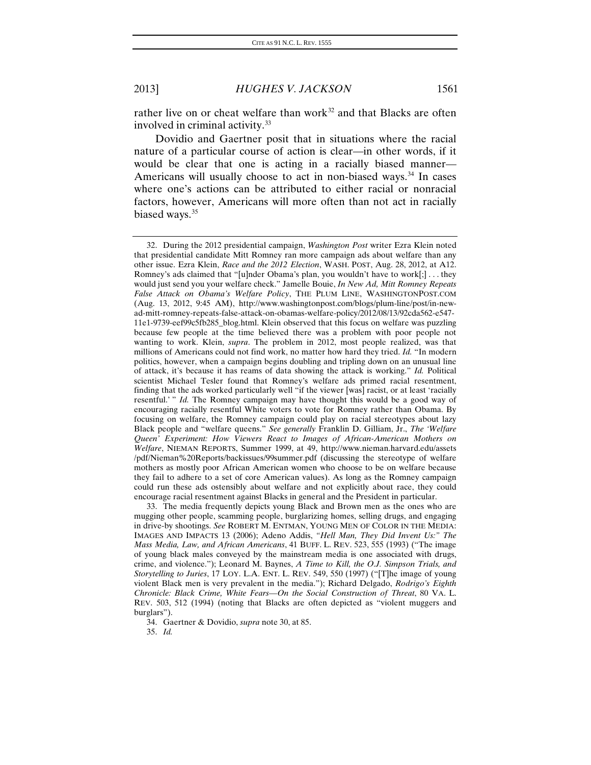rather live on or cheat welfare than work[32] and that Blacks are often involved in criminal activity.[33]

Dovidio and Gaertner posit that in situations where the racial nature of a particular course of action is clear—in other words, if it would be clear that one is acting in a racially biased manner—Americans will usually choose to act in non-biased ways.[34] In cases where one's actions can be attributed to either racial or nonracial factors, however, Americans will more often than not act in racially biased ways.[35]

---

32. During the 2012 presidential campaign, *Washington Post* writer Ezra Klein noted that presidential candidate Mitt Romney ran more campaign ads about welfare than any other issue. Ezra Klein, *Race and the 2012 Election*, WASH. POST, Aug. 28, 2012, at A12. Romney's ads claimed that "[u]nder Obama's plan, you wouldn't have to work[;] . . . they would just send you your welfare check." Jamelle Bouie, *In New Ad, Mitt Romney Repeats False Attack on Obama's Welfare Policy*, THE PLUM LINE, WASHINGTONPOST.COM (Aug. 13, 2012, 9:45 AM), http://www.washingtonpost.com/blogs/plum-line/post/in-new-ad-mitt-romney-repeats-false-attack-on-obamas-welfare-policy/2012/08/13/92cda562-e547-11e1-9739-eef99c5fb285_blog.html. Klein observed that this focus on welfare was puzzling because few people at the time believed there was a problem with poor people not wanting to work. Klein, *supra*. The problem in 2012, most people realized, was that millions of Americans could not find work, no matter how hard they tried. *Id.* "In modern politics, however, when a campaign begins doubling and tripling down on an unusual line of attack, it's because it has reams of data showing the attack is working." *Id.* Political scientist Michael Tesler found that Romney's welfare ads primed racial resentment, finding that the ads worked particularly well "if the viewer [was] racist, or at least 'racially resentful.' " *Id.* The Romney campaign may have thought this would be a good way of encouraging racially resentful White voters to vote for Romney rather than Obama. By focusing on welfare, the Romney campaign could play on racial stereotypes about lazy Black people and "welfare queens." *See generally* Franklin D. Gilliam, Jr., *The 'Welfare Queen' Experiment: How Viewers React to Images of African-American Mothers on Welfare*, NIEMAN REPORTS, Summer 1999, at 49, http://www.nieman.harvard.edu/assets/pdf/Nieman%20Reports/backissues/99summer.pdf (discussing the stereotype of welfare mothers as mostly poor African American women who choose to be on welfare because they fail to adhere to a set of core American values). As long as the Romney campaign could run these ads ostensibly about welfare and not explicitly about race, they could encourage racial resentment against Blacks in general and the President in particular.

33. The media frequently depicts young Black and Brown men as the ones who are mugging other people, scamming people, burglarizing homes, selling drugs, and engaging in drive-by shootings. *See* ROBERT M. ENTMAN, YOUNG MEN OF COLOR IN THE MEDIA: IMAGES AND IMPACTS 13 (2006); Adeno Addis, *"Hell Man, They Did Invent Us:" The Mass Media, Law, and African Americans*, 41 BUFF. L. REV. 523, 555 (1993) ("The image of young black males conveyed by the mainstream media is one associated with drugs, crime, and violence."); Leonard M. Baynes, *A Time to Kill, the O.J. Simpson Trials, and Storytelling to Juries*, 17 LOY. L.A. ENT. L. REV. 549, 550 (1997) ("[T]he image of young violent Black men is very prevalent in the media."); Richard Delgado, *Rodrigo's Eighth Chronicle: Black Crime, White Fears—On the Social Construction of Threat*, 80 VA. L. REV. 503, 512 (1994) (noting that Blacks are often depicted as "violent muggers and burglars").

34. Gaertner & Dovidio, *supra* note 30, at 85.

35. *Id.*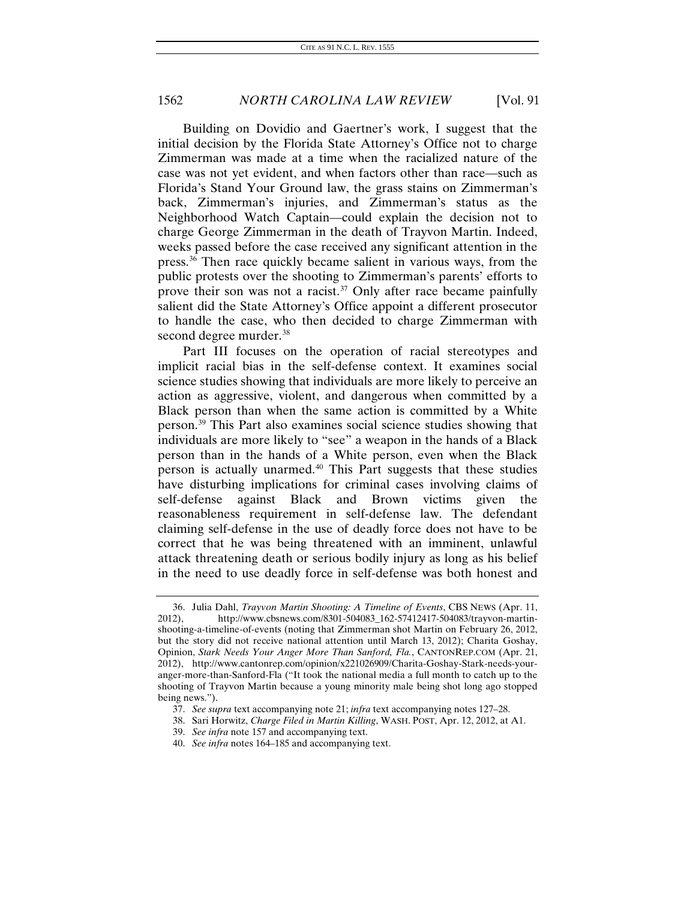Building on Dovidio and Gaertner's work, I suggest that the initial decision by the Florida State Attorney's Office not to charge Zimmerman was made at a time when the racialized nature of the case was not yet evident, and when factors other than race—such as Florida's Stand Your Ground law, the grass stains on Zimmerman's back, Zimmerman's injuries, and Zimmerman's status as the Neighborhood Watch Captain—could explain the decision not to charge George Zimmerman in the death of Trayvon Martin. Indeed, weeks passed before the case received any significant attention in the press.[36] Then race quickly became salient in various ways, from the public protests over the shooting to Zimmerman's parents' efforts to prove their son was not a racist.[37] Only after race became painfully salient did the State Attorney's Office appoint a different prosecutor to handle the case, who then decided to charge Zimmerman with second degree murder.[38]

Part III focuses on the operation of racial stereotypes and implicit racial bias in the self-defense context. It examines social science studies showing that individuals are more likely to perceive an action as aggressive, violent, and dangerous when committed by a Black person than when the same action is committed by a White person.[39] This Part also examines social science studies showing that individuals are more likely to "see" a weapon in the hands of a Black person than in the hands of a White person, even when the Black person is actually unarmed.[40] This Part suggests that these studies have disturbing implications for criminal cases involving claims of self-defense against Black and Brown victims given the reasonableness requirement in self-defense law. The defendant claiming self-defense in the use of deadly force does not have to be correct that he was being threatened with an imminent, unlawful attack threatening death or serious bodily injury as long as his belief in the need to use deadly force in self-defense was both honest and

---

36. Julia Dahl, *Trayvon Martin Shooting: A Timeline of Events*, CBS NEWS (Apr. 11, 2012), http://www.cbsnews.com/8301-504083_162-57412417-504083/trayvon-martin-shooting-a-timeline-of-events (noting that Zimmerman shot Martin on February 26, 2012, but the story did not receive national attention until March 13, 2012); Charita Goshay, Opinion, *Stark Needs Your Anger More Than Sanford, Fla.*, CANTONREP.COM (Apr. 21, 2012), http://www.cantonrep.com/opinion/x221026909/Charita-Goshay-Stark-needs-your-anger-more-than-Sanford-Fla ("It took the national media a full month to catch up to the shooting of Trayvon Martin because a young minority male being shot long ago stopped being news.").

37. *See supra* text accompanying note 21; *infra* text accompanying notes 127–28.

38. Sari Horwitz, *Charge Filed in Martin Killing*, WASH. POST, Apr. 12, 2012, at A1.

39. *See infra* note 157 and accompanying text.

40. *See infra* notes 164–185 and accompanying text.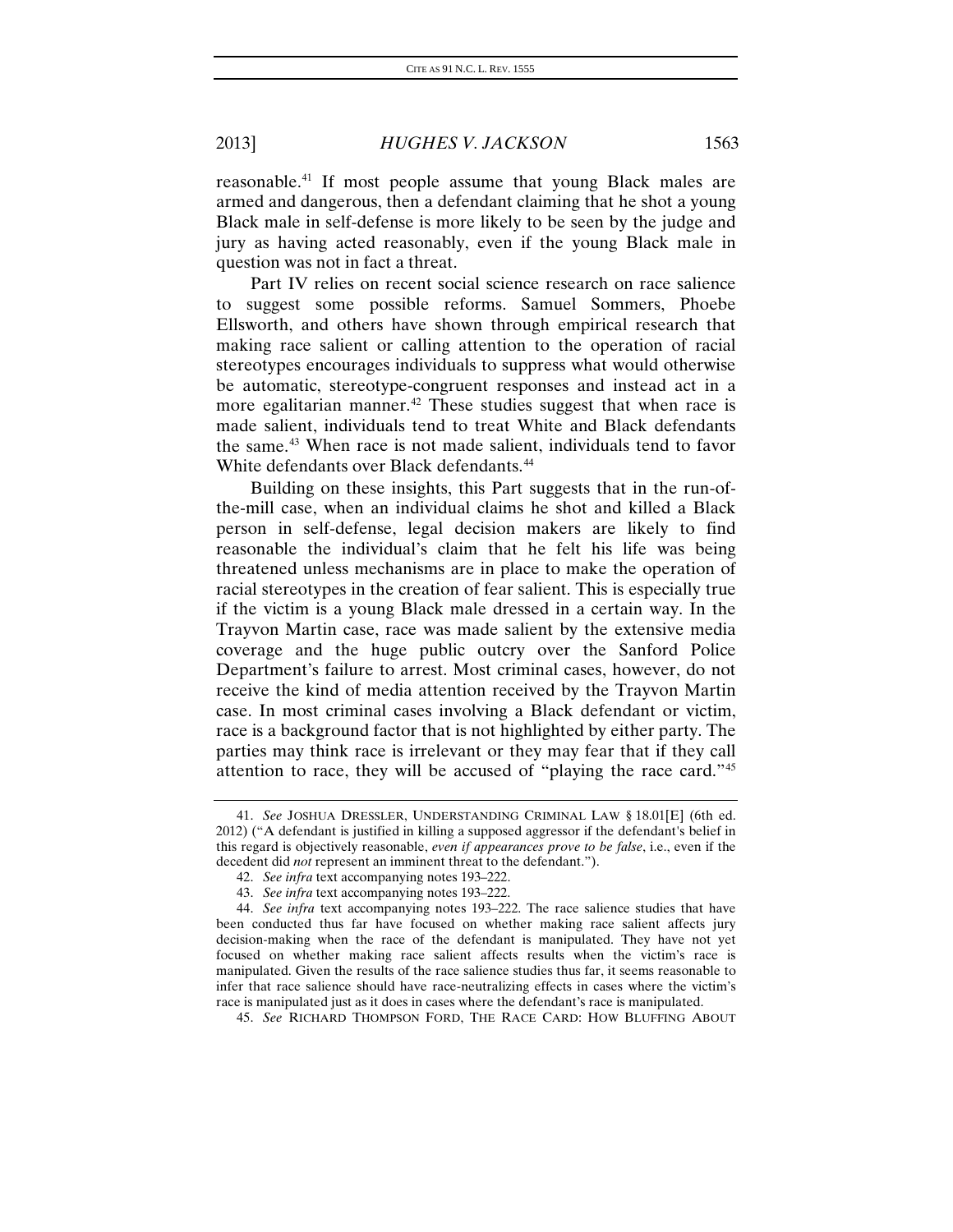reasonable.[41] If most people assume that young Black males are armed and dangerous, then a defendant claiming that he shot a young Black male in self-defense is more likely to be seen by the judge and jury as having acted reasonably, even if the young Black male in question was not in fact a threat.

Part IV relies on recent social science research on race salience to suggest some possible reforms. Samuel Sommers, Phoebe Ellsworth, and others have shown through empirical research that making race salient or calling attention to the operation of racial stereotypes encourages individuals to suppress what would otherwise be automatic, stereotype-congruent responses and instead act in a more egalitarian manner.[42] These studies suggest that when race is made salient, individuals tend to treat White and Black defendants the same.[43] When race is not made salient, individuals tend to favor White defendants over Black defendants.[44]

Building on these insights, this Part suggests that in the run-of-the-mill case, when an individual claims he shot and killed a Black person in self-defense, legal decision makers are likely to find reasonable the individual's claim that he felt his life was being threatened unless mechanisms are in place to make the operation of racial stereotypes in the creation of fear salient. This is especially true if the victim is a young Black male dressed in a certain way. In the Trayvon Martin case, race was made salient by the extensive media coverage and the huge public outcry over the Sanford Police Department's failure to arrest. Most criminal cases, however, do not receive the kind of media attention received by the Trayvon Martin case. In most criminal cases involving a Black defendant or victim, race is a background factor that is not highlighted by either party. The parties may think race is irrelevant or they may fear that if they call attention to race, they will be accused of "playing the race card."[45]

---

41. *See* JOSHUA DRESSLER, UNDERSTANDING CRIMINAL LAW § 18.01[E] (6th ed. 2012) ("A defendant is justified in killing a supposed aggressor if the defendant's belief in this regard is objectively reasonable, *even if appearances prove to be false*, i.e., even if the decedent did *not* represent an imminent threat to the defendant.").

42. *See infra* text accompanying notes 193–222.

43. *See infra* text accompanying notes 193–222.

44. *See infra* text accompanying notes 193–222. The race salience studies that have been conducted thus far have focused on whether making race salient affects jury decision-making when the race of the defendant is manipulated. They have not yet focused on whether making race salient affects results when the victim's race is manipulated. Given the results of the race salience studies thus far, it seems reasonable to infer that race salience should have race-neutralizing effects in cases where the victim's race is manipulated just as it does in cases where the defendant's race is manipulated.

45. *See* RICHARD THOMPSON FORD, THE RACE CARD: HOW BLUFFING ABOUT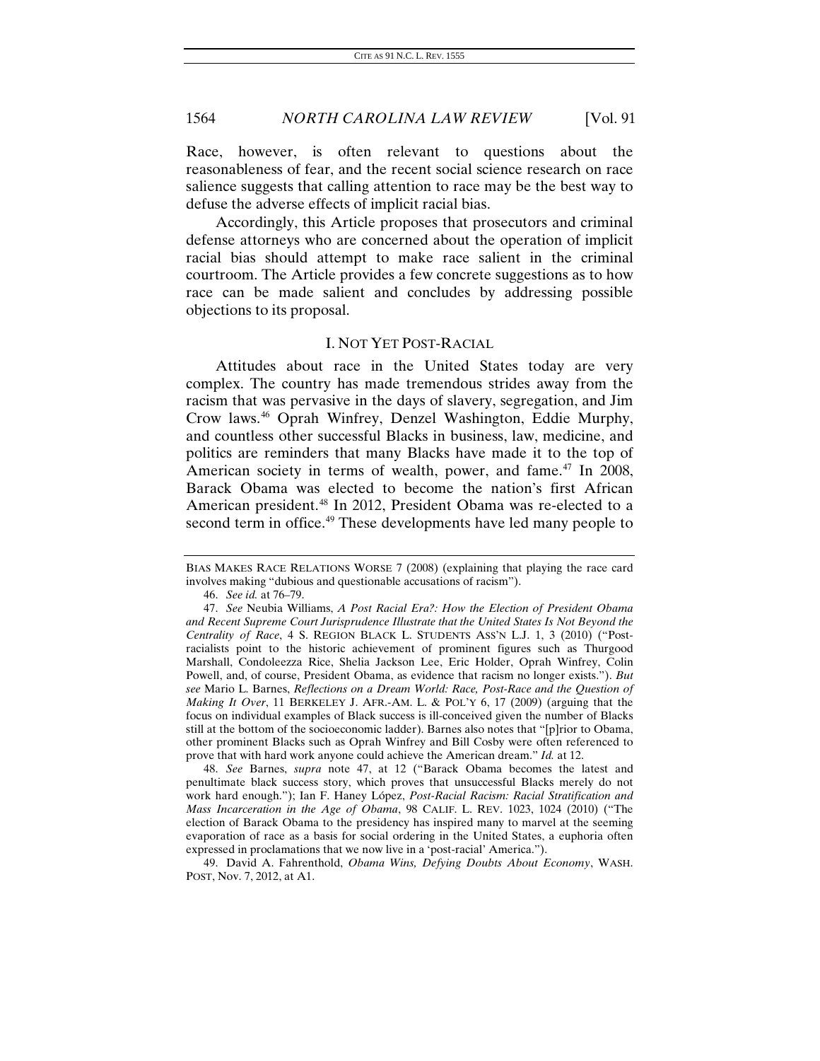Race, however, is often relevant to questions about the reasonableness of fear, and the recent social science research on race salience suggests that calling attention to race may be the best way to defuse the adverse effects of implicit racial bias.

Accordingly, this Article proposes that prosecutors and criminal defense attorneys who are concerned about the operation of implicit racial bias should attempt to make race salient in the criminal courtroom. The Article provides a few concrete suggestions as to how race can be made salient and concludes by addressing possible objections to its proposal.

## I. NOT YET POST-RACIAL

Attitudes about race in the United States today are very complex. The country has made tremendous strides away from the racism that was pervasive in the days of slavery, segregation, and Jim Crow laws.[46] Oprah Winfrey, Denzel Washington, Eddie Murphy, and countless other successful Blacks in business, law, medicine, and politics are reminders that many Blacks have made it to the top of American society in terms of wealth, power, and fame.[47] In 2008, Barack Obama was elected to become the nation's first African American president.[48] In 2012, President Obama was re-elected to a second term in office.[49] These developments have led many people to

---

BIAS MAKES RACE RELATIONS WORSE 7 (2008) (explaining that playing the race card involves making "dubious and questionable accusations of racism").

46. *See id.* at 76–79.

47. *See* Neubia Williams, *A Post Racial Era?: How the Election of President Obama and Recent Supreme Court Jurisprudence Illustrate that the United States Is Not Beyond the Centrality of Race*, 4 S. REGION BLACK L. STUDENTS ASS'N L.J. 1, 3 (2010) ("Post-racialists point to the historic achievement of prominent figures such as Thurgood Marshall, Condoleezza Rice, Shelia Jackson Lee, Eric Holder, Oprah Winfrey, Colin Powell, and, of course, President Obama, as evidence that racism no longer exists."). *But see* Mario L. Barnes, *Reflections on a Dream World: Race, Post-Race and the Question of Making It Over*, 11 BERKELEY J. AFR.-AM. L. & POL'Y 6, 17 (2009) (arguing that the focus on individual examples of Black success is ill-conceived given the number of Blacks still at the bottom of the socioeconomic ladder). Barnes also notes that "[p]rior to Obama, other prominent Blacks such as Oprah Winfrey and Bill Cosby were often referenced to prove that with hard work anyone could achieve the American dream." *Id.* at 12.

48. *See* Barnes, *supra* note 47, at 12 ("Barack Obama becomes the latest and penultimate black success story, which proves that unsuccessful Blacks merely do not work hard enough."); Ian F. Haney López, *Post-Racial Racism: Racial Stratification and Mass Incarceration in the Age of Obama*, 98 CALIF. L. REV. 1023, 1024 (2010) ("The election of Barack Obama to the presidency has inspired many to marvel at the seeming evaporation of race as a basis for social ordering in the United States, a euphoria often expressed in proclamations that we now live in a 'post-racial' America.").

49. David A. Fahrenthold, *Obama Wins, Defying Doubts About Economy*, WASH. POST, Nov. 7, 2012, at A1.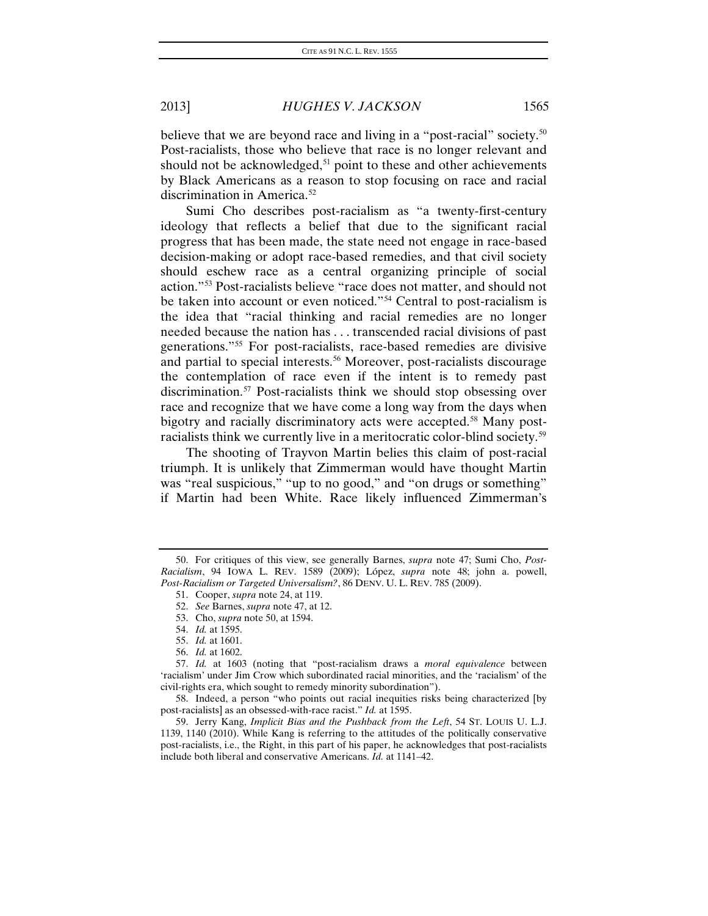believe that we are beyond race and living in a "post-racial" society.[50] Post-racialists, those who believe that race is no longer relevant and should not be acknowledged,[51] point to these and other achievements by Black Americans as a reason to stop focusing on race and racial discrimination in America.[52]

Sumi Cho describes post-racialism as "a twenty-first-century ideology that reflects a belief that due to the significant racial progress that has been made, the state need not engage in race-based decision-making or adopt race-based remedies, and that civil society should eschew race as a central organizing principle of social action."[53] Post-racialists believe "race does not matter, and should not be taken into account or even noticed."[54] Central to post-racialism is the idea that "racial thinking and racial remedies are no longer needed because the nation has . . . transcended racial divisions of past generations."[55] For post-racialists, race-based remedies are divisive and partial to special interests.[56] Moreover, post-racialists discourage the contemplation of race even if the intent is to remedy past discrimination.[57] Post-racialists think we should stop obsessing over race and recognize that we have come a long way from the days when bigotry and racially discriminatory acts were accepted.[58] Many post-racialists think we currently live in a meritocratic color-blind society.[59]

The shooting of Trayvon Martin belies this claim of post-racial triumph. It is unlikely that Zimmerman would have thought Martin was "real suspicious," "up to no good," and "on drugs or something" if Martin had been White. Race likely influenced Zimmerman's

---

50. For critiques of this view, see generally Barnes, *supra* note 47; Sumi Cho, *Post-Racialism*, 94 IOWA L. REV. 1589 (2009); López, *supra* note 48; john a. powell, *Post-Racialism or Targeted Universalism?*, 86 DENV. U. L. REV. 785 (2009).

51. Cooper, *supra* note 24, at 119.

52. *See* Barnes, *supra* note 47, at 12.

53. Cho, *supra* note 50, at 1594.

54. *Id.* at 1595.

55. *Id.* at 1601.

56. *Id.* at 1602.

57. *Id.* at 1603 (noting that "post-racialism draws a *moral equivalence* between 'racialism' under Jim Crow which subordinated racial minorities, and the 'racialism' of the civil-rights era, which sought to remedy minority subordination").

58. Indeed, a person "who points out racial inequities risks being characterized [by post-racialists] as an obsessed-with-race racist." *Id.* at 1595.

59. Jerry Kang, *Implicit Bias and the Pushback from the Left*, 54 ST. LOUIS U. L.J. 1139, 1140 (2010). While Kang is referring to the attitudes of the politically conservative post-racialists, i.e., the Right, in this part of his paper, he acknowledges that post-racialists include both liberal and conservative Americans. *Id.* at 1141–42.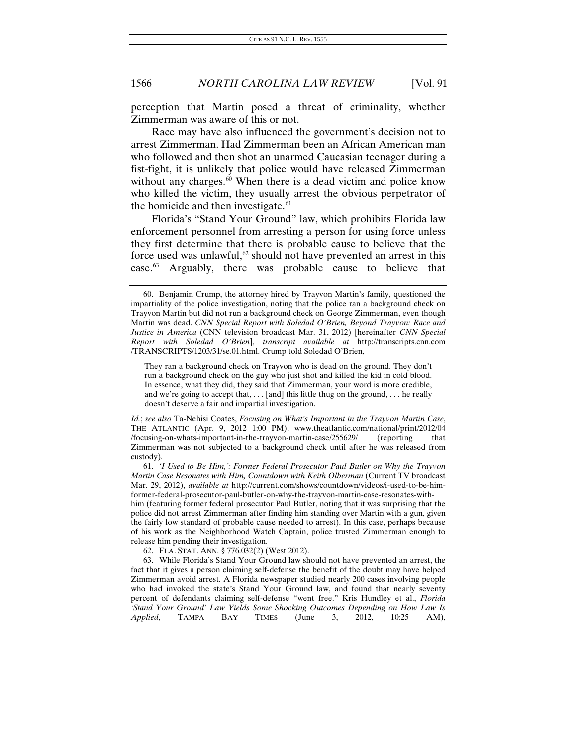perception that Martin posed a threat of criminality, whether Zimmerman was aware of this or not.

Race may have also influenced the government's decision not to arrest Zimmerman. Had Zimmerman been an African American man who followed and then shot an unarmed Caucasian teenager during a fist-fight, it is unlikely that police would have released Zimmerman without any charges.[60] When there is a dead victim and police know who killed the victim, they usually arrest the obvious perpetrator of the homicide and then investigate.[61]

Florida's "Stand Your Ground" law, which prohibits Florida law enforcement personnel from arresting a person for using force unless they first determine that there is probable cause to believe that the force used was unlawful,[62] should not have prevented an arrest in this case.[63] Arguably, there was probable cause to believe that

---

60. Benjamin Crump, the attorney hired by Trayvon Martin's family, questioned the impartiality of the police investigation, noting that the police ran a background check on Trayvon Martin but did not run a background check on George Zimmerman, even though Martin was dead. *CNN Special Report with Soledad O'Brien, Beyond Trayvon: Race and Justice in America* (CNN television broadcast Mar. 31, 2012) [hereinafter *CNN Special Report with Soledad O'Brien*], *transcript available at* http://transcripts.cnn.com/TRANSCRIPTS/1203/31/se.01.html. Crump told Soledad O'Brien,

> They ran a background check on Trayvon who is dead on the ground. They don't run a background check on the guy who just shot and killed the kid in cold blood. In essence, what they did, they said that Zimmerman, your word is more credible, and we're going to accept that, . . . [and] this little thug on the ground, . . . he really doesn't deserve a fair and impartial investigation.

*Id.*; *see also* Ta-Nehisi Coates, *Focusing on What's Important in the Trayvon Martin Case*, THE ATLANTIC (Apr. 9, 2012 1:00 PM), www.theatlantic.com/national/print/2012/04/focusing-on-whats-important-in-the-trayvon-martin-case/255629/ (reporting that Zimmerman was not subjected to a background check until after he was released from custody).

61. *'I Used to Be Him,': Former Federal Prosecutor Paul Butler on Why the Trayvon Martin Case Resonates with Him, Countdown with Keith Olberman* (Current TV broadcast Mar. 29, 2012), *available at* http://current.com/shows/countdown/videos/i-used-to-be-him-former-federal-prosecutor-paul-butler-on-why-the-trayvon-martin-case-resonates-with-him (featuring former federal prosecutor Paul Butler, noting that it was surprising that the police did not arrest Zimmerman after finding him standing over Martin with a gun, given the fairly low standard of probable cause needed to arrest). In this case, perhaps because of his work as the Neighborhood Watch Captain, police trusted Zimmerman enough to release him pending their investigation.

62. FLA. STAT. ANN. § 776.032(2) (West 2012).

63. While Florida's Stand Your Ground law should not have prevented an arrest, the fact that it gives a person claiming self-defense the benefit of the doubt may have helped Zimmerman avoid arrest. A Florida newspaper studied nearly 200 cases involving people who had invoked the state's Stand Your Ground law, and found that nearly seventy percent of defendants claiming self-defense "went free." Kris Hundley et al., *Florida 'Stand Your Ground' Law Yields Some Shocking Outcomes Depending on How Law Is Applied*, TAMPA BAY TIMES (June 3, 2012, 10:25 AM),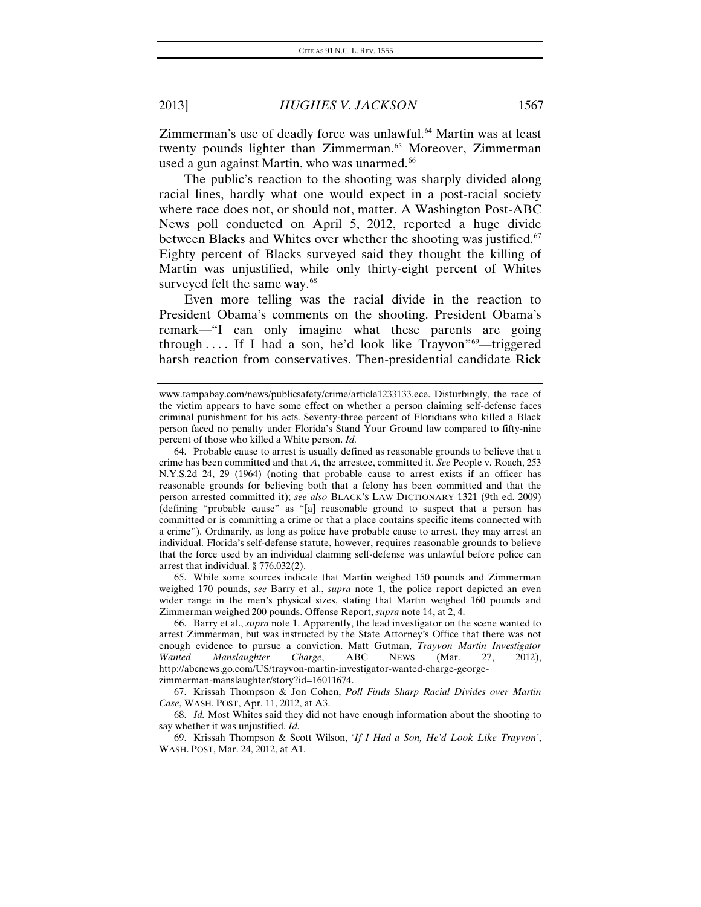Zimmerman's use of deadly force was unlawful.[64] Martin was at least twenty pounds lighter than Zimmerman.[65] Moreover, Zimmerman used a gun against Martin, who was unarmed.[66]

The public's reaction to the shooting was sharply divided along racial lines, hardly what one would expect in a post-racial society where race does not, or should not, matter. A Washington Post-ABC News poll conducted on April 5, 2012, reported a huge divide between Blacks and Whites over whether the shooting was justified.[67] Eighty percent of Blacks surveyed said they thought the killing of Martin was unjustified, while only thirty-eight percent of Whites surveyed felt the same way.[68]

Even more telling was the racial divide in the reaction to President Obama's comments on the shooting. President Obama's remark—"I can only imagine what these parents are going through . . . . If I had a son, he'd look like Trayvon"[69]—triggered harsh reaction from conservatives. Then-presidential candidate Rick

---

www.tampabay.com/news/publicsafety/crime/article1233133.ece. Disturbingly, the race of the victim appears to have some effect on whether a person claiming self-defense faces criminal punishment for his acts. Seventy-three percent of Floridians who killed a Black person faced no penalty under Florida's Stand Your Ground law compared to fifty-nine percent of those who killed a White person. *Id.*

64. Probable cause to arrest is usually defined as reasonable grounds to believe that a crime has been committed and that *A*, the arrestee, committed it. *See* People v. Roach, 253 N.Y.S.2d 24, 29 (1964) (noting that probable cause to arrest exists if an officer has reasonable grounds for believing both that a felony has been committed and that the person arrested committed it); *see also* BLACK'S LAW DICTIONARY 1321 (9th ed. 2009) (defining "probable cause" as "[a] reasonable ground to suspect that a person has committed or is committing a crime or that a place contains specific items connected with a crime"). Ordinarily, as long as police have probable cause to arrest, they may arrest an individual. Florida's self-defense statute, however, requires reasonable grounds to believe that the force used by an individual claiming self-defense was unlawful before police can arrest that individual. § 776.032(2).

65. While some sources indicate that Martin weighed 150 pounds and Zimmerman weighed 170 pounds, *see* Barry et al., *supra* note 1, the police report depicted an even wider range in the men's physical sizes, stating that Martin weighed 160 pounds and Zimmerman weighed 200 pounds. Offense Report, *supra* note 14, at 2, 4.

66. Barry et al., *supra* note 1. Apparently, the lead investigator on the scene wanted to arrest Zimmerman, but was instructed by the State Attorney's Office that there was not enough evidence to pursue a conviction. Matt Gutman, *Trayvon Martin Investigator Wanted Manslaughter Charge*, ABC NEWS (Mar. 27, 2012), http://abcnews.go.com/US/trayvon-martin-investigator-wanted-charge-george-zimmerman-manslaughter/story?id=16011674.

67. Krissah Thompson & Jon Cohen, *Poll Finds Sharp Racial Divides over Martin Case*, WASH. POST, Apr. 11, 2012, at A3.

68. *Id.* Most Whites said they did not have enough information about the shooting to say whether it was unjustified. *Id.*

69. Krissah Thompson & Scott Wilson, '*If I Had a Son, He'd Look Like Trayvon*', WASH. POST, Mar. 24, 2012, at A1.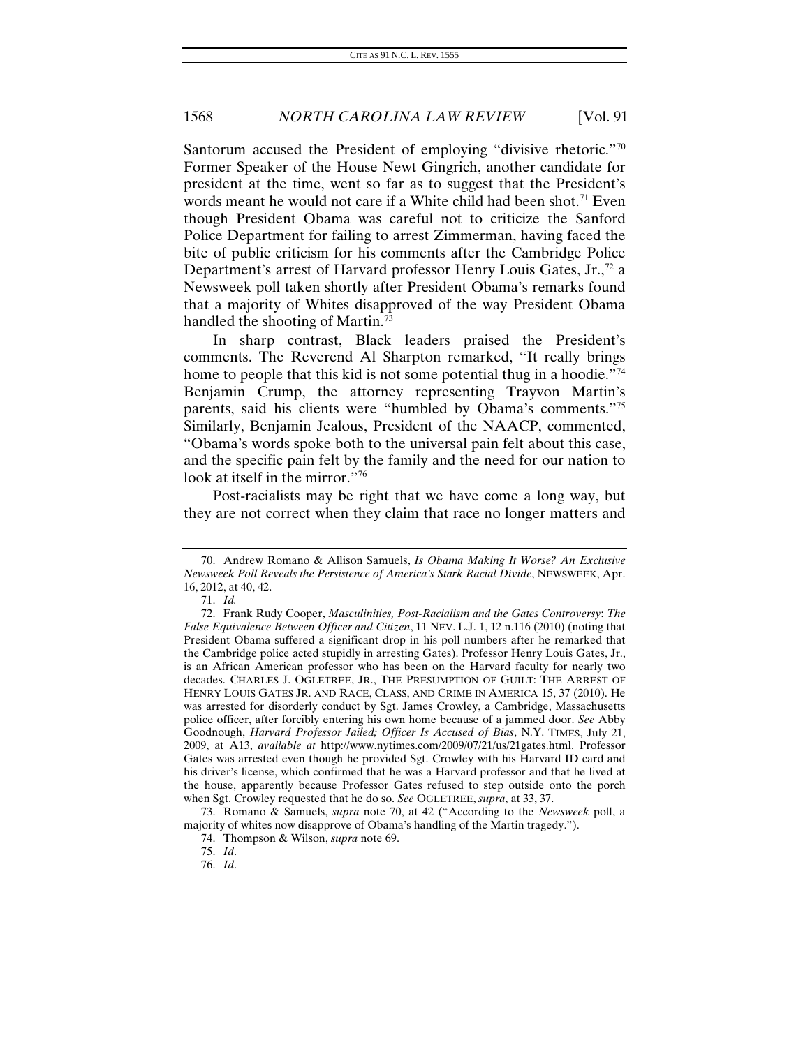Santorum accused the President of employing "divisive rhetoric."[70] Former Speaker of the House Newt Gingrich, another candidate for president at the time, went so far as to suggest that the President's words meant he would not care if a White child had been shot.[71] Even though President Obama was careful not to criticize the Sanford Police Department for failing to arrest Zimmerman, having faced the bite of public criticism for his comments after the Cambridge Police Department's arrest of Harvard professor Henry Louis Gates, Jr.,[72] a Newsweek poll taken shortly after President Obama's remarks found that a majority of Whites disapproved of the way President Obama handled the shooting of Martin.[73]

In sharp contrast, Black leaders praised the President's comments. The Reverend Al Sharpton remarked, "It really brings home to people that this kid is not some potential thug in a hoodie."[74] Benjamin Crump, the attorney representing Trayvon Martin's parents, said his clients were "humbled by Obama's comments."[75] Similarly, Benjamin Jealous, President of the NAACP, commented, "Obama's words spoke both to the universal pain felt about this case, and the specific pain felt by the family and the need for our nation to look at itself in the mirror."[76]

Post-racialists may be right that we have come a long way, but they are not correct when they claim that race no longer matters and

---

70. Andrew Romano & Allison Samuels, *Is Obama Making It Worse? An Exclusive Newsweek Poll Reveals the Persistence of America's Stark Racial Divide*, NEWSWEEK, Apr. 16, 2012, at 40, 42.

71. *Id.*

72. Frank Rudy Cooper, *Masculinities, Post-Racialism and the Gates Controversy*: *The False Equivalence Between Officer and Citizen*, 11 NEV. L.J. 1, 12 n.116 (2010) (noting that President Obama suffered a significant drop in his poll numbers after he remarked that the Cambridge police acted stupidly in arresting Gates). Professor Henry Louis Gates, Jr., is an African American professor who has been on the Harvard faculty for nearly two decades. CHARLES J. OGLETREE, JR., THE PRESUMPTION OF GUILT: THE ARREST OF HENRY LOUIS GATES JR. AND RACE, CLASS, AND CRIME IN AMERICA 15, 37 (2010). He was arrested for disorderly conduct by Sgt. James Crowley, a Cambridge, Massachusetts police officer, after forcibly entering his own home because of a jammed door. *See* Abby Goodnough, *Harvard Professor Jailed; Officer Is Accused of Bias*, N.Y. TIMES, July 21, 2009, at A13, *available at* http://www.nytimes.com/2009/07/21/us/21gates.html. Professor Gates was arrested even though he provided Sgt. Crowley with his Harvard ID card and his driver's license, which confirmed that he was a Harvard professor and that he lived at the house, apparently because Professor Gates refused to step outside onto the porch when Sgt. Crowley requested that he do so. *See* OGLETREE, *supra*, at 33, 37.

73. Romano & Samuels, *supra* note 70, at 42 ("According to the *Newsweek* poll, a majority of whites now disapprove of Obama's handling of the Martin tragedy.").

74. Thompson & Wilson, *supra* note 69.

75. *Id*.

76. *Id*.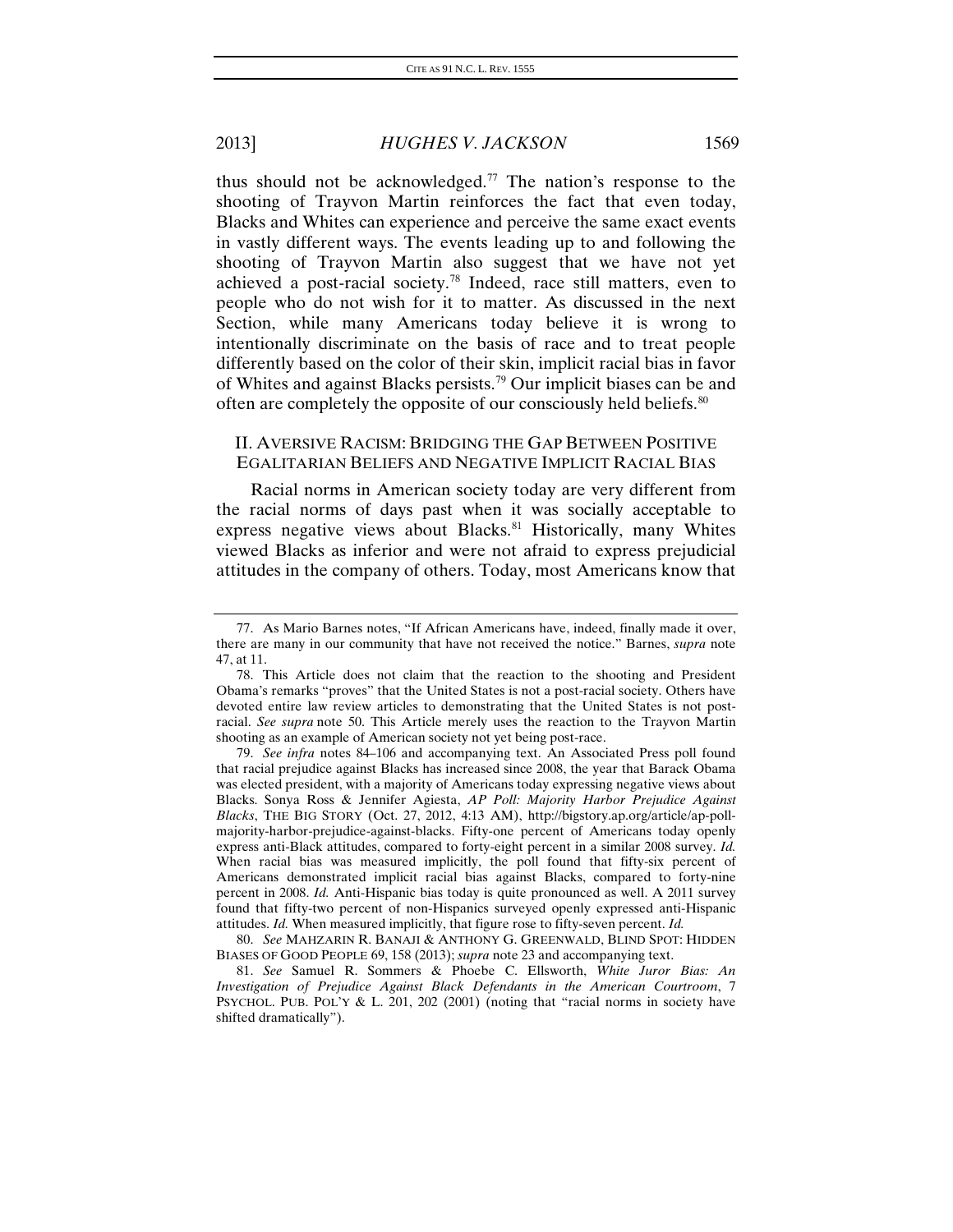thus should not be acknowledged.[77] The nation's response to the shooting of Trayvon Martin reinforces the fact that even today, Blacks and Whites can experience and perceive the same exact events in vastly different ways. The events leading up to and following the shooting of Trayvon Martin also suggest that we have not yet achieved a post-racial society.[78] Indeed, race still matters, even to people who do not wish for it to matter. As discussed in the next Section, while many Americans today believe it is wrong to intentionally discriminate on the basis of race and to treat people differently based on the color of their skin, implicit racial bias in favor of Whites and against Blacks persists.[79] Our implicit biases can be and often are completely the opposite of our consciously held beliefs.[80]

## II. AVERSIVE RACISM: BRIDGING THE GAP BETWEEN POSITIVE EGALITARIAN BELIEFS AND NEGATIVE IMPLICIT RACIAL BIAS

Racial norms in American society today are very different from the racial norms of days past when it was socially acceptable to express negative views about Blacks.[81] Historically, many Whites viewed Blacks as inferior and were not afraid to express prejudicial attitudes in the company of others. Today, most Americans know that

---

77. As Mario Barnes notes, "If African Americans have, indeed, finally made it over, there are many in our community that have not received the notice." Barnes, *supra* note 47, at 11.

78. This Article does not claim that the reaction to the shooting and President Obama's remarks "proves" that the United States is not a post-racial society. Others have devoted entire law review articles to demonstrating that the United States is not post-racial. *See supra* note 50. This Article merely uses the reaction to the Trayvon Martin shooting as an example of American society not yet being post-race.

79. *See infra* notes 84–106 and accompanying text. An Associated Press poll found that racial prejudice against Blacks has increased since 2008, the year that Barack Obama was elected president, with a majority of Americans today expressing negative views about Blacks. Sonya Ross & Jennifer Agiesta, *AP Poll: Majority Harbor Prejudice Against Blacks*, THE BIG STORY (Oct. 27, 2012, 4:13 AM), http://bigstory.ap.org/article/ap-poll-majority-harbor-prejudice-against-blacks. Fifty-one percent of Americans today openly express anti-Black attitudes, compared to forty-eight percent in a similar 2008 survey. *Id.* When racial bias was measured implicitly, the poll found that fifty-six percent of Americans demonstrated implicit racial bias against Blacks, compared to forty-nine percent in 2008. *Id.* Anti-Hispanic bias today is quite pronounced as well. A 2011 survey found that fifty-two percent of non-Hispanics surveyed openly expressed anti-Hispanic attitudes. *Id.* When measured implicitly, that figure rose to fifty-seven percent. *Id.*

80. *See* MAHZARIN R. BANAJI & ANTHONY G. GREENWALD, BLIND SPOT: HIDDEN BIASES OF GOOD PEOPLE 69, 158 (2013); *supra* note 23 and accompanying text.

81. *See* Samuel R. Sommers & Phoebe C. Ellsworth, *White Juror Bias: An Investigation of Prejudice Against Black Defendants in the American Courtroom*, 7 PSYCHOL. PUB. POL'Y & L. 201, 202 (2001) (noting that "racial norms in society have shifted dramatically").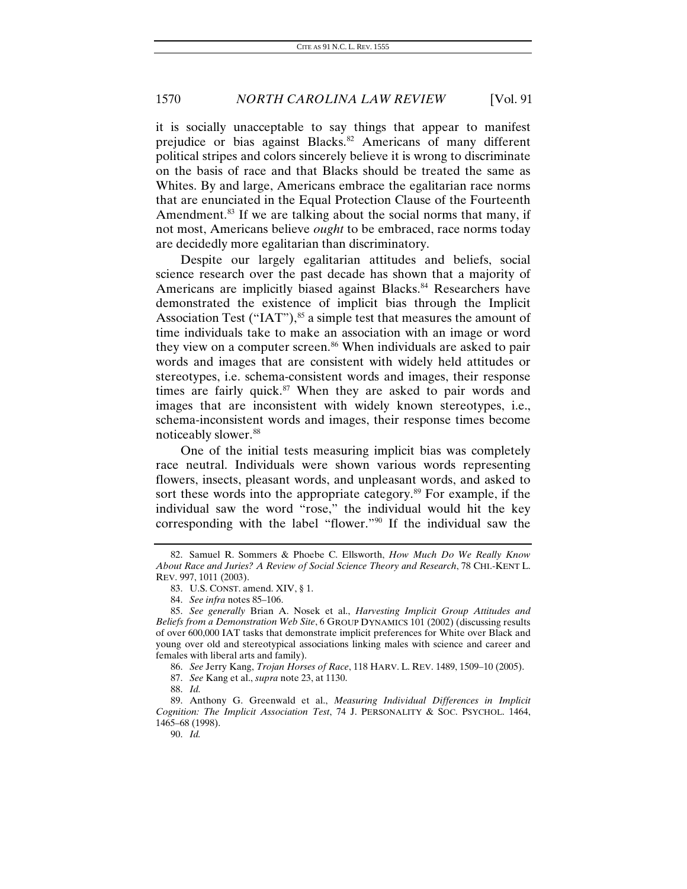it is socially unacceptable to say things that appear to manifest prejudice or bias against Blacks.[82] Americans of many different political stripes and colors sincerely believe it is wrong to discriminate on the basis of race and that Blacks should be treated the same as Whites. By and large, Americans embrace the egalitarian race norms that are enunciated in the Equal Protection Clause of the Fourteenth Amendment.[83] If we are talking about the social norms that many, if not most, Americans believe *ought* to be embraced, race norms today are decidedly more egalitarian than discriminatory.

Despite our largely egalitarian attitudes and beliefs, social science research over the past decade has shown that a majority of Americans are implicitly biased against Blacks.[84] Researchers have demonstrated the existence of implicit bias through the Implicit Association Test ("IAT"),[85] a simple test that measures the amount of time individuals take to make an association with an image or word they view on a computer screen.[86] When individuals are asked to pair words and images that are consistent with widely held attitudes or stereotypes, i.e. schema-consistent words and images, their response times are fairly quick.[87] When they are asked to pair words and images that are inconsistent with widely known stereotypes, i.e., schema-inconsistent words and images, their response times become noticeably slower.[88]

One of the initial tests measuring implicit bias was completely race neutral. Individuals were shown various words representing flowers, insects, pleasant words, and unpleasant words, and asked to sort these words into the appropriate category.[89] For example, if the individual saw the word "rose," the individual would hit the key corresponding with the label "flower."[90] If the individual saw the

---

82. Samuel R. Sommers & Phoebe C. Ellsworth, *How Much Do We Really Know About Race and Juries? A Review of Social Science Theory and Research*, 78 CHI.-KENT L. REV. 997, 1011 (2003).

83. U.S. CONST. amend. XIV, § 1.

84. *See infra* notes 85–106.

85. *See generally* Brian A. Nosek et al., *Harvesting Implicit Group Attitudes and Beliefs from a Demonstration Web Site*, 6 GROUP DYNAMICS 101 (2002) (discussing results of over 600,000 IAT tasks that demonstrate implicit preferences for White over Black and young over old and stereotypical associations linking males with science and career and females with liberal arts and family).

86. *See* Jerry Kang, *Trojan Horses of Race*, 118 HARV. L. REV. 1489, 1509–10 (2005).

87. *See* Kang et al., *supra* note 23, at 1130.

88. *Id.*

89. Anthony G. Greenwald et al., *Measuring Individual Differences in Implicit Cognition: The Implicit Association Test*, 74 J. PERSONALITY & SOC. PSYCHOL. 1464, 1465–68 (1998).

90. *Id.*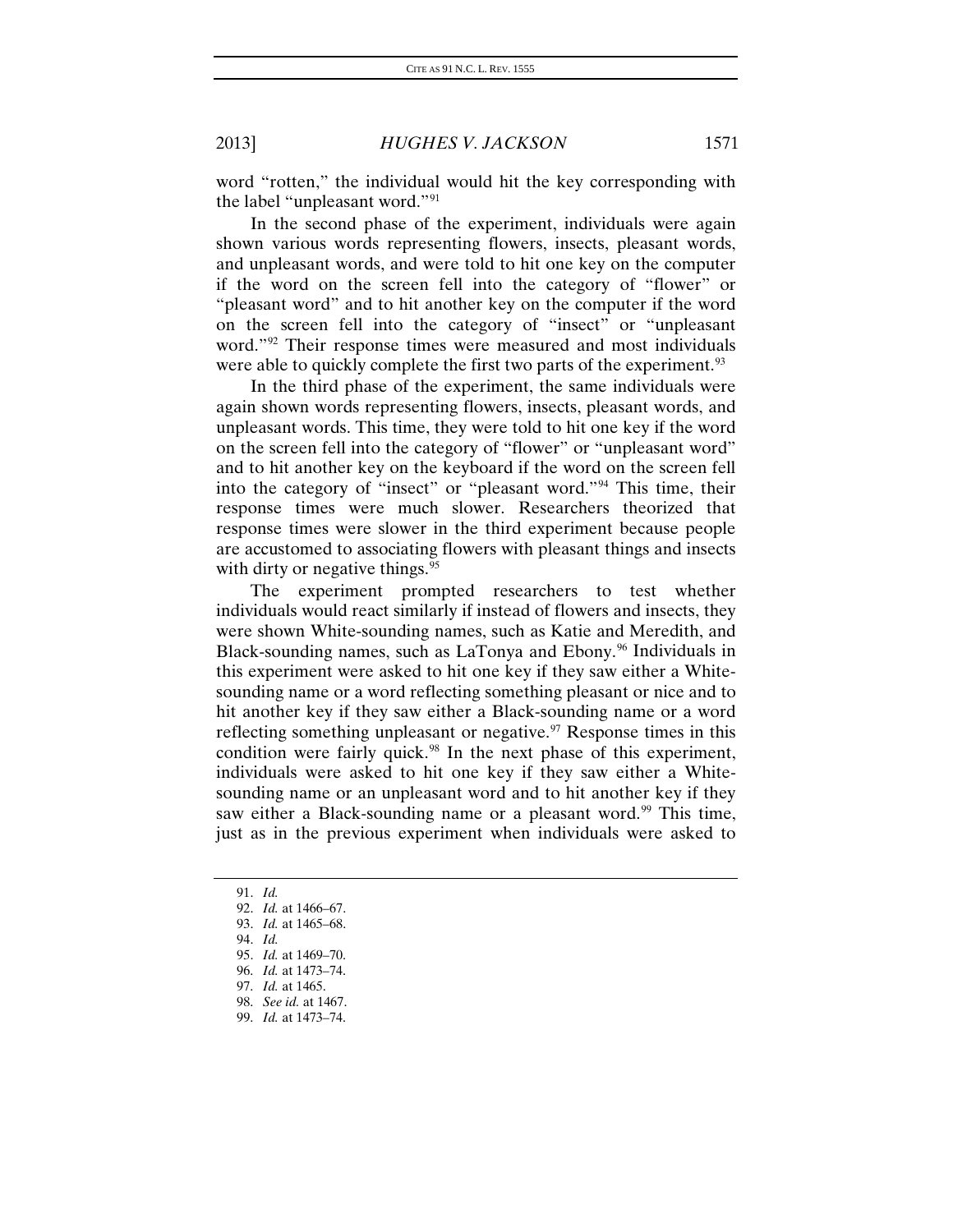word "rotten," the individual would hit the key corresponding with the label "unpleasant word."[91]

In the second phase of the experiment, individuals were again shown various words representing flowers, insects, pleasant words, and unpleasant words, and were told to hit one key on the computer if the word on the screen fell into the category of "flower" or "pleasant word" and to hit another key on the computer if the word on the screen fell into the category of "insect" or "unpleasant word."[92] Their response times were measured and most individuals were able to quickly complete the first two parts of the experiment.[93]

In the third phase of the experiment, the same individuals were again shown words representing flowers, insects, pleasant words, and unpleasant words. This time, they were told to hit one key if the word on the screen fell into the category of "flower" or "unpleasant word" and to hit another key on the keyboard if the word on the screen fell into the category of "insect" or "pleasant word."[94] This time, their response times were much slower. Researchers theorized that response times were slower in the third experiment because people are accustomed to associating flowers with pleasant things and insects with dirty or negative things.[95]

The experiment prompted researchers to test whether individuals would react similarly if instead of flowers and insects, they were shown White-sounding names, such as Katie and Meredith, and Black-sounding names, such as LaTonya and Ebony.[96] Individuals in this experiment were asked to hit one key if they saw either a White-sounding name or a word reflecting something pleasant or nice and to hit another key if they saw either a Black-sounding name or a word reflecting something unpleasant or negative.[97] Response times in this condition were fairly quick.[98] In the next phase of this experiment, individuals were asked to hit one key if they saw either a White-sounding name or an unpleasant word and to hit another key if they saw either a Black-sounding name or a pleasant word.[99] This time, just as in the previous experiment when individuals were asked to

91. *Id.*
92. *Id.* at 1466–67.
93. *Id.* at 1465–68.
94. *Id.*
95. *Id.* at 1469–70.
96. *Id.* at 1473–74.
97. *Id.* at 1465.
98. *See id.* at 1467.
99. *Id.* at 1473–74.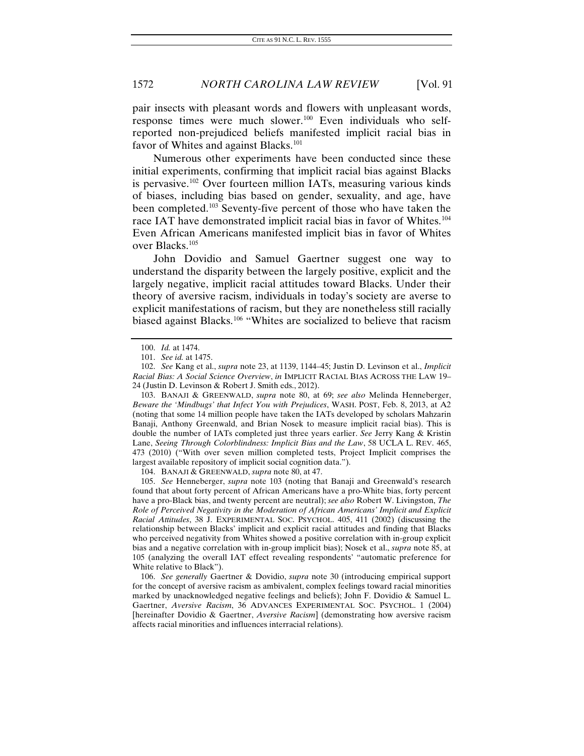pair insects with pleasant words and flowers with unpleasant words, response times were much slower.[100] Even individuals who self-reported non-prejudiced beliefs manifested implicit racial bias in favor of Whites and against Blacks.[101]

Numerous other experiments have been conducted since these initial experiments, confirming that implicit racial bias against Blacks is pervasive.[102] Over fourteen million IATs, measuring various kinds of biases, including bias based on gender, sexuality, and age, have been completed.[103] Seventy-five percent of those who have taken the race IAT have demonstrated implicit racial bias in favor of Whites.[104] Even African Americans manifested implicit bias in favor of Whites over Blacks.[105]

John Dovidio and Samuel Gaertner suggest one way to understand the disparity between the largely positive, explicit and the largely negative, implicit racial attitudes toward Blacks. Under their theory of aversive racism, individuals in today's society are averse to explicit manifestations of racism, but they are nonetheless still racially biased against Blacks.[106] "Whites are socialized to believe that racism

---

100. *Id.* at 1474.

101. *See id.* at 1475.

102. *See* Kang et al., *supra* note 23, at 1139, 1144–45; Justin D. Levinson et al., *Implicit Racial Bias: A Social Science Overview*, *in* IMPLICIT RACIAL BIAS ACROSS THE LAW 19–24 (Justin D. Levinson & Robert J. Smith eds., 2012).

103. BANAJI & GREENWALD, *supra* note 80, at 69; *see also* Melinda Henneberger, *Beware the 'Mindbugs' that Infect You with Prejudices*, WASH. POST, Feb. 8, 2013, at A2 (noting that some 14 million people have taken the IATs developed by scholars Mahzarin Banaji, Anthony Greenwald, and Brian Nosek to measure implicit racial bias). This is double the number of IATs completed just three years earlier. *See* Jerry Kang & Kristin Lane, *Seeing Through Colorblindness: Implicit Bias and the Law*, 58 UCLA L. REV. 465, 473 (2010) ("With over seven million completed tests, Project Implicit comprises the largest available repository of implicit social cognition data.").

104. BANAJI & GREENWALD, *supra* note 80, at 47.

105. *See* Henneberger, *supra* note 103 (noting that Banaji and Greenwald's research found that about forty percent of African Americans have a pro-White bias, forty percent have a pro-Black bias, and twenty percent are neutral); *see also* Robert W. Livingston, *The Role of Perceived Negativity in the Moderation of African Americans' Implicit and Explicit Racial Attitudes*, 38 J. EXPERIMENTAL SOC. PSYCHOL. 405, 411 (2002) (discussing the relationship between Blacks' implicit and explicit racial attitudes and finding that Blacks who perceived negativity from Whites showed a positive correlation with in-group explicit bias and a negative correlation with in-group implicit bias); Nosek et al., *supra* note 85, at 105 (analyzing the overall IAT effect revealing respondents' "automatic preference for White relative to Black").

106. *See generally* Gaertner & Dovidio, *supra* note 30 (introducing empirical support for the concept of aversive racism as ambivalent, complex feelings toward racial minorities marked by unacknowledged negative feelings and beliefs); John F. Dovidio & Samuel L. Gaertner, *Aversive Racism*, 36 ADVANCES EXPERIMENTAL SOC. PSYCHOL. 1 (2004) [hereinafter Dovidio & Gaertner, *Aversive Racism*] (demonstrating how aversive racism affects racial minorities and influences interracial relations).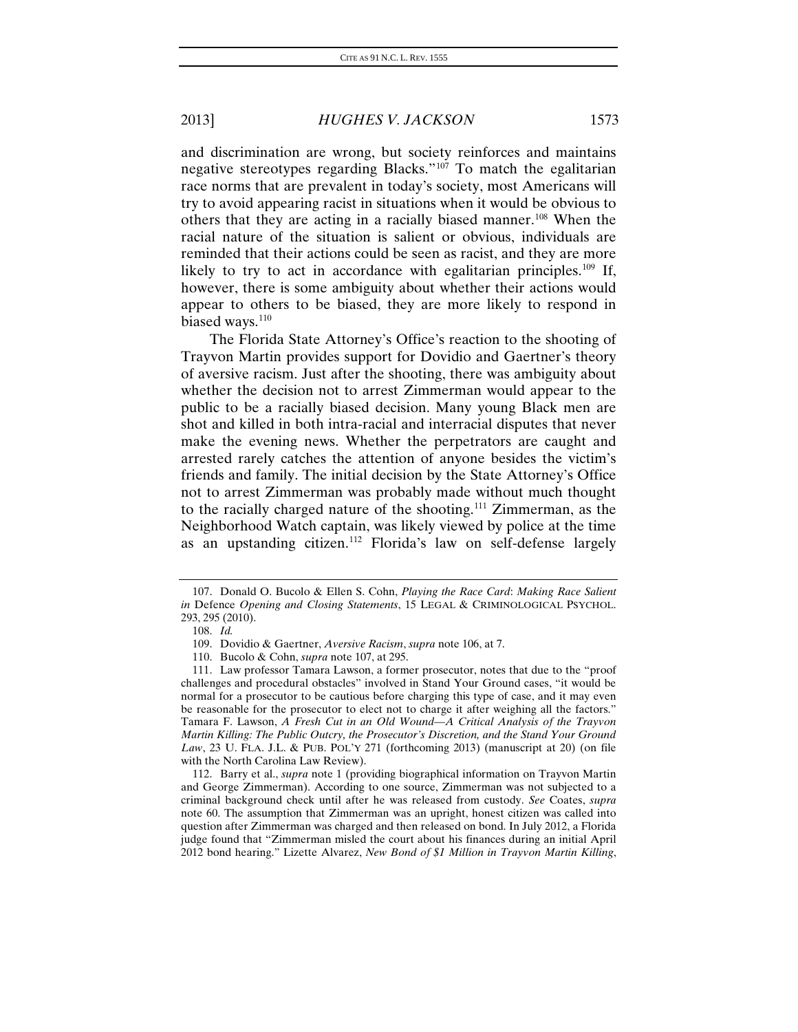and discrimination are wrong, but society reinforces and maintains negative stereotypes regarding Blacks."[107] To match the egalitarian race norms that are prevalent in today's society, most Americans will try to avoid appearing racist in situations when it would be obvious to others that they are acting in a racially biased manner.[108] When the racial nature of the situation is salient or obvious, individuals are reminded that their actions could be seen as racist, and they are more likely to try to act in accordance with egalitarian principles.[109] If, however, there is some ambiguity about whether their actions would appear to others to be biased, they are more likely to respond in biased ways.[110]

The Florida State Attorney's Office's reaction to the shooting of Trayvon Martin provides support for Dovidio and Gaertner's theory of aversive racism. Just after the shooting, there was ambiguity about whether the decision not to arrest Zimmerman would appear to the public to be a racially biased decision. Many young Black men are shot and killed in both intra-racial and interracial disputes that never make the evening news. Whether the perpetrators are caught and arrested rarely catches the attention of anyone besides the victim's friends and family. The initial decision by the State Attorney's Office not to arrest Zimmerman was probably made without much thought to the racially charged nature of the shooting.[111] Zimmerman, as the Neighborhood Watch captain, was likely viewed by police at the time as an upstanding citizen.[112] Florida's law on self-defense largely

---

107. Donald O. Bucolo & Ellen S. Cohn, *Playing the Race Card*: *Making Race Salient in* Defence *Opening and Closing Statements*, 15 LEGAL & CRIMINOLOGICAL PSYCHOL. 293, 295 (2010).

108. *Id.*

109. Dovidio & Gaertner, *Aversive Racism*, *supra* note 106, at 7.

110. Bucolo & Cohn, *supra* note 107, at 295.

111. Law professor Tamara Lawson, a former prosecutor, notes that due to the "proof challenges and procedural obstacles" involved in Stand Your Ground cases, "it would be normal for a prosecutor to be cautious before charging this type of case, and it may even be reasonable for the prosecutor to elect not to charge it after weighing all the factors." Tamara F. Lawson, *A Fresh Cut in an Old Wound—A Critical Analysis of the Trayvon Martin Killing: The Public Outcry, the Prosecutor's Discretion, and the Stand Your Ground Law*, 23 U. FLA. J.L. & PUB. POL'Y 271 (forthcoming 2013) (manuscript at 20) (on file with the North Carolina Law Review).

112. Barry et al., *supra* note 1 (providing biographical information on Trayvon Martin and George Zimmerman). According to one source, Zimmerman was not subjected to a criminal background check until after he was released from custody. *See* Coates, *supra* note 60. The assumption that Zimmerman was an upright, honest citizen was called into question after Zimmerman was charged and then released on bond. In July 2012, a Florida judge found that "Zimmerman misled the court about his finances during an initial April 2012 bond hearing." Lizette Alvarez, *New Bond of $1 Million in Trayvon Martin Killing*,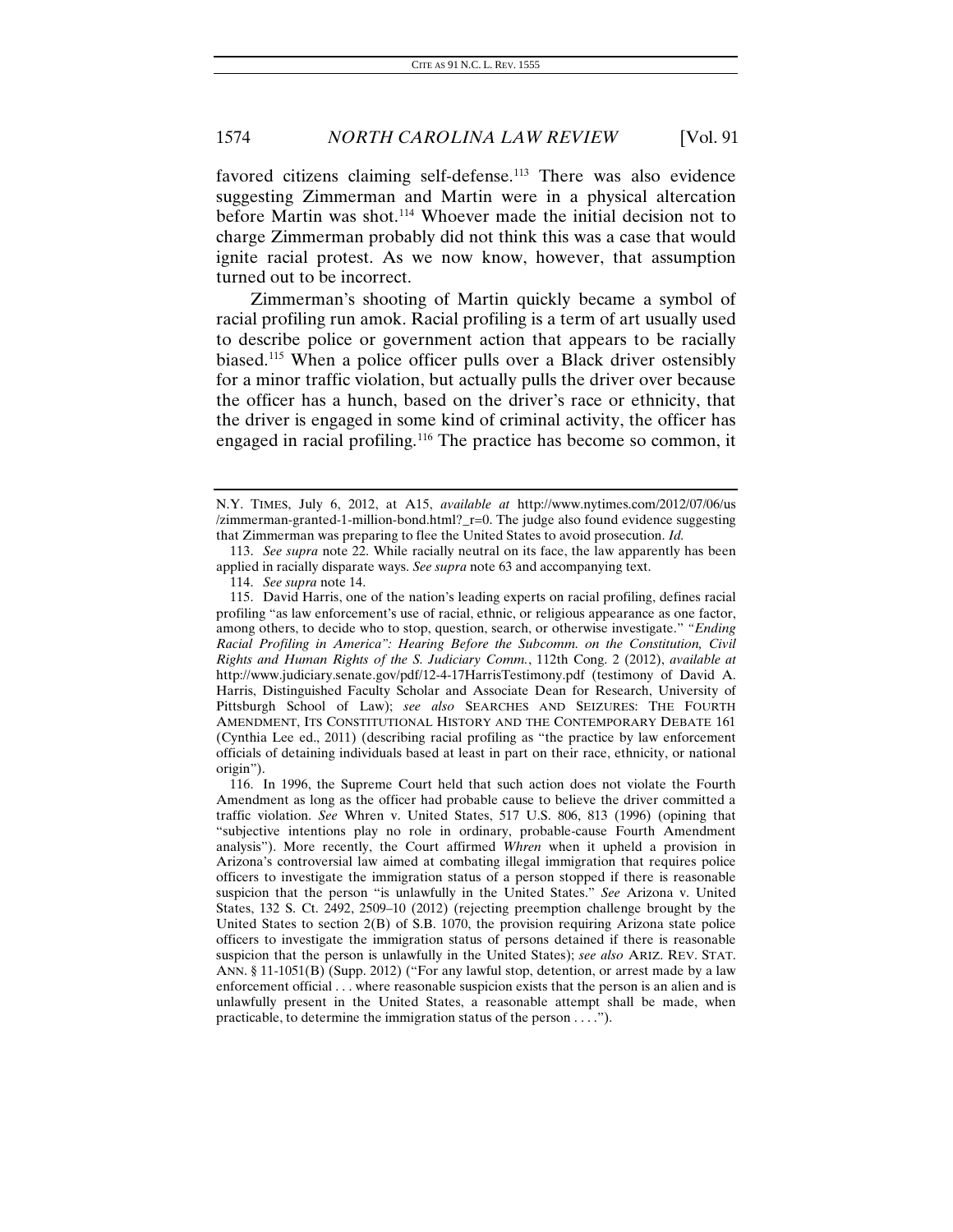favored citizens claiming self-defense.[113] There was also evidence suggesting Zimmerman and Martin were in a physical altercation before Martin was shot.[114] Whoever made the initial decision not to charge Zimmerman probably did not think this was a case that would ignite racial protest. As we now know, however, that assumption turned out to be incorrect.

Zimmerman's shooting of Martin quickly became a symbol of racial profiling run amok. Racial profiling is a term of art usually used to describe police or government action that appears to be racially biased.[115] When a police officer pulls over a Black driver ostensibly for a minor traffic violation, but actually pulls the driver over because the officer has a hunch, based on the driver's race or ethnicity, that the driver is engaged in some kind of criminal activity, the officer has engaged in racial profiling.[116] The practice has become so common, it

---

N.Y. TIMES, July 6, 2012, at A15, *available at* http://www.nytimes.com/2012/07/06/us/zimmerman-granted-1-million-bond.html?_r=0. The judge also found evidence suggesting that Zimmerman was preparing to flee the United States to avoid prosecution. *Id.*

113. *See supra* note 22. While racially neutral on its face, the law apparently has been applied in racially disparate ways. *See supra* note 63 and accompanying text.

114. *See supra* note 14.

115. David Harris, one of the nation's leading experts on racial profiling, defines racial profiling "as law enforcement's use of racial, ethnic, or religious appearance as one factor, among others, to decide who to stop, question, search, or otherwise investigate." *"Ending Racial Profiling in America": Hearing Before the Subcomm. on the Constitution, Civil Rights and Human Rights of the S. Judiciary Comm.*, 112th Cong. 2 (2012), *available at* http://www.judiciary.senate.gov/pdf/12-4-17HarrisTestimony.pdf (testimony of David A. Harris, Distinguished Faculty Scholar and Associate Dean for Research, University of Pittsburgh School of Law); *see also* SEARCHES AND SEIZURES: THE FOURTH AMENDMENT, ITS CONSTITUTIONAL HISTORY AND THE CONTEMPORARY DEBATE 161 (Cynthia Lee ed., 2011) (describing racial profiling as "the practice by law enforcement officials of detaining individuals based at least in part on their race, ethnicity, or national origin").

116. In 1996, the Supreme Court held that such action does not violate the Fourth Amendment as long as the officer had probable cause to believe the driver committed a traffic violation. *See* Whren v. United States, 517 U.S. 806, 813 (1996) (opining that "subjective intentions play no role in ordinary, probable-cause Fourth Amendment analysis"). More recently, the Court affirmed *Whren* when it upheld a provision in Arizona's controversial law aimed at combating illegal immigration that requires police officers to investigate the immigration status of a person stopped if there is reasonable suspicion that the person "is unlawfully in the United States." *See* Arizona v. United States, 132 S. Ct. 2492, 2509–10 (2012) (rejecting preemption challenge brought by the United States to section 2(B) of S.B. 1070, the provision requiring Arizona state police officers to investigate the immigration status of persons detained if there is reasonable suspicion that the person is unlawfully in the United States); *see also* ARIZ. REV. STAT. ANN. § 11-1051(B) (Supp. 2012) ("For any lawful stop, detention, or arrest made by a law enforcement official . . . where reasonable suspicion exists that the person is an alien and is unlawfully present in the United States, a reasonable attempt shall be made, when practicable, to determine the immigration status of the person . . . .").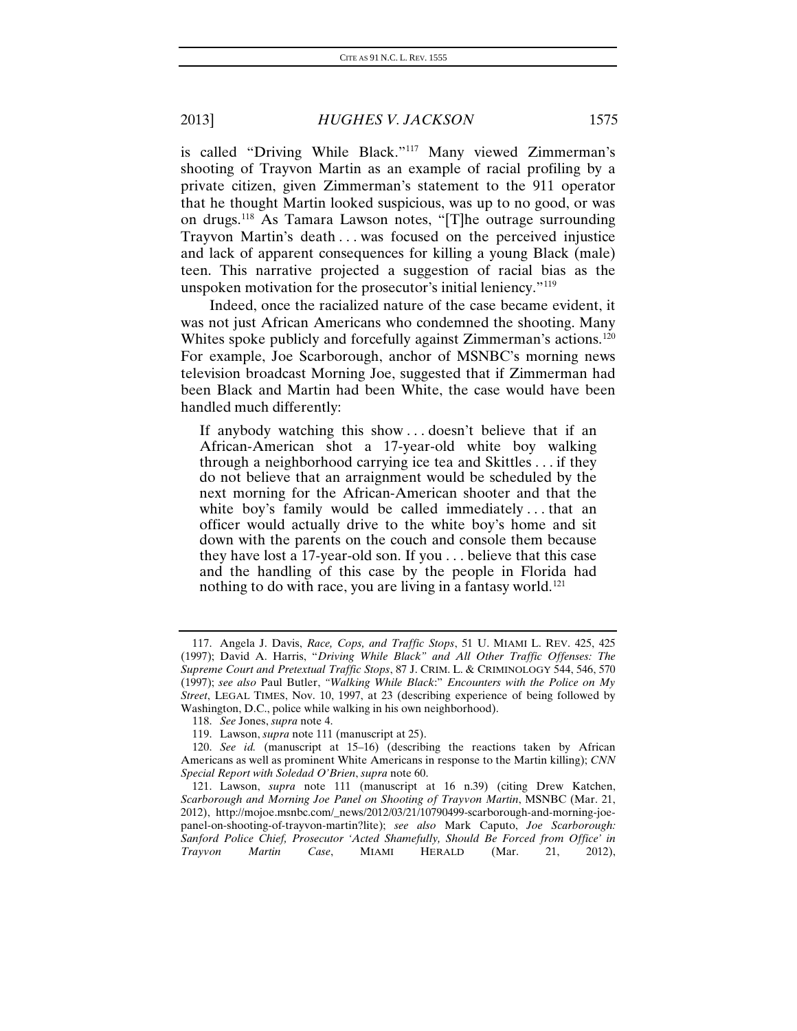is called "Driving While Black."[117] Many viewed Zimmerman's shooting of Trayvon Martin as an example of racial profiling by a private citizen, given Zimmerman's statement to the 911 operator that he thought Martin looked suspicious, was up to no good, or was on drugs.[118] As Tamara Lawson notes, "[T]he outrage surrounding Trayvon Martin's death . . . was focused on the perceived injustice and lack of apparent consequences for killing a young Black (male) teen. This narrative projected a suggestion of racial bias as the unspoken motivation for the prosecutor's initial leniency."[119]

Indeed, once the racialized nature of the case became evident, it was not just African Americans who condemned the shooting. Many Whites spoke publicly and forcefully against Zimmerman's actions.[120] For example, Joe Scarborough, anchor of MSNBC's morning news television broadcast Morning Joe, suggested that if Zimmerman had been Black and Martin had been White, the case would have been handled much differently:

> If anybody watching this show . . . doesn't believe that if an African-American shot a 17-year-old white boy walking through a neighborhood carrying ice tea and Skittles . . . if they do not believe that an arraignment would be scheduled by the next morning for the African-American shooter and that the white boy's family would be called immediately . . . that an officer would actually drive to the white boy's home and sit down with the parents on the couch and console them because they have lost a 17-year-old son. If you . . . believe that this case and the handling of this case by the people in Florida had nothing to do with race, you are living in a fantasy world.[121]

---

117. Angela J. Davis, *Race, Cops, and Traffic Stops*, 51 U. MIAMI L. REV. 425, 425 (1997); David A. Harris, "*Driving While Black" and All Other Traffic Offenses: The Supreme Court and Pretextual Traffic Stops*, 87 J. CRIM. L. & CRIMINOLOGY 544, 546, 570 (1997); *see also* Paul Butler, *"Walking While Black:" Encounters with the Police on My Street*, LEGAL TIMES, Nov. 10, 1997, at 23 (describing experience of being followed by Washington, D.C., police while walking in his own neighborhood).

118. *See* Jones, *supra* note 4.

119. Lawson, *supra* note 111 (manuscript at 25).

120. *See id.* (manuscript at 15–16) (describing the reactions taken by African Americans as well as prominent White Americans in response to the Martin killing); *CNN Special Report with Soledad O'Brien*, *supra* note 60.

121. Lawson, *supra* note 111 (manuscript at 16 n.39) (citing Drew Katchen, *Scarborough and Morning Joe Panel on Shooting of Trayvon Martin*, MSNBC (Mar. 21, 2012), http://mojoe.msnbc.com/_news/2012/03/21/10790499-scarborough-and-morning-joe-panel-on-shooting-of-trayvon-martin?lite); *see also* Mark Caputo, *Joe Scarborough: Sanford Police Chief, Prosecutor 'Acted Shamefully, Should Be Forced from Office' in Trayvon Martin Case*, MIAMI HERALD (Mar. 21, 2012),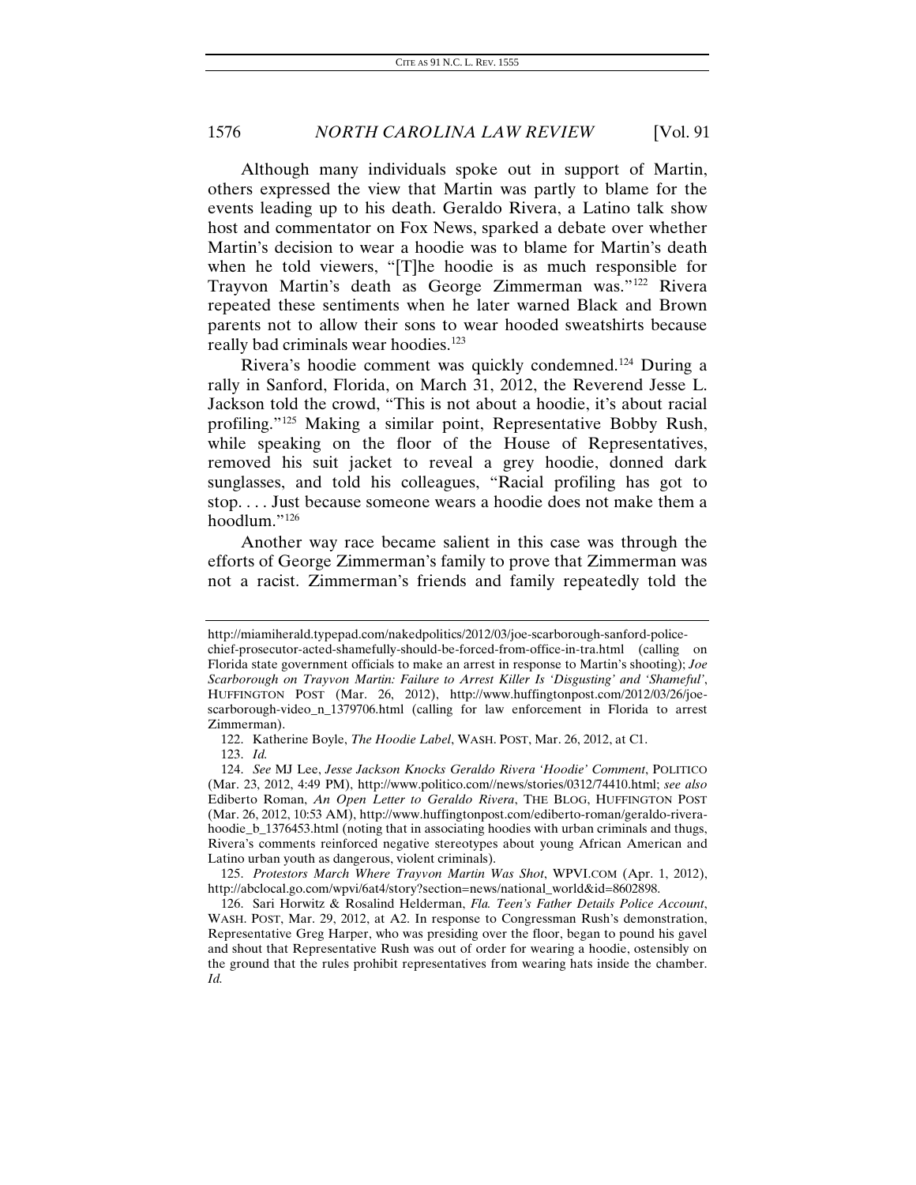Although many individuals spoke out in support of Martin, others expressed the view that Martin was partly to blame for the events leading up to his death. Geraldo Rivera, a Latino talk show host and commentator on Fox News, sparked a debate over whether Martin's decision to wear a hoodie was to blame for Martin's death when he told viewers, "[T]he hoodie is as much responsible for Trayvon Martin's death as George Zimmerman was."[122] Rivera repeated these sentiments when he later warned Black and Brown parents not to allow their sons to wear hooded sweatshirts because really bad criminals wear hoodies.[123]

Rivera's hoodie comment was quickly condemned.[124] During a rally in Sanford, Florida, on March 31, 2012, the Reverend Jesse L. Jackson told the crowd, "This is not about a hoodie, it's about racial profiling."[125] Making a similar point, Representative Bobby Rush, while speaking on the floor of the House of Representatives, removed his suit jacket to reveal a grey hoodie, donned dark sunglasses, and told his colleagues, "Racial profiling has got to stop. . . . Just because someone wears a hoodie does not make them a hoodlum."[126]

Another way race became salient in this case was through the efforts of George Zimmerman's family to prove that Zimmerman was not a racist. Zimmerman's friends and family repeatedly told the

---

http://miamiherald.typepad.com/nakedpolitics/2012/03/joe-scarborough-sanford-police-chief-prosecutor-acted-shamefully-should-be-forced-from-office-in-tra.html (calling on Florida state government officials to make an arrest in response to Martin's shooting); *Joe Scarborough on Trayvon Martin: Failure to Arrest Killer Is 'Disgusting' and 'Shameful'*, HUFFINGTON POST (Mar. 26, 2012), http://www.huffingtonpost.com/2012/03/26/joe-scarborough-video_n_1379706.html (calling for law enforcement in Florida to arrest Zimmerman).

122. Katherine Boyle, *The Hoodie Label*, WASH. POST, Mar. 26, 2012, at C1.

123. *Id.*

124. *See* MJ Lee, *Jesse Jackson Knocks Geraldo Rivera 'Hoodie' Comment*, POLITICO (Mar. 23, 2012, 4:49 PM), http://www.politico.com//news/stories/0312/74410.html; *see also* Ediberto Roman, *An Open Letter to Geraldo Rivera*, THE BLOG, HUFFINGTON POST (Mar. 26, 2012, 10:53 AM), http://www.huffingtonpost.com/ediberto-roman/geraldo-rivera-hoodie_b_1376453.html (noting that in associating hoodies with urban criminals and thugs, Rivera's comments reinforced negative stereotypes about young African American and Latino urban youth as dangerous, violent criminals).

125. *Protestors March Where Trayvon Martin Was Shot*, WPVI.COM (Apr. 1, 2012), http://abclocal.go.com/wpvi/6at4/story?section=news/national_world&id=8602898.

126. Sari Horwitz & Rosalind Helderman, *Fla. Teen's Father Details Police Account*, WASH. POST, Mar. 29, 2012, at A2. In response to Congressman Rush's demonstration, Representative Greg Harper, who was presiding over the floor, began to pound his gavel and shout that Representative Rush was out of order for wearing a hoodie, ostensibly on the ground that the rules prohibit representatives from wearing hats inside the chamber. *Id.*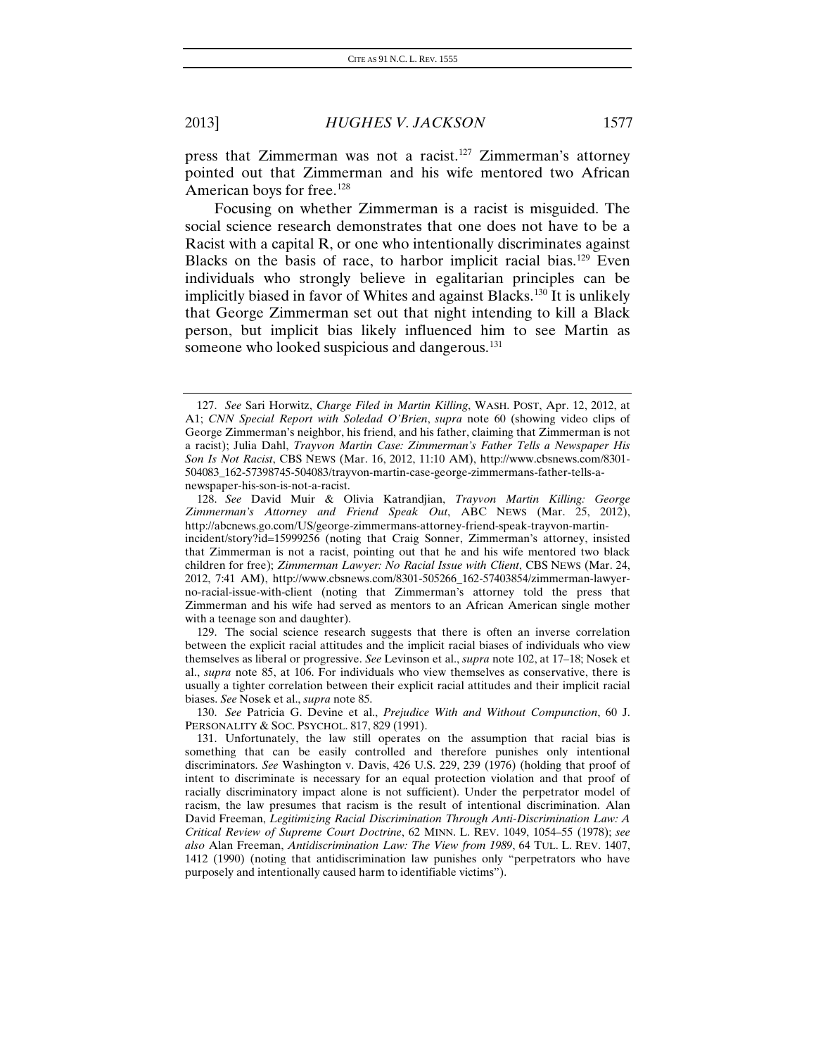press that Zimmerman was not a racist.[127] Zimmerman's attorney pointed out that Zimmerman and his wife mentored two African American boys for free.[128]

Focusing on whether Zimmerman is a racist is misguided. The social science research demonstrates that one does not have to be a Racist with a capital R, or one who intentionally discriminates against Blacks on the basis of race, to harbor implicit racial bias.[129] Even individuals who strongly believe in egalitarian principles can be implicitly biased in favor of Whites and against Blacks.[130] It is unlikely that George Zimmerman set out that night intending to kill a Black person, but implicit bias likely influenced him to see Martin as someone who looked suspicious and dangerous.[131]

---

127. *See* Sari Horwitz, *Charge Filed in Martin Killing*, WASH. POST, Apr. 12, 2012, at A1; *CNN Special Report with Soledad O'Brien*, *supra* note 60 (showing video clips of George Zimmerman's neighbor, his friend, and his father, claiming that Zimmerman is not a racist); Julia Dahl, *Trayvon Martin Case: Zimmerman's Father Tells a Newspaper His Son Is Not Racist*, CBS NEWS (Mar. 16, 2012, 11:10 AM), http://www.cbsnews.com/8301-504083_162-57398745-504083/trayvon-martin-case-george-zimmermans-father-tells-a-newspaper-his-son-is-not-a-racist.

128. *See* David Muir & Olivia Katrandjian, *Trayvon Martin Killing: George Zimmerman's Attorney and Friend Speak Out*, ABC NEWS (Mar. 25, 2012), http://abcnews.go.com/US/george-zimmermans-attorney-friend-speak-trayvon-martin-incident/story?id=15999256 (noting that Craig Sonner, Zimmerman's attorney, insisted that Zimmerman is not a racist, pointing out that he and his wife mentored two black children for free); *Zimmerman Lawyer: No Racial Issue with Client*, CBS NEWS (Mar. 24, 2012, 7:41 AM), http://www.cbsnews.com/8301-505266_162-57403854/zimmerman-lawyer-no-racial-issue-with-client (noting that Zimmerman's attorney told the press that Zimmerman and his wife had served as mentors to an African American single mother with a teenage son and daughter).

129. The social science research suggests that there is often an inverse correlation between the explicit racial attitudes and the implicit racial biases of individuals who view themselves as liberal or progressive. *See* Levinson et al., *supra* note 102, at 17–18; Nosek et al., *supra* note 85, at 106. For individuals who view themselves as conservative, there is usually a tighter correlation between their explicit racial attitudes and their implicit racial biases. *See* Nosek et al., *supra* note 85.

130. *See* Patricia G. Devine et al., *Prejudice With and Without Compunction*, 60 J. PERSONALITY & SOC. PSYCHOL. 817, 829 (1991).

131. Unfortunately, the law still operates on the assumption that racial bias is something that can be easily controlled and therefore punishes only intentional discriminators. *See* Washington v. Davis, 426 U.S. 229, 239 (1976) (holding that proof of intent to discriminate is necessary for an equal protection violation and that proof of racially discriminatory impact alone is not sufficient). Under the perpetrator model of racism, the law presumes that racism is the result of intentional discrimination. Alan David Freeman, *Legitimizing Racial Discrimination Through Anti-Discrimination Law: A Critical Review of Supreme Court Doctrine*, 62 MINN. L. REV. 1049, 1054–55 (1978); *see also* Alan Freeman, *Antidiscrimination Law: The View from 1989*, 64 TUL. L. REV. 1407, 1412 (1990) (noting that antidiscrimination law punishes only "perpetrators who have purposely and intentionally caused harm to identifiable victims").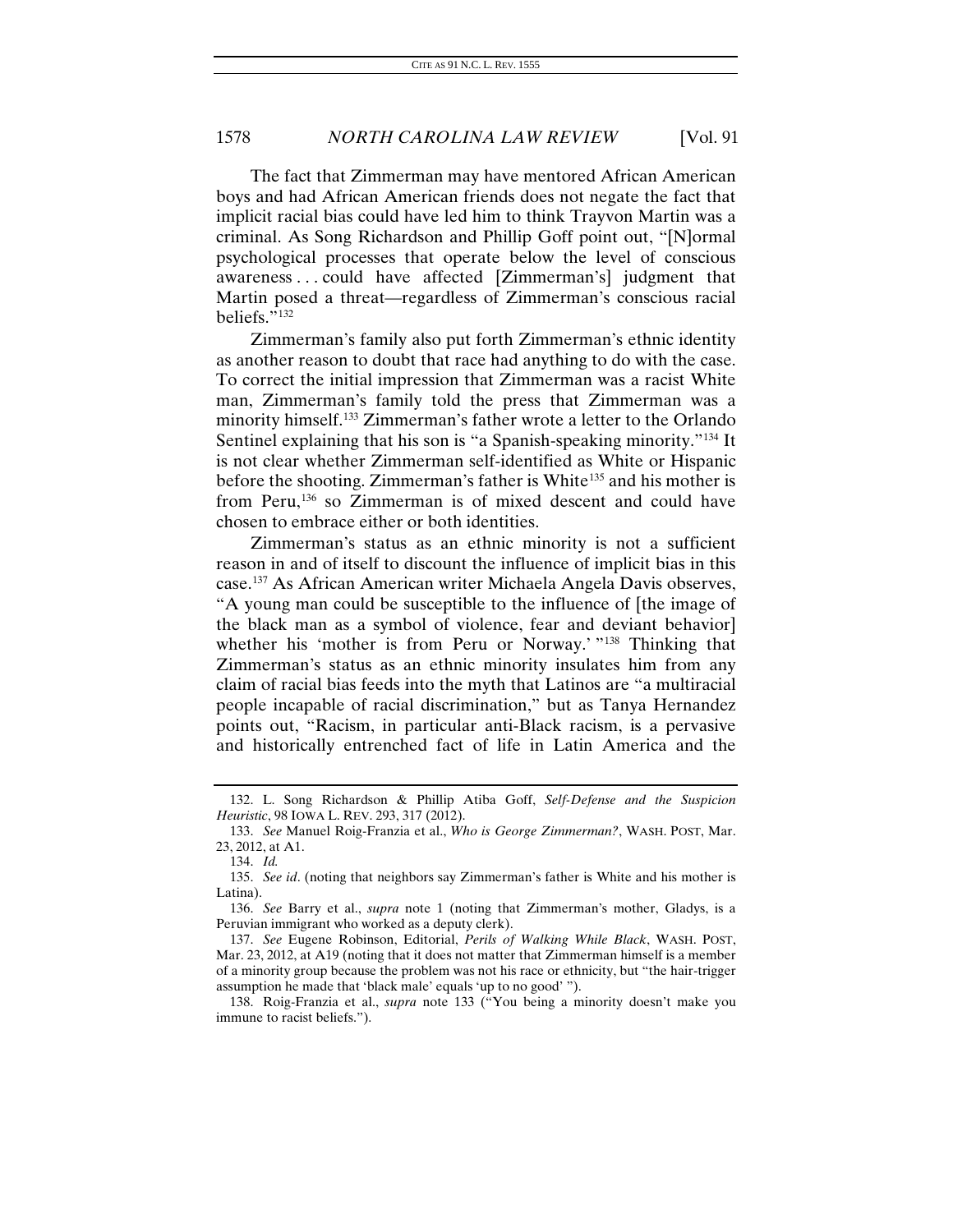The fact that Zimmerman may have mentored African American boys and had African American friends does not negate the fact that implicit racial bias could have led him to think Trayvon Martin was a criminal. As Song Richardson and Phillip Goff point out, "[N]ormal psychological processes that operate below the level of conscious awareness . . . could have affected [Zimmerman's] judgment that Martin posed a threat—regardless of Zimmerman's conscious racial beliefs."[132]

Zimmerman's family also put forth Zimmerman's ethnic identity as another reason to doubt that race had anything to do with the case. To correct the initial impression that Zimmerman was a racist White man, Zimmerman's family told the press that Zimmerman was a minority himself.[133] Zimmerman's father wrote a letter to the Orlando Sentinel explaining that his son is "a Spanish-speaking minority."[134] It is not clear whether Zimmerman self-identified as White or Hispanic before the shooting. Zimmerman's father is White[135] and his mother is from Peru,[136] so Zimmerman is of mixed descent and could have chosen to embrace either or both identities.

Zimmerman's status as an ethnic minority is not a sufficient reason in and of itself to discount the influence of implicit bias in this case.[137] As African American writer Michaela Angela Davis observes, "A young man could be susceptible to the influence of [the image of the black man as a symbol of violence, fear and deviant behavior] whether his 'mother is from Peru or Norway.' "[138] Thinking that Zimmerman's status as an ethnic minority insulates him from any claim of racial bias feeds into the myth that Latinos are "a multiracial people incapable of racial discrimination," but as Tanya Hernandez points out, "Racism, in particular anti-Black racism, is a pervasive and historically entrenched fact of life in Latin America and the

---

132. L. Song Richardson & Phillip Atiba Goff, *Self-Defense and the Suspicion Heuristic*, 98 IOWA L. REV. 293, 317 (2012).

133. *See* Manuel Roig-Franzia et al., *Who is George Zimmerman?*, WASH. POST, Mar. 23, 2012, at A1.

134. *Id.*

135. *See id*. (noting that neighbors say Zimmerman's father is White and his mother is Latina).

136. *See* Barry et al., *supra* note 1 (noting that Zimmerman's mother, Gladys, is a Peruvian immigrant who worked as a deputy clerk).

137. *See* Eugene Robinson, Editorial, *Perils of Walking While Black*, WASH. POST, Mar. 23, 2012, at A19 (noting that it does not matter that Zimmerman himself is a member of a minority group because the problem was not his race or ethnicity, but "the hair-trigger assumption he made that 'black male' equals 'up to no good' ").

138. Roig-Franzia et al., *supra* note 133 ("You being a minority doesn't make you immune to racist beliefs.").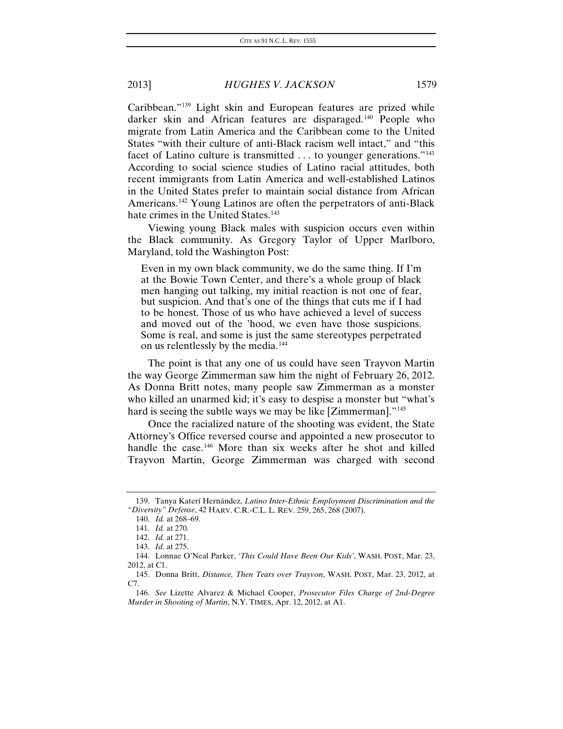Caribbean."[139] Light skin and European features are prized while darker skin and African features are disparaged.[140] People who migrate from Latin America and the Caribbean come to the United States "with their culture of anti-Black racism well intact," and "this facet of Latino culture is transmitted . . . to younger generations."[141] According to social science studies of Latino racial attitudes, both recent immigrants from Latin America and well-established Latinos in the United States prefer to maintain social distance from African Americans.[142] Young Latinos are often the perpetrators of anti-Black hate crimes in the United States.[143]

Viewing young Black males with suspicion occurs even within the Black community. As Gregory Taylor of Upper Marlboro, Maryland, told the Washington Post:

> Even in my own black community, we do the same thing. If I'm at the Bowie Town Center, and there's a whole group of black men hanging out talking, my initial reaction is not one of fear, but suspicion. And that's one of the things that cuts me if I had to be honest. Those of us who have achieved a level of success and moved out of the 'hood, we even have those suspicions. Some is real, and some is just the same stereotypes perpetrated on us relentlessly by the media.[144]

The point is that any one of us could have seen Trayvon Martin the way George Zimmerman saw him the night of February 26, 2012. As Donna Britt notes, many people saw Zimmerman as a monster who killed an unarmed kid; it's easy to despise a monster but "what's hard is seeing the subtle ways we may be like [Zimmerman]."[145]

Once the racialized nature of the shooting was evident, the State Attorney's Office reversed course and appointed a new prosecutor to handle the case.[146] More than six weeks after he shot and killed Trayvon Martin, George Zimmerman was charged with second

---

139. Tanya Katerí Hernández, *Latino Inter-Ethnic Employment Discrimination and the "Diversity" Defense*, 42 HARV. C.R.-C.L. L. REV. 259, 265, 268 (2007).

140. *Id.* at 268–69.

141. *Id.* at 270.

142. *Id.* at 271.

143. *Id.* at 275.

144. Lonnae O'Neal Parker, *'This Could Have Been Our Kids'*, WASH. POST, Mar. 23, 2012, at C1.

145. Donna Britt, *Distance, Then Tears over Trayvon*, WASH. POST, Mar. 23, 2012, at C7.

146. *See* Lizette Alvarez & Michael Cooper, *Prosecutor Files Charge of 2nd-Degree Murder in Shooting of Martin*, N.Y. TIMES, Apr. 12, 2012, at A1.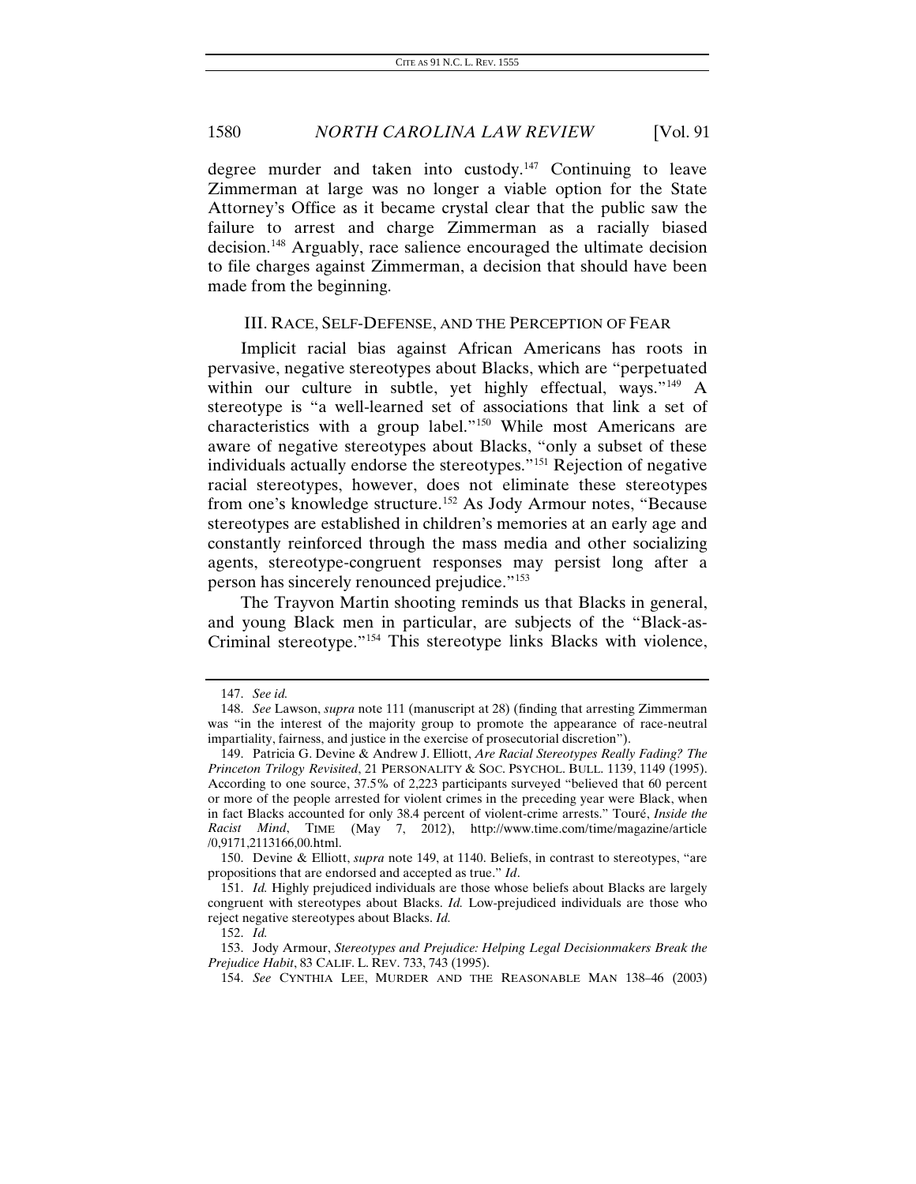degree murder and taken into custody.[147] Continuing to leave Zimmerman at large was no longer a viable option for the State Attorney's Office as it became crystal clear that the public saw the failure to arrest and charge Zimmerman as a racially biased decision.[148] Arguably, race salience encouraged the ultimate decision to file charges against Zimmerman, a decision that should have been made from the beginning.

## III. RACE, SELF-DEFENSE, AND THE PERCEPTION OF FEAR

Implicit racial bias against African Americans has roots in pervasive, negative stereotypes about Blacks, which are "perpetuated within our culture in subtle, yet highly effectual, ways."[149] A stereotype is "a well-learned set of associations that link a set of characteristics with a group label."[150] While most Americans are aware of negative stereotypes about Blacks, "only a subset of these individuals actually endorse the stereotypes."[151] Rejection of negative racial stereotypes, however, does not eliminate these stereotypes from one's knowledge structure.[152] As Jody Armour notes, "Because stereotypes are established in children's memories at an early age and constantly reinforced through the mass media and other socializing agents, stereotype-congruent responses may persist long after a person has sincerely renounced prejudice."[153]

The Trayvon Martin shooting reminds us that Blacks in general, and young Black men in particular, are subjects of the "Black-as-Criminal stereotype."[154] This stereotype links Blacks with violence,

---

147. *See id.*

148. *See* Lawson, *supra* note 111 (manuscript at 28) (finding that arresting Zimmerman was "in the interest of the majority group to promote the appearance of race-neutral impartiality, fairness, and justice in the exercise of prosecutorial discretion").

149. Patricia G. Devine & Andrew J. Elliott, *Are Racial Stereotypes Really Fading? The Princeton Trilogy Revisited*, 21 PERSONALITY & SOC. PSYCHOL. BULL. 1139, 1149 (1995). According to one source, 37.5% of 2,223 participants surveyed "believed that 60 percent or more of the people arrested for violent crimes in the preceding year were Black, when in fact Blacks accounted for only 38.4 percent of violent-crime arrests." Touré, *Inside the Racist Mind*, TIME (May 7, 2012), http://www.time.com/time/magazine/article/0,9171,2113166,00.html.

150. Devine & Elliott, *supra* note 149, at 1140. Beliefs, in contrast to stereotypes, "are propositions that are endorsed and accepted as true." *Id*.

151. *Id.* Highly prejudiced individuals are those whose beliefs about Blacks are largely congruent with stereotypes about Blacks. *Id.* Low-prejudiced individuals are those who reject negative stereotypes about Blacks. *Id.*

152. *Id.*

153. Jody Armour, *Stereotypes and Prejudice: Helping Legal Decisionmakers Break the Prejudice Habit*, 83 CALIF. L. REV. 733, 743 (1995).

154. *See* CYNTHIA LEE, MURDER AND THE REASONABLE MAN 138–46 (2003)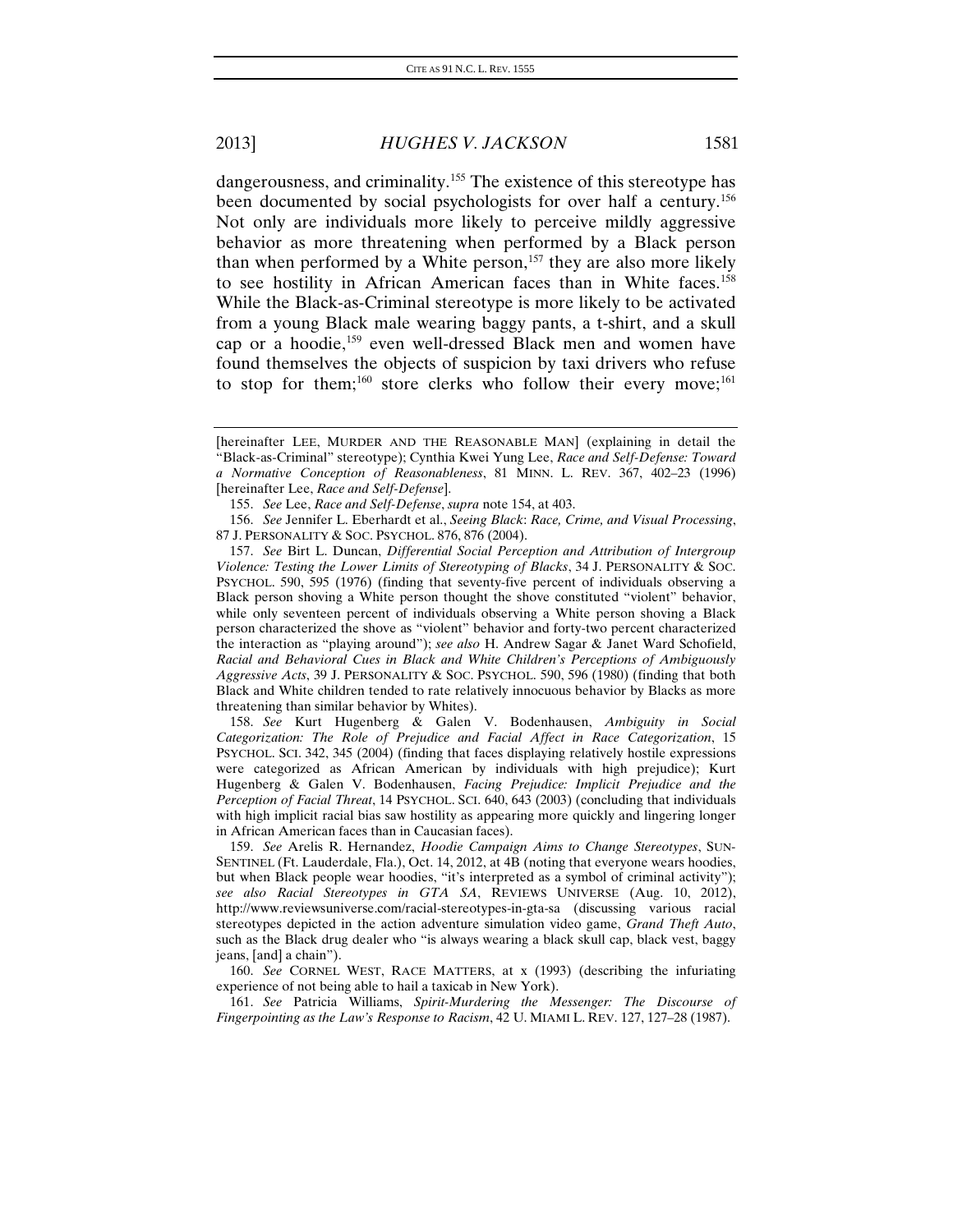dangerousness, and criminality.[155] The existence of this stereotype has been documented by social psychologists for over half a century.[156] Not only are individuals more likely to perceive mildly aggressive behavior as more threatening when performed by a Black person than when performed by a White person,[157] they are also more likely to see hostility in African American faces than in White faces.[158] While the Black-as-Criminal stereotype is more likely to be activated from a young Black male wearing baggy pants, a t-shirt, and a skull cap or a hoodie,[159] even well-dressed Black men and women have found themselves the objects of suspicion by taxi drivers who refuse to stop for them;[160] store clerks who follow their every move;[161]

---

[hereinafter LEE, MURDER AND THE REASONABLE MAN] (explaining in detail the "Black-as-Criminal" stereotype); Cynthia Kwei Yung Lee, *Race and Self-Defense: Toward a Normative Conception of Reasonableness*, 81 MINN. L. REV. 367, 402–23 (1996) [hereinafter Lee, *Race and Self-Defense*].

155. *See* Lee, *Race and Self-Defense*, *supra* note 154, at 403.

156. *See* Jennifer L. Eberhardt et al., *Seeing Black*: *Race, Crime, and Visual Processing*, 87 J. PERSONALITY & SOC. PSYCHOL. 876, 876 (2004).

157. *See* Birt L. Duncan, *Differential Social Perception and Attribution of Intergroup Violence: Testing the Lower Limits of Stereotyping of Blacks*, 34 J. PERSONALITY & SOC. PSYCHOL. 590, 595 (1976) (finding that seventy-five percent of individuals observing a Black person shoving a White person thought the shove constituted "violent" behavior, while only seventeen percent of individuals observing a White person shoving a Black person characterized the shove as "violent" behavior and forty-two percent characterized the interaction as "playing around"); *see also* H. Andrew Sagar & Janet Ward Schofield, *Racial and Behavioral Cues in Black and White Children's Perceptions of Ambiguously Aggressive Acts*, 39 J. PERSONALITY & SOC. PSYCHOL. 590, 596 (1980) (finding that both Black and White children tended to rate relatively innocuous behavior by Blacks as more threatening than similar behavior by Whites).

158. *See* Kurt Hugenberg & Galen V. Bodenhausen, *Ambiguity in Social Categorization: The Role of Prejudice and Facial Affect in Race Categorization*, 15 PSYCHOL. SCI. 342, 345 (2004) (finding that faces displaying relatively hostile expressions were categorized as African American by individuals with implicit prejudice); Kurt Hugenberg & Galen V. Bodenhausen, *Facing Prejudice: Implicit Prejudice and the Perception of Facial Threat*, 14 PSYCHOL. SCI. 640, 643 (2003) (concluding that individuals with high implicit racial bias saw hostility as appearing more quickly and lingering longer in African American faces than in Caucasian faces).

159. *See* Arelis R. Hernandez, *Hoodie Campaign Aims to Change Stereotypes*, SUN-SENTINEL (Ft. Lauderdale, Fla.), Oct. 14, 2012, at 4B (noting that everyone wears hoodies, but when Black people wear hoodies, "it's interpreted as a symbol of criminal activity"); *see also Racial Stereotypes in GTA SA*, REVIEWS UNIVERSE (Aug. 10, 2012), http://www.reviewsuniverse.com/racial-stereotypes-in-gta-sa (discussing various racial stereotypes depicted in the action adventure simulation video game, *Grand Theft Auto*, such as the Black drug dealer who "is always wearing a black skull cap, black vest, baggy jeans, [and] a chain").

160. *See* CORNEL WEST, RACE MATTERS, at x (1993) (describing the infuriating experience of not being able to hail a taxicab in New York).

161. *See* Patricia Williams, *Spirit-Murdering the Messenger: The Discourse of Fingerpointing as the Law's Response to Racism*, 42 U. MIAMI L. REV. 127, 127–28 (1987).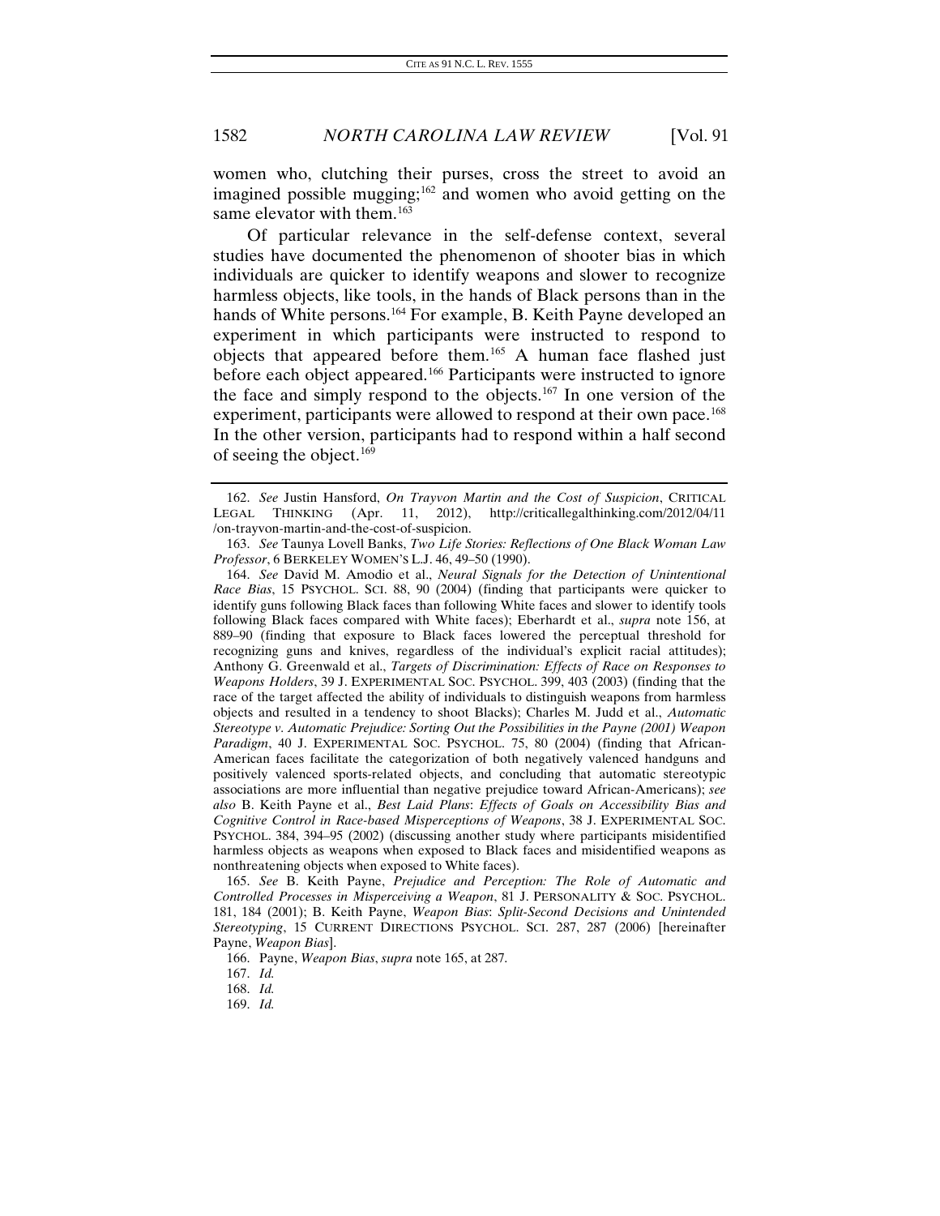women who, clutching their purses, cross the street to avoid an imagined possible mugging;[162] and women who avoid getting on the same elevator with them.[163]

Of particular relevance in the self-defense context, several studies have documented the phenomenon of shooter bias in which individuals are quicker to identify weapons and slower to recognize harmless objects, like tools, in the hands of Black persons than in the hands of White persons.[164] For example, B. Keith Payne developed an experiment in which participants were instructed to respond to objects that appeared before them.[165] A human face flashed just before each object appeared.[166] Participants were instructed to ignore the face and simply respond to the objects.[167] In one version of the experiment, participants were allowed to respond at their own pace.[168] In the other version, participants had to respond within a half second of seeing the object.[169]

---

162. *See* Justin Hansford, *On Trayvon Martin and the Cost of Suspicion*, CRITICAL LEGAL THINKING (Apr. 11, 2012), http://criticallegalthinking.com/2012/04/11/on-trayvon-martin-and-the-cost-of-suspicion.

163. *See* Taunya Lovell Banks, *Two Life Stories: Reflections of One Black Woman Law Professor*, 6 BERKELEY WOMEN'S L.J. 46, 49–50 (1990).

164. *See* David M. Amodio et al., *Neural Signals for the Detection of Unintentional Race Bias*, 15 PSYCHOL. SCI. 88, 90 (2004) (finding that participants were quicker to identify guns following Black faces than following White faces and slower to identify tools following Black faces compared with White faces); Eberhardt et al., *supra* note 156, at 889–90 (finding that exposure to Black faces lowered the perceptual threshold for recognizing guns and knives, regardless of the individual's explicit racial attitudes); Anthony G. Greenwald et al., *Targets of Discrimination: Effects of Race on Responses to Weapons Holders*, 39 J. EXPERIMENTAL SOC. PSYCHOL. 399, 403 (2003) (finding that the race of the target affected the ability of individuals to distinguish weapons from harmless objects and resulted in a tendency to shoot Blacks); Charles M. Judd et al., *Automatic Stereotype v. Automatic Prejudice: Sorting Out the Possibilities in the Payne (2001) Weapon Paradigm*, 40 J. EXPERIMENTAL SOC. PSYCHOL. 75, 80 (2004) (finding that African-American faces facilitate the categorization of both negatively valenced handguns and positively valenced sports-related objects, and concluding that automatic stereotypic associations are more influential than negative prejudice toward African-Americans); *see also* B. Keith Payne et al., *Best Laid Plans*: *Effects of Goals on Accessibility Bias and Cognitive Control in Race-based Misperceptions of Weapons*, 38 J. EXPERIMENTAL SOC. PSYCHOL. 384, 394–95 (2002) (discussing another study where participants misidentified harmless objects as weapons when exposed to Black faces and misidentified weapons as nonthreatening objects when exposed to White faces).

165. *See* B. Keith Payne, *Prejudice and Perception: The Role of Automatic and Controlled Processes in Misperceiving a Weapon*, 81 J. PERSONALITY & SOC. PSYCHOL. 181, 184 (2001); B. Keith Payne, *Weapon Bias*: *Split-Second Decisions and Unintended Stereotyping*, 15 CURRENT DIRECTIONS PSYCHOL. SCI. 287, 287 (2006) [hereinafter Payne, *Weapon Bias*].

166. Payne, *Weapon Bias*, *supra* note 165, at 287.

167. *Id.*

168. *Id.*

169. *Id.*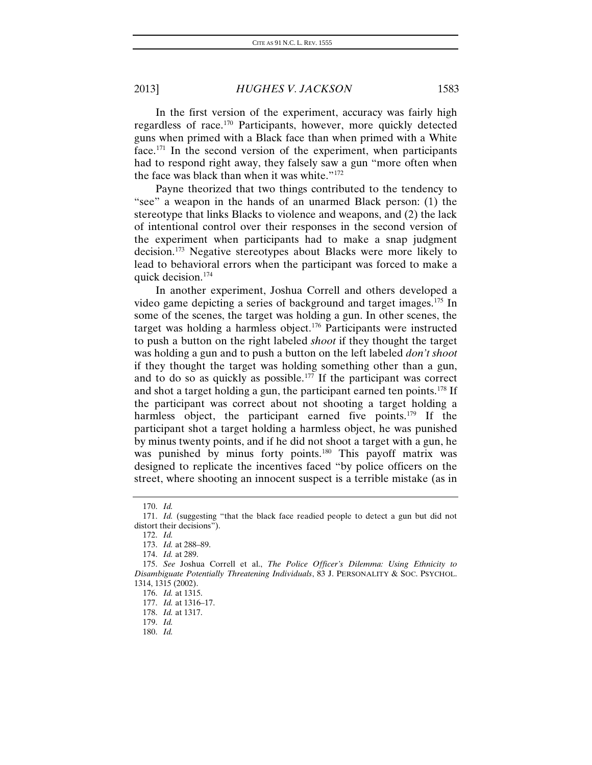In the first version of the experiment, accuracy was fairly high regardless of race.[170] Participants, however, more quickly detected guns when primed with a Black face than when primed with a White face.[171] In the second version of the experiment, when participants had to respond right away, they falsely saw a gun "more often when the face was black than when it was white."[172]

Payne theorized that two things contributed to the tendency to "see" a weapon in the hands of an unarmed Black person: (1) the stereotype that links Blacks to violence and weapons, and (2) the lack of intentional control over their responses in the second version of the experiment when participants had to make a snap judgment decision.[173] Negative stereotypes about Blacks were more likely to lead to behavioral errors when the participant was forced to make a quick decision.[174]

In another experiment, Joshua Correll and others developed a video game depicting a series of background and target images.[175] In some of the scenes, the target was holding a gun. In other scenes, the target was holding a harmless object.[176] Participants were instructed to push a button on the right labeled *shoot* if they thought the target was holding a gun and to push a button on the left labeled *don't shoot* if they thought the target was holding something other than a gun, and to do so as quickly as possible.[177] If the participant was correct and shot a target holding a gun, the participant earned ten points.[178] If the participant was correct about not shooting a target holding a harmless object, the participant earned five points.[179] If the participant shot a target holding a harmless object, he was punished by minus twenty points, and if he did not shoot a target with a gun, he was punished by minus forty points.[180] This payoff matrix was designed to replicate the incentives faced "by police officers on the street, where shooting an innocent suspect is a terrible mistake (as in

---

170. *Id.*

171. *Id.* (suggesting "that the black face readied people to detect a gun but did not distort their decisions").

172. *Id.*

173. *Id.* at 288–89.

174. *Id.* at 289.

175. *See* Joshua Correll et al., *The Police Officer's Dilemma: Using Ethnicity to Disambiguate Potentially Threatening Individuals*, 83 J. PERSONALITY & SOC. PSYCHOL. 1314, 1315 (2002).

176. *Id.* at 1315.

177. *Id.* at 1316–17.

178. *Id.* at 1317.

179. *Id.*

180. *Id.*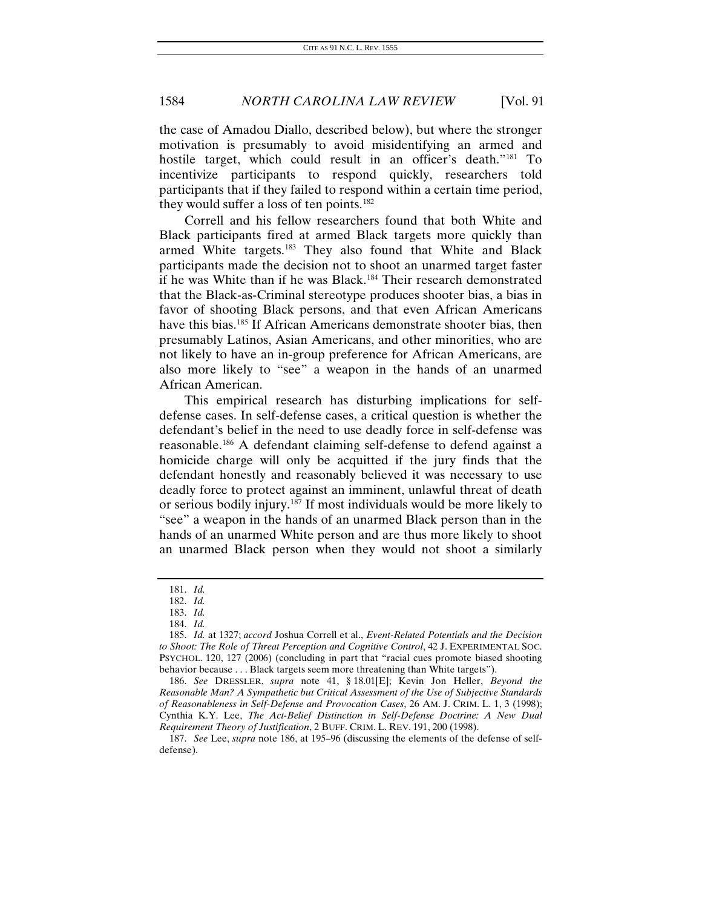the case of Amadou Diallo, described below), but where the stronger motivation is presumably to avoid misidentifying an armed and hostile target, which could result in an officer's death."[181] To incentivize participants to respond quickly, researchers told participants that if they failed to respond within a certain time period, they would suffer a loss of ten points.[182]

Correll and his fellow researchers found that both White and Black participants fired at armed Black targets more quickly than armed White targets.[183] They also found that White and Black participants made the decision not to shoot an unarmed target faster if he was White than if he was Black.[184] Their research demonstrated that the Black-as-Criminal stereotype produces shooter bias, a bias in favor of shooting Black persons, and that even African Americans have this bias.[185] If African Americans demonstrate shooter bias, then presumably Latinos, Asian Americans, and other minorities, who are not likely to have an in-group preference for African Americans, are also more likely to "see" a weapon in the hands of an unarmed African American.

This empirical research has disturbing implications for self-defense cases. In self-defense cases, a critical question is whether the defendant's belief in the need to use deadly force in self-defense was reasonable.[186] A defendant claiming self-defense to defend against a homicide charge will only be acquitted if the jury finds that the defendant honestly and reasonably believed it was necessary to use deadly force to protect against an imminent, unlawful threat of death or serious bodily injury.[187] If most individuals would be more likely to "see" a weapon in the hands of an unarmed Black person than in the hands of an unarmed White person and are thus more likely to shoot an unarmed Black person when they would not shoot a similarly

---

181. *Id.*

182. *Id.*

183. *Id.*

184. *Id.*

185. *Id.* at 1327; *accord* Joshua Correll et al., *Event-Related Potentials and the Decision to Shoot: The Role of Threat Perception and Cognitive Control*, 42 J. EXPERIMENTAL SOC. PSYCHOL. 120, 127 (2006) (concluding in part that "racial cues promote biased shooting behavior because . . . Black targets seem more threatening than White targets").

186. *See* DRESSLER, *supra* note 41, § 18.01[E]; Kevin Jon Heller, *Beyond the Reasonable Man? A Sympathetic but Critical Assessment of the Use of Subjective Standards of Reasonableness in Self-Defense and Provocation Cases*, 26 AM. J. CRIM. L. 1, 3 (1998); Cynthia K.Y. Lee, *The Act-Belief Distinction in Self-Defense Doctrine: A New Dual Requirement Theory of Justification*, 2 BUFF. CRIM. L. REV. 191, 200 (1998).

187. *See* Lee, *supra* note 186, at 195–96 (discussing the elements of the defense of self-defense).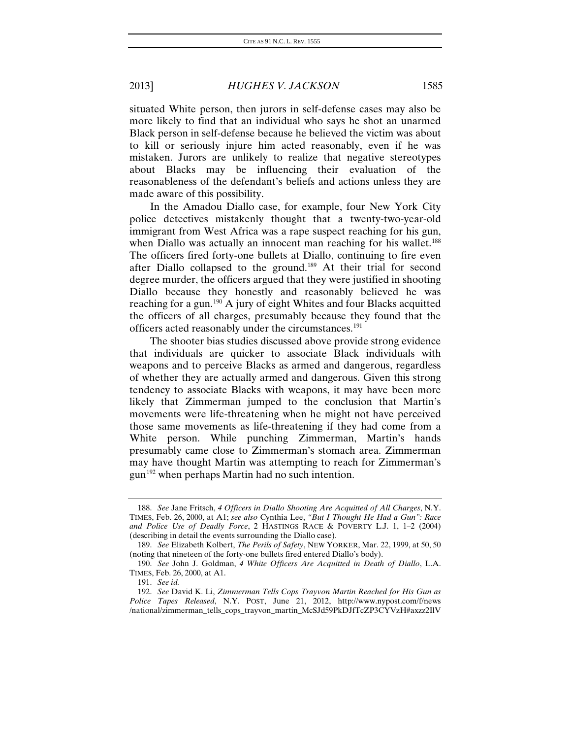situated White person, then jurors in self-defense cases may also be more likely to find that an individual who says he shot an unarmed Black person in self-defense because he believed the victim was about to kill or seriously injure him acted reasonably, even if he was mistaken. Jurors are unlikely to realize that negative stereotypes about Blacks may be influencing their evaluation of the reasonableness of the defendant's beliefs and actions unless they are made aware of this possibility.

In the Amadou Diallo case, for example, four New York City police detectives mistakenly thought that a twenty-two-year-old immigrant from West Africa was a rape suspect reaching for his gun, when Diallo was actually an innocent man reaching for his wallet.[188] The officers fired forty-one bullets at Diallo, continuing to fire even after Diallo collapsed to the ground.[189] At their trial for second degree murder, the officers argued that they were justified in shooting Diallo because they honestly and reasonably believed he was reaching for a gun.[190] A jury of eight Whites and four Blacks acquitted the officers of all charges, presumably because they found that the officers acted reasonably under the circumstances.[191]

The shooter bias studies discussed above provide strong evidence that individuals are quicker to associate Black individuals with weapons and to perceive Blacks as armed and dangerous, regardless of whether they are actually armed and dangerous. Given this strong tendency to associate Blacks with weapons, it may have been more likely that Zimmerman jumped to the conclusion that Martin's movements were life-threatening when he might not have perceived those same movements as life-threatening if they had come from a White person. While punching Zimmerman, Martin's hands presumably came close to Zimmerman's stomach area. Zimmerman may have thought Martin was attempting to reach for Zimmerman's gun[192] when perhaps Martin had no such intention.

---

188. *See* Jane Fritsch, *4 Officers in Diallo Shooting Are Acquitted of All Charges*, N.Y. TIMES, Feb. 26, 2000, at A1; *see also* Cynthia Lee, *"But I Thought He Had a Gun": Race and Police Use of Deadly Force*, 2 HASTINGS RACE & POVERTY L.J. 1, 1–2 (2004) (describing in detail the events surrounding the Diallo case).

189. *See* Elizabeth Kolbert, *The Perils of Safety*, NEW YORKER, Mar. 22, 1999, at 50, 50 (noting that nineteen of the forty-one bullets fired entered Diallo's body).

190. *See* John J. Goldman, *4 White Officers Are Acquitted in Death of Diallo*, L.A. TIMES, Feb. 26, 2000, at A1.

191. *See id.*

192. *See* David K. Li, *Zimmerman Tells Cops Trayvon Martin Reached for His Gun as Police Tapes Released*, N.Y. POST, June 21, 2012, http://www.nypost.com/f/news/national/zimmerman_tells_cops_trayvon_martin_McSJd59PkDJfTcZP3CYVzH#axzz2IlV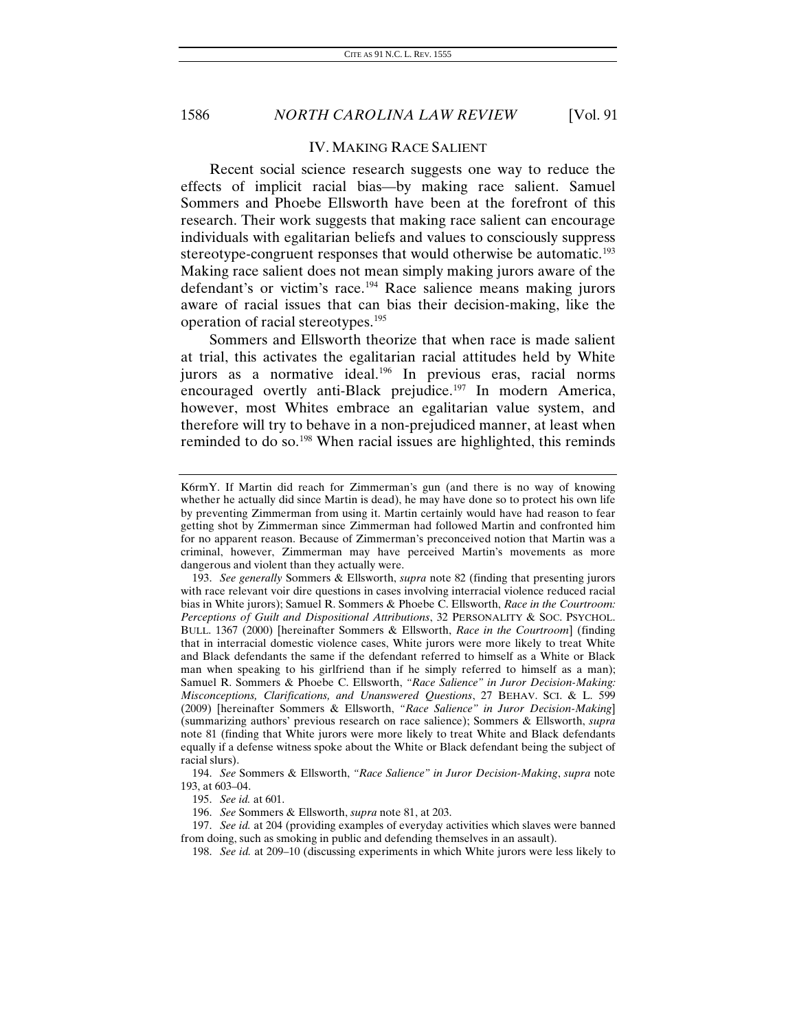## IV. MAKING RACE SALIENT

Recent social science research suggests one way to reduce the effects of implicit racial bias—by making race salient. Samuel Sommers and Phoebe Ellsworth have been at the forefront of this research. Their work suggests that making race salient can encourage individuals with egalitarian beliefs and values to consciously suppress stereotype-congruent responses that would otherwise be automatic.[193] Making race salient does not mean simply making jurors aware of the defendant's or victim's race.[194] Race salience means making jurors aware of racial issues that can bias their decision-making, like the operation of racial stereotypes.[195]

Sommers and Ellsworth theorize that when race is made salient at trial, this activates the egalitarian racial attitudes held by White jurors as a normative ideal.[196] In previous eras, racial norms encouraged overtly anti-Black prejudice.[197] In modern America, however, most Whites embrace an egalitarian value system, and therefore will try to behave in a non-prejudiced manner, at least when reminded to do so.[198] When racial issues are highlighted, this reminds

---

K6rmY. If Martin did reach for Zimmerman's gun (and there is no way of knowing whether he actually did since Martin is dead), he may have done so to protect his own life by preventing Zimmerman from using it. Martin certainly would have had reason to fear getting shot by Zimmerman since Zimmerman had followed Martin and confronted him for no apparent reason. Because of Zimmerman's preconceived notion that Martin was a criminal, however, Zimmerman may have perceived Martin's movements as more dangerous and violent than they actually were.

193. *See generally* Sommers & Ellsworth, *supra* note 82 (finding that presenting jurors with race relevant voir dire questions in cases involving interracial violence reduced racial bias in White jurors); Samuel R. Sommers & Phoebe C. Ellsworth, *Race in the Courtroom: Perceptions of Guilt and Dispositional Attributions*, 32 PERSONALITY & SOC. PSYCHOL. BULL. 1367 (2000) [hereinafter Sommers & Ellsworth, *Race in the Courtroom*] (finding that in interracial domestic violence cases, White jurors were more likely to treat White and Black defendants the same if the defendant referred to himself as a White or Black man when speaking to his girlfriend than if he simply referred to himself as a man); Samuel R. Sommers & Phoebe C. Ellsworth, *"Race Salience" in Juror Decision-Making: Misconceptions, Clarifications, and Unanswered Questions*, 27 BEHAV. SCI. & L. 599 (2009) [hereinafter Sommers & Ellsworth, *"Race Salience" in Juror Decision-Making*] (summarizing authors' previous research on race salience); Sommers & Ellsworth, *supra* note 81 (finding that White jurors were more likely to treat White and Black defendants equally if a defense witness spoke about the White or Black defendant being the subject of racial slurs).

194. *See* Sommers & Ellsworth, *"Race Salience" in Juror Decision-Making*, *supra* note 193, at 603–04.

195. *See id.* at 601.

196. *See* Sommers & Ellsworth, *supra* note 81, at 203.

197. *See id.* at 204 (providing examples of everyday activities which slaves were banned from doing, such as smoking in public and defending themselves in an assault).

198. *See id.* at 209–10 (discussing experiments in which White jurors were less likely to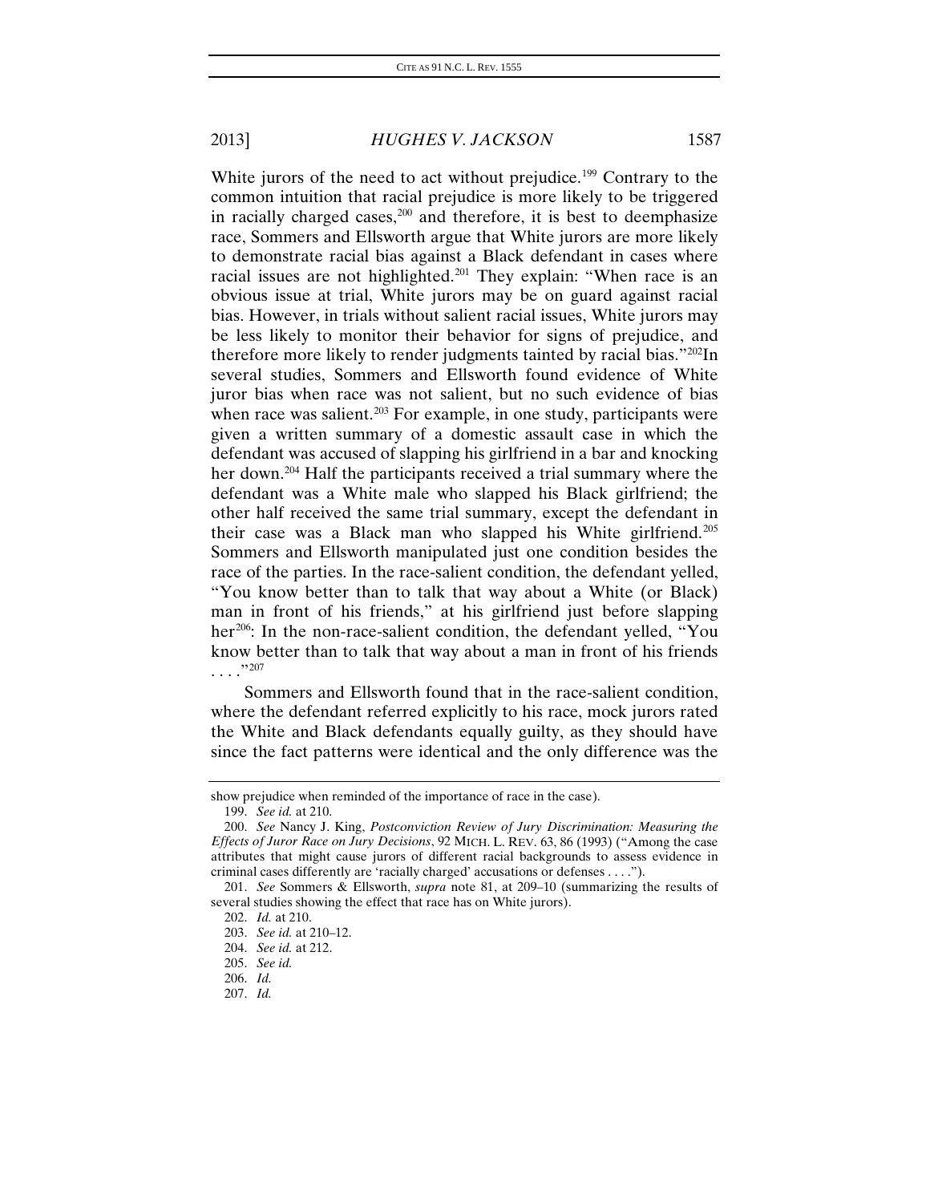White jurors of the need to act without prejudice.[199] Contrary to the common intuition that racial prejudice is more likely to be triggered in racially charged cases,[200] and therefore, it is best to deemphasize race, Sommers and Ellsworth argue that White jurors are more likely to demonstrate racial bias against a Black defendant in cases where racial issues are not highlighted.[201] They explain: "When race is an obvious issue at trial, White jurors may be on guard against racial bias. However, in trials without salient racial issues, White jurors may be less likely to monitor their behavior for signs of prejudice, and therefore more likely to render judgments tainted by racial bias."[202]In several studies, Sommers and Ellsworth found evidence of White juror bias when race was not salient, but no such evidence of bias when race was salient.[203] For example, in one study, participants were given a written summary of a domestic assault case in which the defendant was accused of slapping his girlfriend in a bar and knocking her down.[204] Half the participants received a trial summary where the defendant was a White male who slapped his Black girlfriend; the other half received the same trial summary, except the defendant in their case was a Black man who slapped his White girlfriend.[205] Sommers and Ellsworth manipulated just one condition besides the race of the parties. In the race-salient condition, the defendant yelled, "You know better than to talk that way about a White (or Black) man in front of his friends," at his girlfriend just before slapping her[206]: In the non-race-salient condition, the defendant yelled, "You know better than to talk that way about a man in front of his friends . . . ."[207]

Sommers and Ellsworth found that in the race-salient condition, where the defendant referred explicitly to his race, mock jurors rated the White and Black defendants equally guilty, as they should have since the fact patterns were identical and the only difference was the

---

show prejudice when reminded of the importance of race in the case).

199. *See id.* at 210.

200. *See* Nancy J. King, *Postconviction Review of Jury Discrimination: Measuring the Effects of Juror Race on Jury Decisions*, 92 MICH. L. REV. 63, 86 (1993) ("Among the case attributes that might cause jurors of different racial backgrounds to assess evidence in criminal cases differently are 'racially charged' accusations or defenses . . . .").

201. *See* Sommers & Ellsworth, *supra* note 81, at 209–10 (summarizing the results of several studies showing the effect that race has on White jurors).

202. *Id.* at 210.

203. *See id.* at 210–12.

204. *See id.* at 212.

205. *See id.*

206. *Id.*

207. *Id.*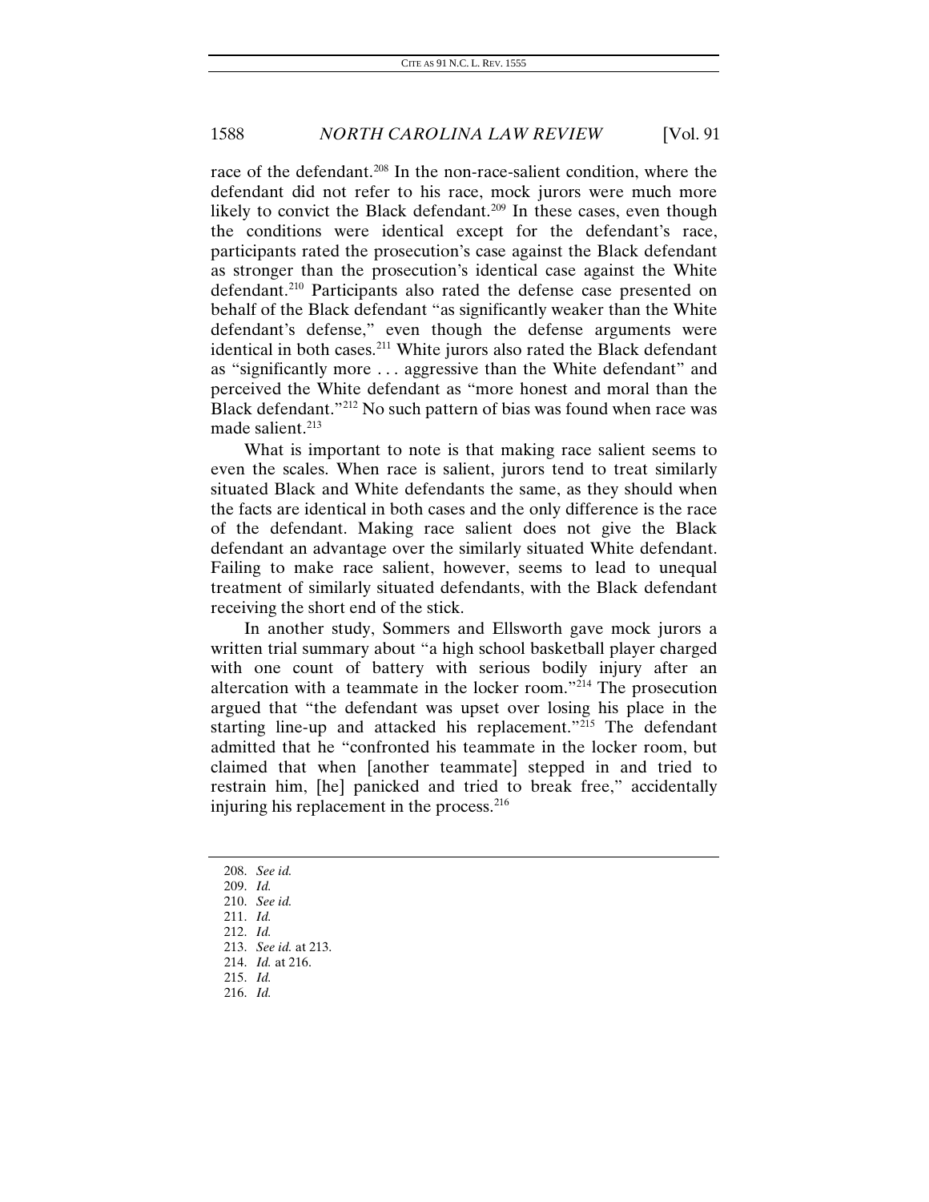race of the defendant.[208] In the non-race-salient condition, where the defendant did not refer to his race, mock jurors were much more likely to convict the Black defendant.[209] In these cases, even though the conditions were identical except for the defendant's race, participants rated the prosecution's case against the Black defendant as stronger than the prosecution's identical case against the White defendant.[210] Participants also rated the defense case presented on behalf of the Black defendant "as significantly weaker than the White defendant's defense," even though the defense arguments were identical in both cases.[211] White jurors also rated the Black defendant as "significantly more . . . aggressive than the White defendant" and perceived the White defendant as "more honest and moral than the Black defendant."[212] No such pattern of bias was found when race was made salient.[213]

What is important to note is that making race salient seems to even the scales. When race is salient, jurors tend to treat similarly situated Black and White defendants the same, as they should when the facts are identical in both cases and the only difference is the race of the defendant. Making race salient does not give the Black defendant an advantage over the similarly situated White defendant. Failing to make race salient, however, seems to lead to unequal treatment of similarly situated defendants, with the Black defendant receiving the short end of the stick.

In another study, Sommers and Ellsworth gave mock jurors a written trial summary about "a high school basketball player charged with one count of battery with serious bodily injury after an altercation with a teammate in the locker room."[214] The prosecution argued that "the defendant was upset over losing his place in the starting line-up and attacked his replacement."[215] The defendant admitted that he "confronted his teammate in the locker room, but claimed that when [another teammate] stepped in and tried to restrain him, [he] panicked and tried to break free," accidentally injuring his replacement in the process.[216]

---

208. *See id.*
209. *Id.*
210. *See id.*
211. *Id.*
212. *Id.*
213. *See id.* at 213.
214. *Id.* at 216.
215. *Id.*
216. *Id.*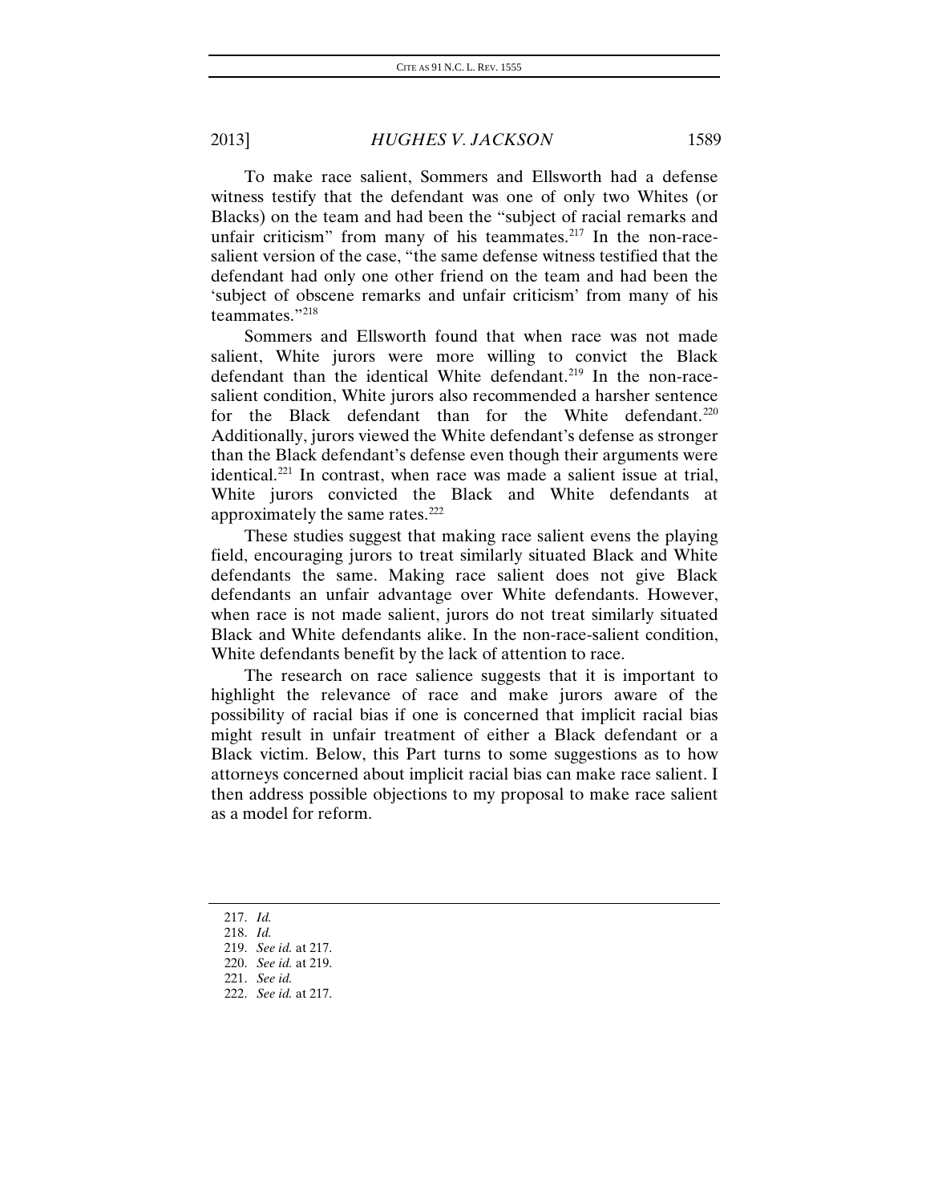To make race salient, Sommers and Ellsworth had a defense witness testify that the defendant was one of only two Whites (or Blacks) on the team and had been the "subject of racial remarks and unfair criticism" from many of his teammates.[217] In the non-race-salient version of the case, "the same defense witness testified that the defendant had only one other friend on the team and had been the 'subject of obscene remarks and unfair criticism' from many of his teammates."[218]

Sommers and Ellsworth found that when race was not made salient, White jurors were more willing to convict the Black defendant than the identical White defendant.[219] In the non-race-salient condition, White jurors also recommended a harsher sentence for the Black defendant than for the White defendant.[220] Additionally, jurors viewed the White defendant's defense as stronger than the Black defendant's defense even though their arguments were identical.[221] In contrast, when race was made a salient issue at trial, White jurors convicted the Black and White defendants at approximately the same rates.[222]

These studies suggest that making race salient evens the playing field, encouraging jurors to treat similarly situated Black and White defendants the same. Making race salient does not give Black defendants an unfair advantage over White defendants. However, when race is not made salient, jurors do not treat similarly situated Black and White defendants alike. In the non-race-salient condition, White defendants benefit by the lack of attention to race.

The research on race salience suggests that it is important to highlight the relevance of race and make jurors aware of the possibility of racial bias if one is concerned that implicit racial bias might result in unfair treatment of either a Black defendant or a Black victim. Below, this Part turns to some suggestions as to how attorneys concerned about implicit racial bias can make race salient. I then address possible objections to my proposal to make race salient as a model for reform.

---

217. *Id.*

218. *Id.*

219. *See id.* at 217.

220. *See id.* at 219.

221. *See id.*

222. *See id.* at 217.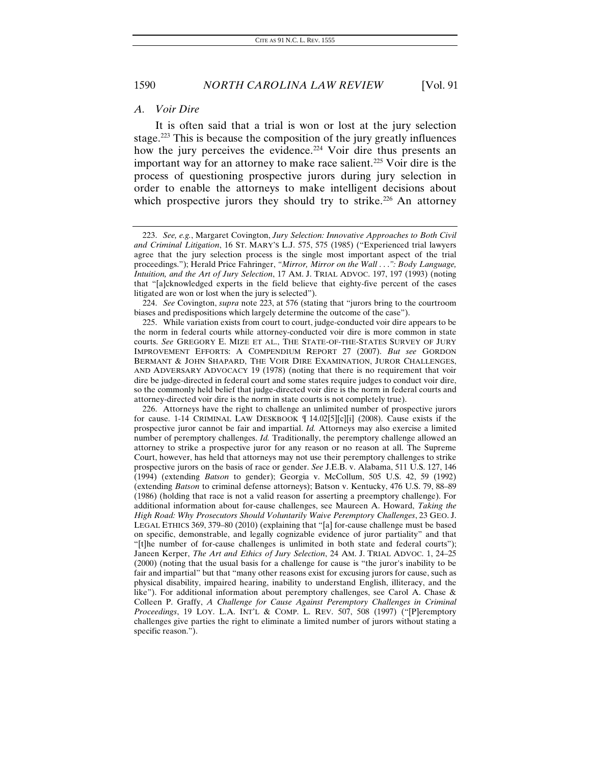## A. Voir Dire

It is often said that a trial is won or lost at the jury selection stage.[223] This is because the composition of the jury greatly influences how the jury perceives the evidence.[224] Voir dire thus presents an important way for an attorney to make race salient.[225] Voir dire is the process of questioning prospective jurors during jury selection in order to enable the attorneys to make intelligent decisions about which prospective jurors they should try to strike.[226] An attorney

---

223. *See, e.g.*, Margaret Covington, *Jury Selection: Innovative Approaches to Both Civil and Criminal Litigation*, 16 ST. MARY'S L.J. 575, 575 (1985) ("Experienced trial lawyers agree that the jury selection process is the single most important aspect of the trial proceedings."); Herald Price Fahringer, *"Mirror, Mirror on the Wall . . .": Body Language, Intuition, and the Art of Jury Selection*, 17 AM. J. TRIAL ADVOC. 197, 197 (1993) (noting that "[a]cknowledged experts in the field believe that eighty-five percent of the cases litigated are won or lost when the jury is selected").

224. *See* Covington, *supra* note 223, at 576 (stating that "jurors bring to the courtroom biases and predispositions which largely determine the outcome of the case").

225. While variation exists from court to court, judge-conducted voir dire appears to be the norm in federal courts while attorney-conducted voir dire is more common in state courts. *See* GREGORY E. MIZE ET AL., THE STATE-OF-THE-STATES SURVEY OF JURY IMPROVEMENT EFFORTS: A COMPENDIUM REPORT 27 (2007). *But see* GORDON BERMANT & JOHN SHAPARD, THE VOIR DIRE EXAMINATION, JUROR CHALLENGES, AND ADVERSARY ADVOCACY 19 (1978) (noting that there is no requirement that voir dire be judge-directed in federal court and some states require judges to conduct voir dire, so the commonly held belief that judge-directed voir dire is the norm in federal courts and attorney-directed voir dire is the norm in state courts is not completely true).

226. Attorneys have the right to challenge an unlimited number of prospective jurors for cause. 1-14 CRIMINAL LAW DESKBOOK ¶ 14.02[5][c][i] (2008). Cause exists if the prospective juror cannot be fair and impartial. *Id.* Attorneys may also exercise a limited number of peremptory challenges. *Id.* Traditionally, the peremptory challenge allowed an attorney to strike a prospective juror for any reason or no reason at all. The Supreme Court, however, has held that attorneys may not use their peremptory challenges to strike prospective jurors on the basis of race or gender. *See* J.E.B. v. Alabama, 511 U.S. 127, 146 (1994) (extending *Batson* to gender); Georgia v. McCollum, 505 U.S. 42, 59 (1992) (extending *Batson* to criminal defense attorneys); Batson v. Kentucky, 476 U.S. 79, 88–89 (1986) (holding that race is not a valid reason for asserting a preemptory challenge). For additional information about for-cause challenges, see Maureen A. Howard, *Taking the High Road: Why Prosecutors Should Voluntarily Waive Peremptory Challenges*, 23 GEO. J. LEGAL ETHICS 369, 379–80 (2010) (explaining that "[a] for-cause challenge must be based on specific, demonstrable, and legally cognizable evidence of juror partiality" and that "[t]he number of for-cause challenges is unlimited in both state and federal courts"); Janeen Kerper, *The Art and Ethics of Jury Selection*, 24 AM. J. TRIAL ADVOC. 1, 24–25 (2000) (noting that the usual basis for a challenge for cause is "the juror's inability to be fair and impartial" but that "many other reasons exist for excusing jurors for cause, such as physical disability, impaired hearing, inability to understand English, illiteracy, and the like"). For additional information about peremptory challenges, see Carol A. Chase & Colleen P. Graffy, *A Challenge for Cause Against Peremptory Challenges in Criminal Proceedings*, 19 LOY. L.A. INT'L & COMP. L. REV. 507, 508 (1997) ("[P]eremptory challenges give parties the right to eliminate a limited number of jurors without stating a specific reason.").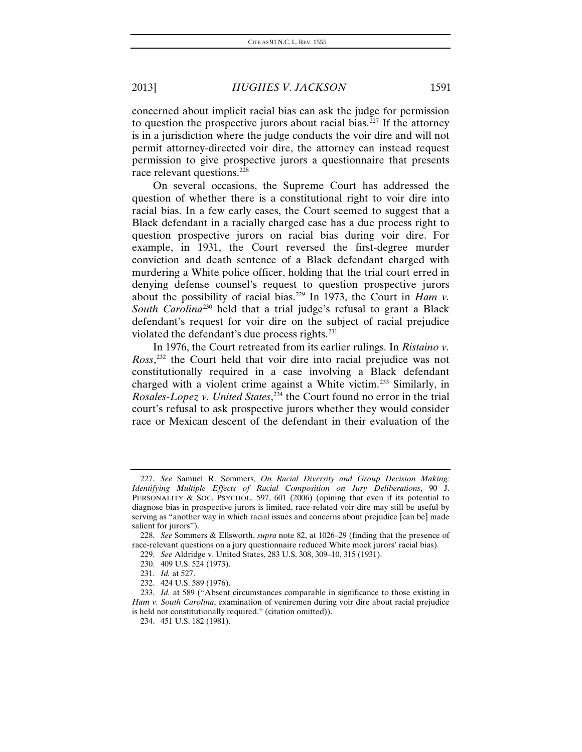concerned about implicit racial bias can ask the judge for permission to question the prospective jurors about racial bias.[227] If the attorney is in a jurisdiction where the judge conducts the voir dire and will not permit attorney-directed voir dire, the attorney can instead request permission to give prospective jurors a questionnaire that presents race relevant questions.[228]

On several occasions, the Supreme Court has addressed the question of whether there is a constitutional right to voir dire into racial bias. In a few early cases, the Court seemed to suggest that a Black defendant in a racially charged case has a due process right to question prospective jurors on racial bias during voir dire. For example, in 1931, the Court reversed the first-degree murder conviction and death sentence of a Black defendant charged with murdering a White police officer, holding that the trial court erred in denying defense counsel's request to question prospective jurors about the possibility of racial bias.[229] In 1973, the Court in *Ham v. South Carolina*[230] held that a trial judge's refusal to grant a Black defendant's request for voir dire on the subject of racial prejudice violated the defendant's due process rights.[231]

In 1976, the Court retreated from its earlier rulings. In *Ristaino v. Ross*,[232] the Court held that voir dire into racial prejudice was not constitutionally required in a case involving a Black defendant charged with a violent crime against a White victim.[233] Similarly, in *Rosales-Lopez v. United States*,[234] the Court found no error in the trial court's refusal to ask prospective jurors whether they would consider race or Mexican descent of the defendant in their evaluation of the

---

227. *See* Samuel R. Sommers, *On Racial Diversity and Group Decision Making: Identifying Multiple Effects of Racial Composition on Jury Deliberations*, 90 J. PERSONALITY & SOC. PSYCHOL. 597, 601 (2006) (opining that even if its potential to diagnose bias in prospective jurors is limited, race-related voir dire may still be useful by serving as "another way in which racial issues and concerns about prejudice [can be] made salient for jurors").

228. *See* Sommers & Ellsworth, *supra* note 82, at 1026–29 (finding that the presence of race-relevant questions on a jury questionnaire reduced White mock jurors' racial bias).

229. *See* Aldridge v. United States, 283 U.S. 308, 309–10, 315 (1931).

230. 409 U.S. 524 (1973).

231. *Id.* at 527.

232. 424 U.S. 589 (1976).

233. *Id.* at 589 ("Absent circumstances comparable in significance to those existing in *Ham v. South Carolina*, examination of veniremen during voir dire about racial prejudice is held not constitutionally required." (citation omitted)).

234. 451 U.S. 182 (1981).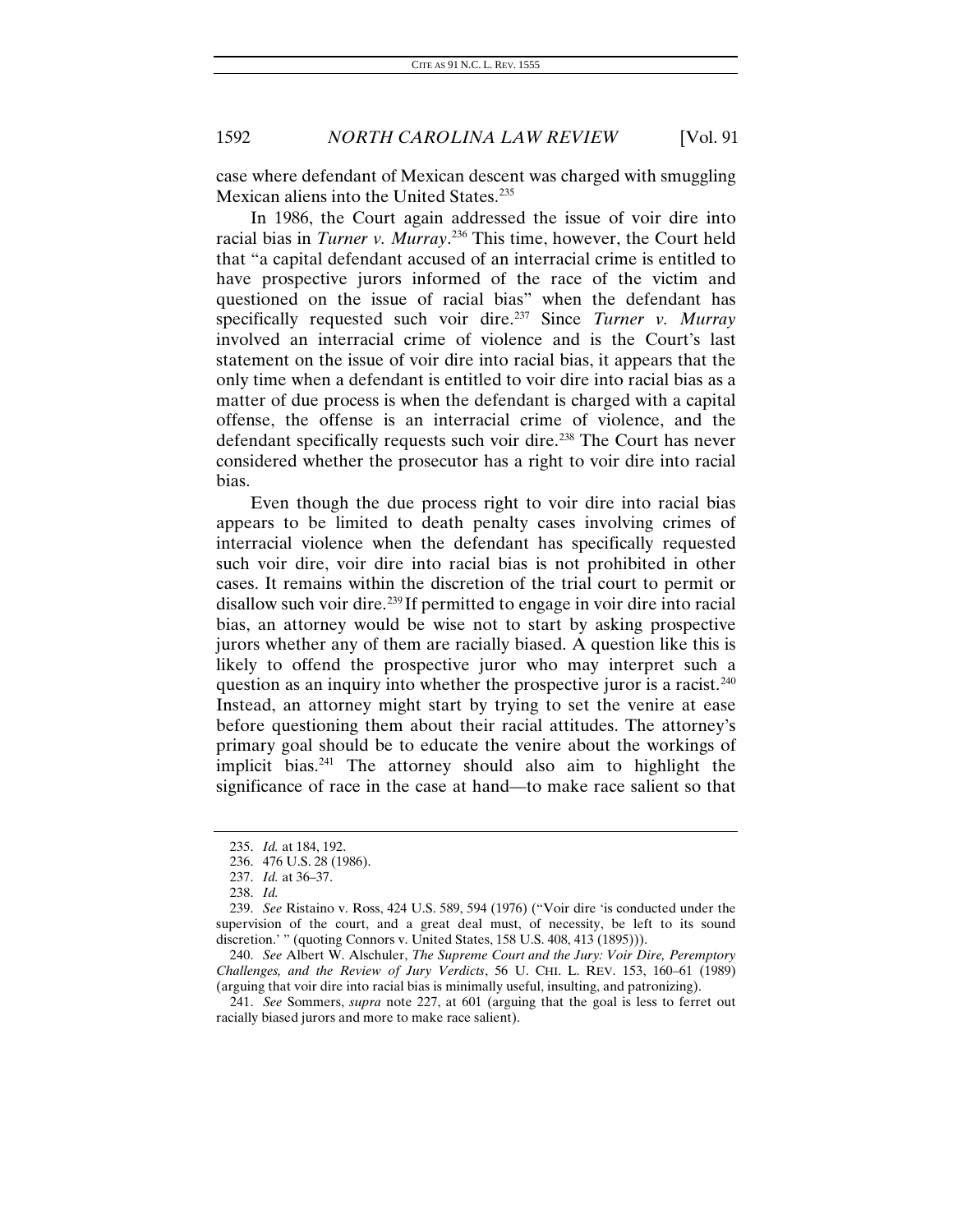case where defendant of Mexican descent was charged with smuggling Mexican aliens into the United States.[235]

In 1986, the Court again addressed the issue of voir dire into racial bias in *Turner v. Murray*.[236] This time, however, the Court held that "a capital defendant accused of an interracial crime is entitled to have prospective jurors informed of the race of the victim and questioned on the issue of racial bias" when the defendant has specifically requested such voir dire.[237] Since *Turner v. Murray* involved an interracial crime of violence and is the Court's last statement on the issue of voir dire into racial bias, it appears that the only time when a defendant is entitled to voir dire into racial bias as a matter of due process is when the defendant is charged with a capital offense, the offense is an interracial crime of violence, and the defendant specifically requests such voir dire.[238] The Court has never considered whether the prosecutor has a right to voir dire into racial bias.

Even though the due process right to voir dire into racial bias appears to be limited to death penalty cases involving crimes of interracial violence when the defendant has specifically requested such voir dire, voir dire into racial bias is not prohibited in other cases. It remains within the discretion of the trial court to permit or disallow such voir dire.[239] If permitted to engage in voir dire into racial bias, an attorney would be wise not to start by asking prospective jurors whether any of them are racially biased. A question like this is likely to offend the prospective juror who may interpret such a question as an inquiry into whether the prospective juror is a racist.[240] Instead, an attorney might start by trying to set the venire at ease before questioning them about their racial attitudes. The attorney's primary goal should be to educate the venire about the workings of implicit bias.[241] The attorney should also aim to highlight the significance of race in the case at hand—to make race salient so that

---

235. *Id.* at 184, 192.

236. 476 U.S. 28 (1986).

237. *Id.* at 36–37.

238. *Id.*

239. *See* Ristaino v. Ross, 424 U.S. 589, 594 (1976) ("Voir dire 'is conducted under the supervision of the court, and a great deal must, of necessity, be left to its sound discretion.' " (quoting Connors v. United States, 158 U.S. 408, 413 (1895))).

240. *See* Albert W. Alschuler, *The Supreme Court and the Jury: Voir Dire, Peremptory Challenges, and the Review of Jury Verdicts*, 56 U. CHI. L. REV. 153, 160–61 (1989) (arguing that voir dire into racial bias is minimally useful, insulting, and patronizing).

241. *See* Sommers, *supra* note 227, at 601 (arguing that the goal is less to ferret out racially biased jurors and more to make race salient).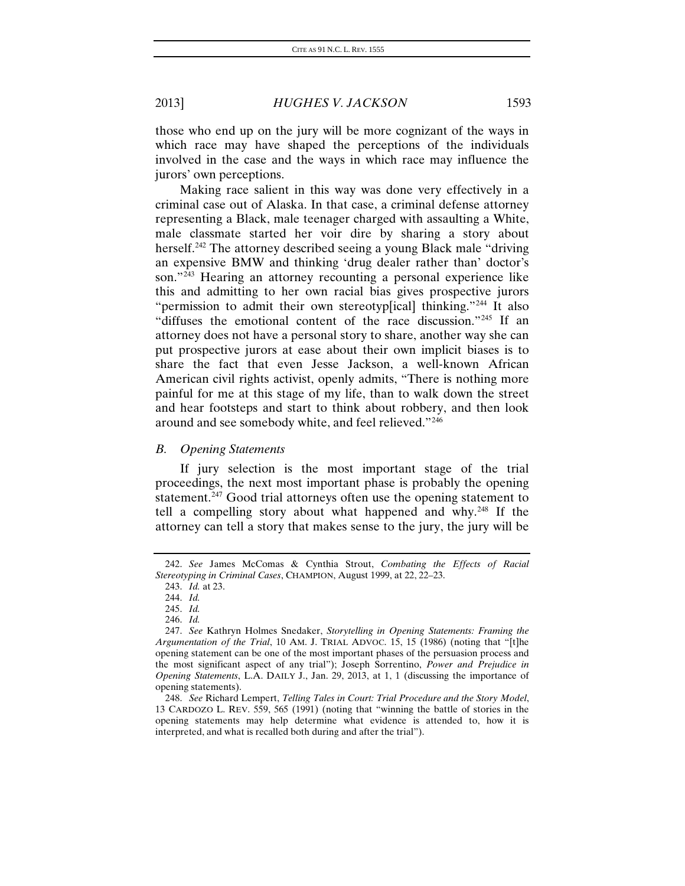those who end up on the jury will be more cognizant of the ways in which race may have shaped the perceptions of the individuals involved in the case and the ways in which race may influence the jurors' own perceptions.

Making race salient in this way was done very effectively in a criminal case out of Alaska. In that case, a criminal defense attorney representing a Black, male teenager charged with assaulting a White, male classmate started her voir dire by sharing a story about herself.[242] The attorney described seeing a young Black male "driving an expensive BMW and thinking 'drug dealer rather than' doctor's son."[243] Hearing an attorney recounting a personal experience like this and admitting to her own racial bias gives prospective jurors "permission to admit their own stereotyp[ical] thinking."[244] It also "diffuses the emotional content of the race discussion."[245] If an attorney does not have a personal story to share, another way she can put prospective jurors at ease about their own implicit biases is to share the fact that even Jesse Jackson, a well-known African American civil rights activist, openly admits, "There is nothing more painful for me at this stage of my life, than to walk down the street and hear footsteps and start to think about robbery, and then look around and see somebody white, and feel relieved."[246]

### *B. Opening Statements*

If jury selection is the most important stage of the trial proceedings, the next most important phase is probably the opening statement.[247] Good trial attorneys often use the opening statement to tell a compelling story about what happened and why.[248] If the attorney can tell a story that makes sense to the jury, the jury will be

---

242. *See* James McComas & Cynthia Strout, *Combating the Effects of Racial Stereotyping in Criminal Cases*, CHAMPION, August 1999, at 22, 22–23.

243. *Id.* at 23.

244. *Id.*

245. *Id.*

246. *Id.*

247. *See* Kathryn Holmes Snedaker, *Storytelling in Opening Statements: Framing the Argumentation of the Trial*, 10 AM. J. TRIAL ADVOC. 15, 15 (1986) (noting that "[t]he opening statement can be one of the most important phases of the persuasion process and the most significant aspect of any trial"); Joseph Sorrentino, *Power and Prejudice in Opening Statements*, L.A. DAILY J., Jan. 29, 2013, at 1, 1 (discussing the importance of opening statements).

248. *See* Richard Lempert, *Telling Tales in Court: Trial Procedure and the Story Model*, 13 CARDOZO L. REV. 559, 565 (1991) (noting that "winning the battle of stories in the opening statements may help determine what evidence is attended to, how it is interpreted, and what is recalled both during and after the trial").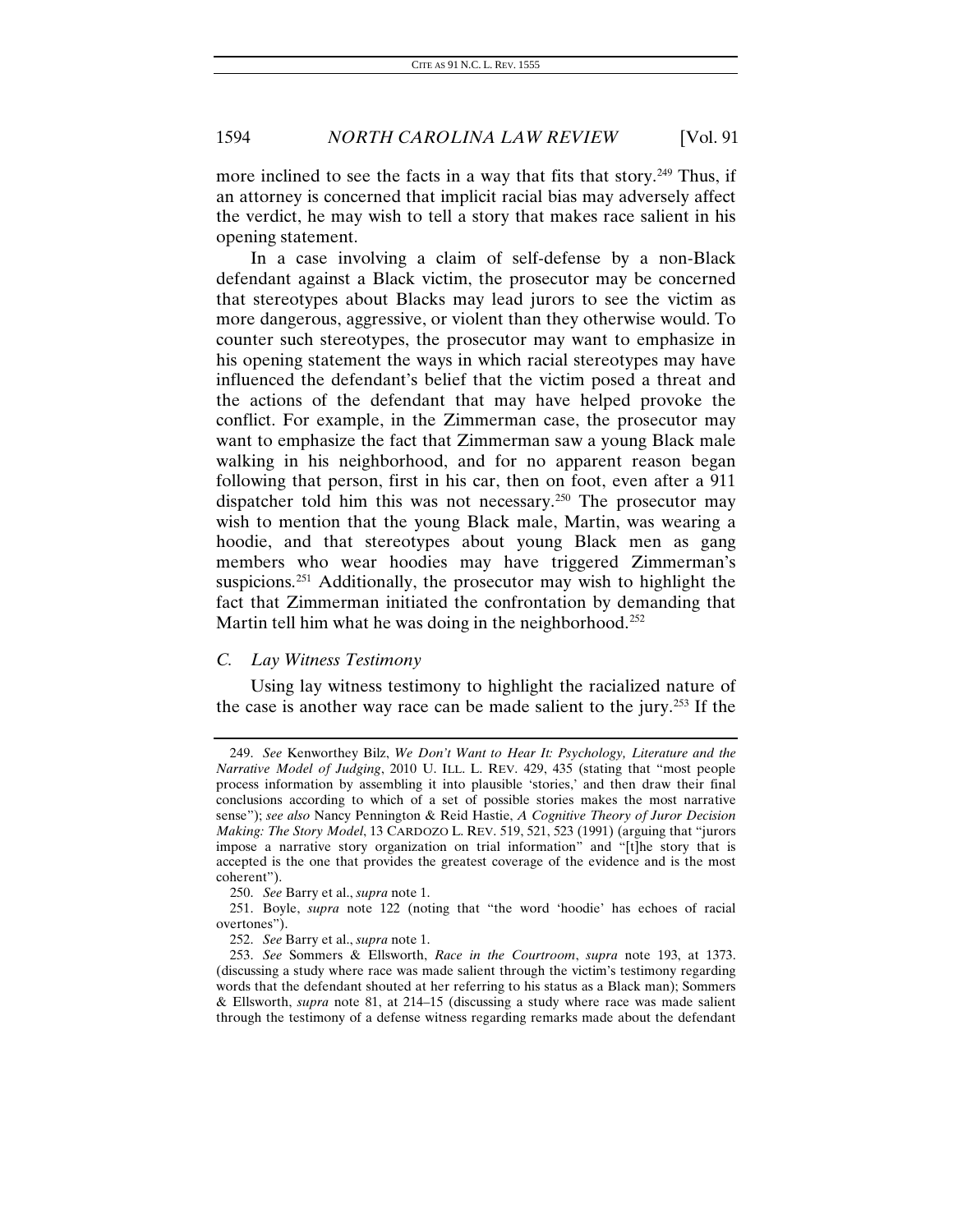more inclined to see the facts in a way that fits that story.[249] Thus, if an attorney is concerned that implicit racial bias may adversely affect the verdict, he may wish to tell a story that makes race salient in his opening statement.

In a case involving a claim of self-defense by a non-Black defendant against a Black victim, the prosecutor may be concerned that stereotypes about Blacks may lead jurors to see the victim as more dangerous, aggressive, or violent than they otherwise would. To counter such stereotypes, the prosecutor may want to emphasize in his opening statement the ways in which racial stereotypes may have influenced the defendant's belief that the victim posed a threat and the actions of the defendant that may have helped provoke the conflict. For example, in the Zimmerman case, the prosecutor may want to emphasize the fact that Zimmerman saw a young Black male walking in his neighborhood, and for no apparent reason began following that person, first in his car, then on foot, even after a 911 dispatcher told him this was not necessary.[250] The prosecutor may wish to mention that the young Black male, Martin, was wearing a hoodie, and that stereotypes about young Black men as gang members who wear hoodies may have triggered Zimmerman's suspicions.[251] Additionally, the prosecutor may wish to highlight the fact that Zimmerman initiated the confrontation by demanding that Martin tell him what he was doing in the neighborhood.[252]

### *C. Lay Witness Testimony*

Using lay witness testimony to highlight the racialized nature of the case is another way race can be made salient to the jury.[253] If the

---

249. *See* Kenworthey Bilz, *We Don't Want to Hear It: Psychology, Literature and the Narrative Model of Judging*, 2010 U. ILL. L. REV. 429, 435 (stating that "most people process information by assembling it into plausible 'stories,' and then draw their final conclusions according to which of a set of possible stories makes the most narrative sense"); *see also* Nancy Pennington & Reid Hastie, *A Cognitive Theory of Juror Decision Making: The Story Model*, 13 CARDOZO L. REV. 519, 521, 523 (1991) (arguing that "jurors impose a narrative story organization on trial information" and "[t]he story that is accepted is the one that provides the greatest coverage of the evidence and is the most coherent").

250. *See* Barry et al., *supra* note 1.

251. Boyle, *supra* note 122 (noting that "the word 'hoodie' has echoes of racial overtones").

252. *See* Barry et al., *supra* note 1.

253. *See* Sommers & Ellsworth, *Race in the Courtroom*, *supra* note 193, at 1373. (discussing a study where race was made salient through the victim's testimony regarding words that the defendant shouted at her referring to his status as a Black man); Sommers & Ellsworth, *supra* note 81, at 214–15 (discussing a study where race was made salient through the testimony of a defense witness regarding remarks made about the defendant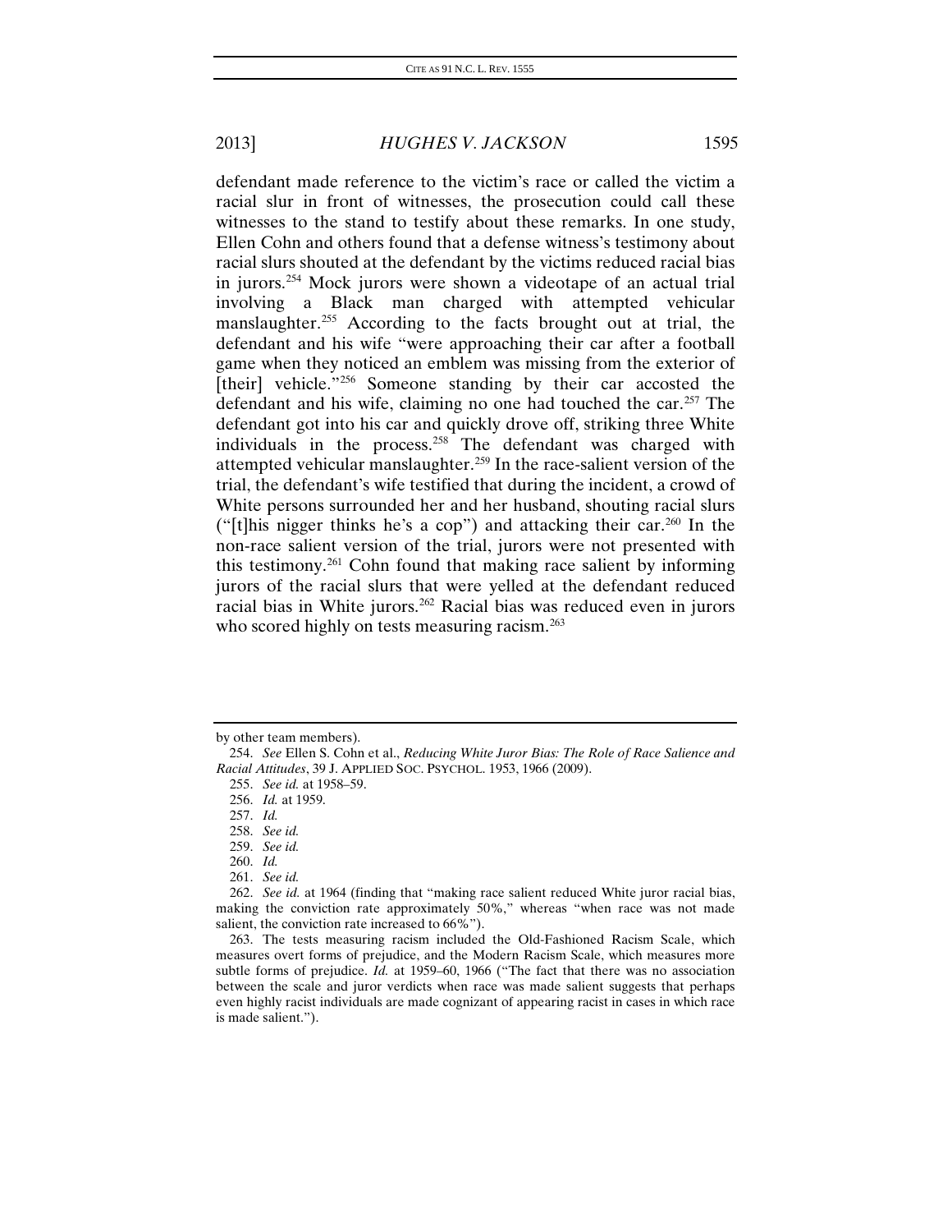defendant made reference to the victim's race or called the victim a racial slur in front of witnesses, the prosecution could call these witnesses to the stand to testify about these remarks. In one study, Ellen Cohn and others found that a defense witness's testimony about racial slurs shouted at the defendant by the victims reduced racial bias in jurors.[254] Mock jurors were shown a videotape of an actual trial involving a Black man charged with attempted vehicular manslaughter.[255] According to the facts brought out at trial, the defendant and his wife "were approaching their car after a football game when they noticed an emblem was missing from the exterior of [their] vehicle."[256] Someone standing by their car accosted the defendant and his wife, claiming no one had touched the car.[257] The defendant got into his car and quickly drove off, striking three White individuals in the process.[258] The defendant was charged with attempted vehicular manslaughter.[259] In the race-salient version of the trial, the defendant's wife testified that during the incident, a crowd of White persons surrounded her and her husband, shouting racial slurs ("[t]his nigger thinks he's a cop") and attacking their car.[260] In the non-race salient version of the trial, jurors were not presented with this testimony.[261] Cohn found that making race salient by informing jurors of the racial slurs that were yelled at the defendant reduced racial bias in White jurors.[262] Racial bias was reduced even in jurors who scored highly on tests measuring racism.[263]

---

by other team members).

254. *See* Ellen S. Cohn et al., *Reducing White Juror Bias: The Role of Race Salience and Racial Attitudes*, 39 J. APPLIED SOC. PSYCHOL. 1953, 1966 (2009).

255. *See id.* at 1958–59.

256. *Id.* at 1959.

257. *Id.*

258. *See id.*

259. *See id.*

260. *Id.*

261. *See id.*

262. *See id.* at 1964 (finding that "making race salient reduced White juror racial bias, making the conviction rate approximately 50%," whereas "when race was not made salient, the conviction rate increased to 66%").

263. The tests measuring racism included the Old-Fashioned Racism Scale, which measures overt forms of prejudice, and the Modern Racism Scale, which measures more subtle forms of prejudice. *Id.* at 1959–60, 1966 ("The fact that there was no association between the scale and juror verdicts when race was made salient suggests that perhaps even highly racist individuals are made cognizant of appearing racist in cases in which race is made salient.").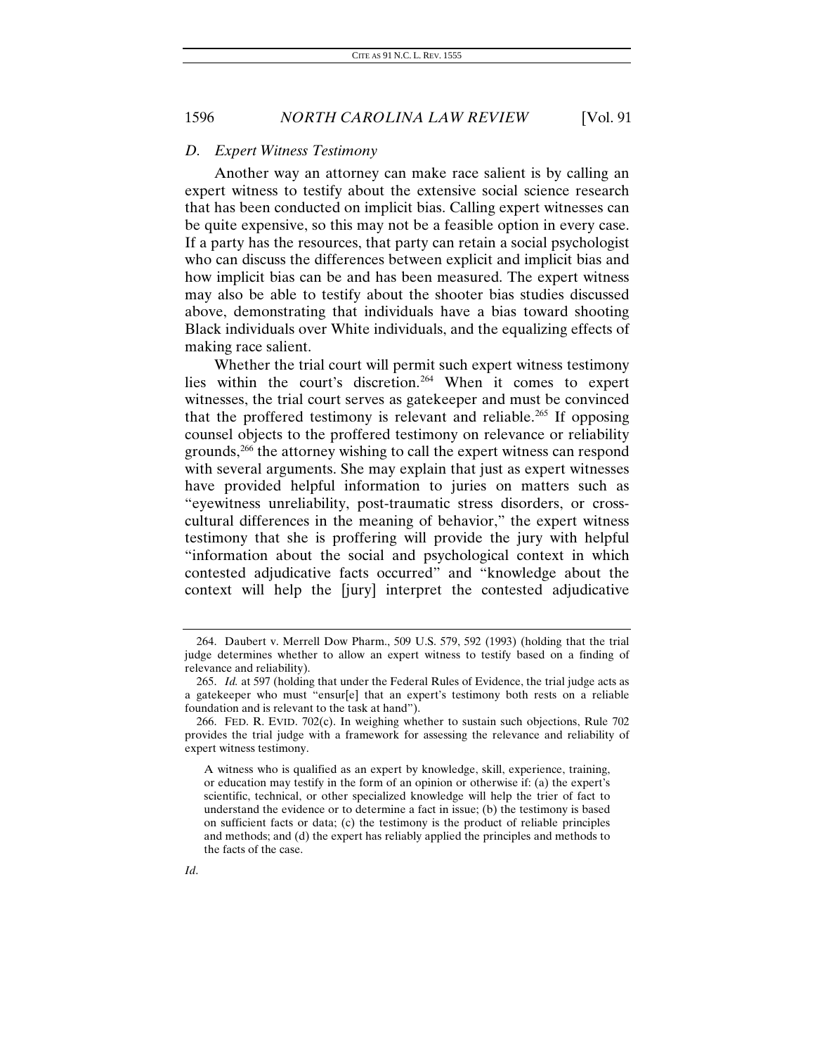### *D. Expert Witness Testimony*

Another way an attorney can make race salient is by calling an expert witness to testify about the extensive social science research that has been conducted on implicit bias. Calling expert witnesses can be quite expensive, so this may not be a feasible option in every case. If a party has the resources, that party can retain a social psychologist who can discuss the differences between explicit and implicit bias and how implicit bias can be and has been measured. The expert witness may also be able to testify about the shooter bias studies discussed above, demonstrating that individuals have a bias toward shooting Black individuals over White individuals, and the equalizing effects of making race salient.

Whether the trial court will permit such expert witness testimony lies within the court's discretion.[264] When it comes to expert witnesses, the trial court serves as gatekeeper and must be convinced that the proffered testimony is relevant and reliable.[265] If opposing counsel objects to the proffered testimony on relevance or reliability grounds,[266] the attorney wishing to call the expert witness can respond with several arguments. She may explain that just as expert witnesses have provided helpful information to juries on matters such as "eyewitness unreliability, post-traumatic stress disorders, or cross-cultural differences in the meaning of behavior," the expert witness testimony that she is proffering will provide the jury with helpful "information about the social and psychological context in which contested adjudicative facts occurred" and "knowledge about the context will help the [jury] interpret the contested adjudicative

---

264. Daubert v. Merrell Dow Pharm., 509 U.S. 579, 592 (1993) (holding that the trial judge determines whether to allow an expert witness to testify based on a finding of relevance and reliability).

265. *Id.* at 597 (holding that under the Federal Rules of Evidence, the trial judge acts as a gatekeeper who must "ensur[e] that an expert's testimony both rests on a reliable foundation and is relevant to the task at hand").

266. FED. R. EVID. 702(c). In weighing whether to sustain such objections, Rule 702 provides the trial judge with a framework for assessing the relevance and reliability of expert witness testimony.

> A witness who is qualified as an expert by knowledge, skill, experience, training, or education may testify in the form of an opinion or otherwise if: (a) the expert's scientific, technical, or other specialized knowledge will help the trier of fact to understand the evidence or to determine a fact in issue; (b) the testimony is based on sufficient facts or data; (c) the testimony is the product of reliable principles and methods; and (d) the expert has reliably applied the principles and methods to the facts of the case.

*Id*.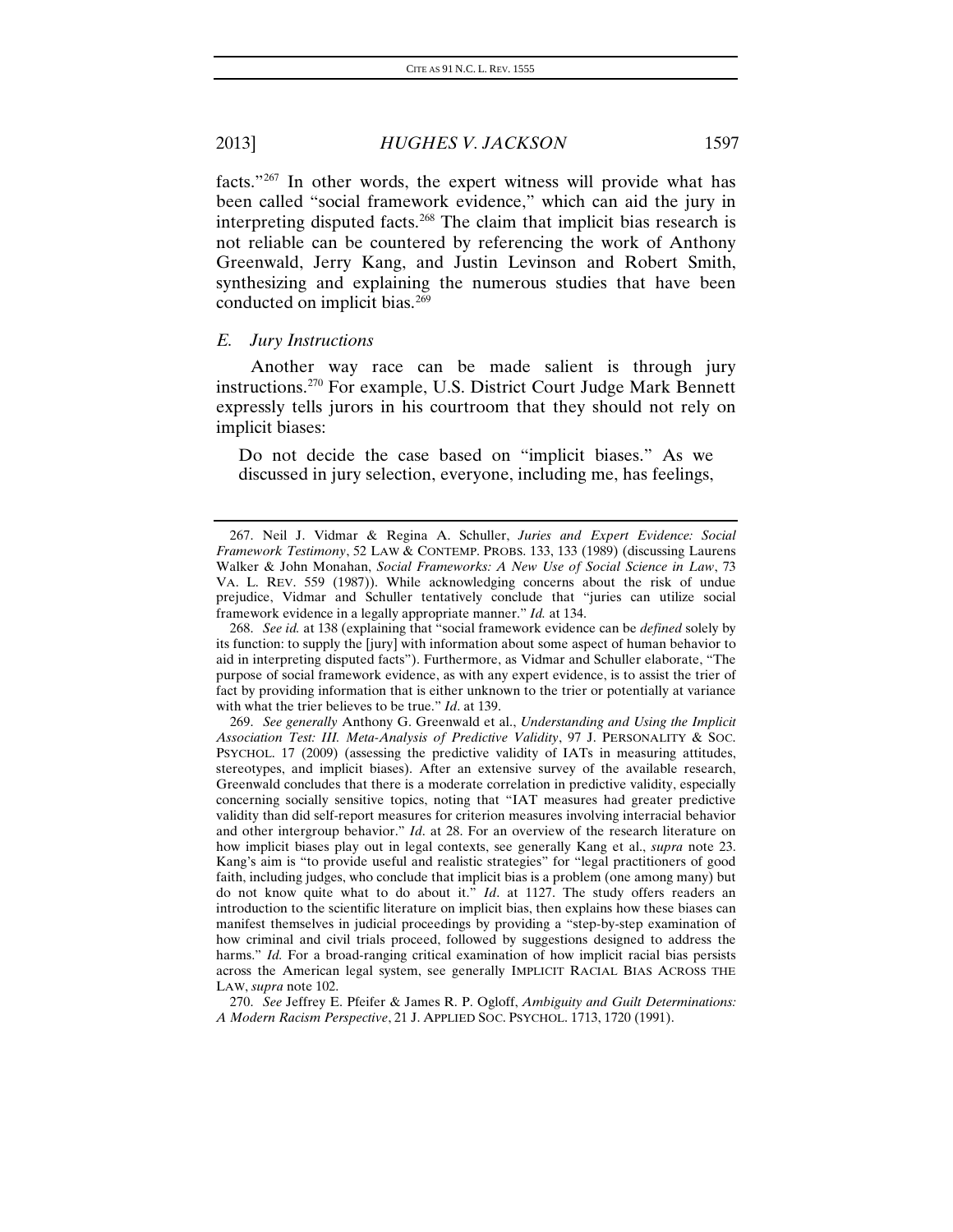facts."[267] In other words, the expert witness will provide what has been called "social framework evidence," which can aid the jury in interpreting disputed facts.[268] The claim that implicit bias research is not reliable can be countered by referencing the work of Anthony Greenwald, Jerry Kang, and Justin Levinson and Robert Smith, synthesizing and explaining the numerous studies that have been conducted on implicit bias.[269]

### *E. Jury Instructions*

Another way race can be made salient is through jury instructions.[270] For example, U.S. District Court Judge Mark Bennett expressly tells jurors in his courtroom that they should not rely on implicit biases:

> Do not decide the case based on "implicit biases." As we discussed in jury selection, everyone, including me, has feelings,

---

267. Neil J. Vidmar & Regina A. Schuller, *Juries and Expert Evidence: Social Framework Testimony*, 52 LAW & CONTEMP. PROBS. 133, 133 (1989) (discussing Laurens Walker & John Monahan, *Social Frameworks: A New Use of Social Science in Law*, 73 VA. L. REV. 559 (1987)). While acknowledging concerns about the risk of undue prejudice, Vidmar and Schuller tentatively conclude that "juries can utilize social framework evidence in a legally appropriate manner." *Id.* at 134.

268. *See id.* at 138 (explaining that "social framework evidence can be *defined* solely by its function: to supply the [jury] with information about some aspect of human behavior to aid in interpreting disputed facts"). Furthermore, as Vidmar and Schuller elaborate, "The purpose of social framework evidence, as with any expert evidence, is to assist the trier of fact by providing information that is either unknown to the trier or potentially at variance with what the trier believes to be true." *Id*. at 139.

269. *See generally* Anthony G. Greenwald et al., *Understanding and Using the Implicit Association Test: III. Meta-Analysis of Predictive Validity*, 97 J. PERSONALITY & SOC. PSYCHOL. 17 (2009) (assessing the predictive validity of IATs in measuring attitudes, stereotypes, and implicit biases). After an extensive survey of the available research, Greenwald concludes that there is a moderate correlation in predictive validity, especially concerning socially sensitive topics, noting that "IAT measures had greater predictive validity than did self-report measures for criterion measures involving interracial behavior and other intergroup behavior." *Id*. at 28. For an overview of the research literature on how implicit biases play out in legal contexts, see generally Kang et al., *supra* note 23. Kang's aim is "to provide useful and realistic strategies" for "legal practitioners of good faith, including judges, who conclude that implicit bias is a problem (one among many) but do not know quite what to do about it." *Id*. at 1127. The study offers readers an introduction to the scientific literature on implicit bias, then explains how these biases can manifest themselves in judicial proceedings by providing a "step-by-step examination of how criminal and civil trials proceed, followed by suggestions designed to address the harms." *Id.* For a broad-ranging critical examination of how implicit racial bias persists across the American legal system, see generally IMPLICIT RACIAL BIAS ACROSS THE LAW, *supra* note 102.

270. *See* Jeffrey E. Pfeifer & James R. P. Ogloff, *Ambiguity and Guilt Determinations: A Modern Racism Perspective*, 21 J. APPLIED SOC. PSYCHOL. 1713, 1720 (1991).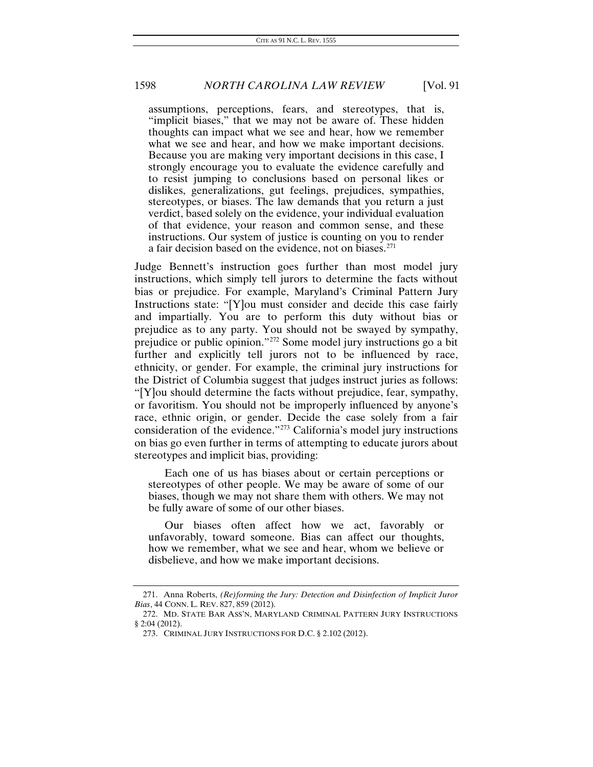> assumptions, perceptions, fears, and stereotypes, that is, "implicit biases," that we may not be aware of. These hidden thoughts can impact what we see and hear, how we remember what we see and hear, and how we make important decisions. Because you are making very important decisions in this case, I strongly encourage you to evaluate the evidence carefully and to resist jumping to conclusions based on personal likes or dislikes, generalizations, gut feelings, prejudices, sympathies, stereotypes, or biases. The law demands that you return a just verdict, based solely on the evidence, your individual evaluation of that evidence, your reason and common sense, and these instructions. Our system of justice is counting on you to render a fair decision based on the evidence, not on biases.[271]

Judge Bennett's instruction goes further than most model jury instructions, which simply tell jurors to determine the facts without bias or prejudice. For example, Maryland's Criminal Pattern Jury Instructions state: "[Y]ou must consider and decide this case fairly and impartially. You are to perform this duty without bias or prejudice as to any party. You should not be swayed by sympathy, prejudice or public opinion."[272] Some model jury instructions go a bit further and explicitly tell jurors not to be influenced by race, ethnicity, or gender. For example, the criminal jury instructions for the District of Columbia suggest that judges instruct juries as follows: "[Y]ou should determine the facts without prejudice, fear, sympathy, or favoritism. You should not be improperly influenced by anyone's race, ethnic origin, or gender. Decide the case solely from a fair consideration of the evidence."[273] California's model jury instructions on bias go even further in terms of attempting to educate jurors about stereotypes and implicit bias, providing:

> Each one of us has biases about or certain perceptions or stereotypes of other people. We may be aware of some of our biases, though we may not share them with others. We may not be fully aware of some of our other biases.
>
> Our biases often affect how we act, favorably or unfavorably, toward someone. Bias can affect our thoughts, how we remember, what we see and hear, whom we believe or disbelieve, and how we make important decisions.

---

271. Anna Roberts, *(Re)forming the Jury: Detection and Disinfection of Implicit Juror Bias*, 44 CONN. L. REV. 827, 859 (2012).

272. MD. STATE BAR ASS'N, MARYLAND CRIMINAL PATTERN JURY INSTRUCTIONS § 2:04 (2012).

273. CRIMINAL JURY INSTRUCTIONS FOR D.C. § 2.102 (2012).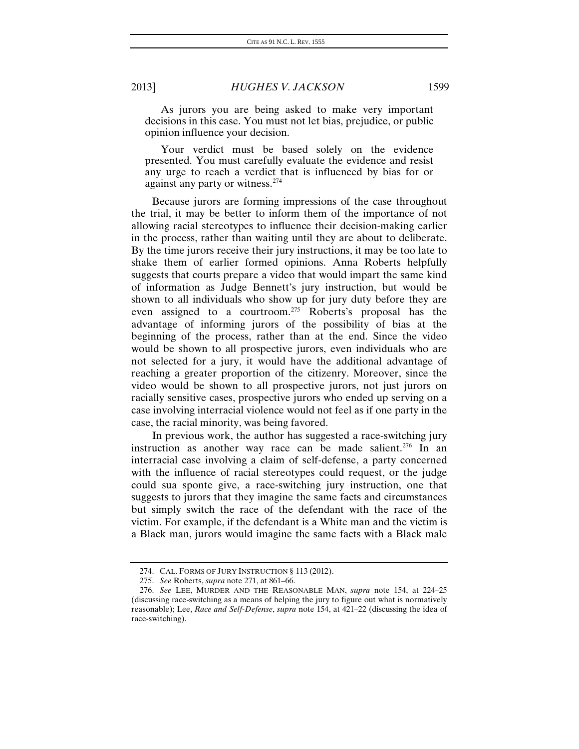> As jurors you are being asked to make very important decisions in this case. You must not let bias, prejudice, or public opinion influence your decision.
>
> Your verdict must be based solely on the evidence presented. You must carefully evaluate the evidence and resist any urge to reach a verdict that is influenced by bias for or against any party or witness.[274]

Because jurors are forming impressions of the case throughout the trial, it may be better to inform them of the importance of not allowing racial stereotypes to influence their decision-making earlier in the process, rather than waiting until they are about to deliberate. By the time jurors receive their jury instructions, it may be too late to shake them of earlier formed opinions. Anna Roberts helpfully suggests that courts prepare a video that would impart the same kind of information as Judge Bennett's jury instruction, but would be shown to all individuals who show up for jury duty before they are even assigned to a courtroom.[275] Roberts's proposal has the advantage of informing jurors of the possibility of bias at the beginning of the process, rather than at the end. Since the video would be shown to all prospective jurors, even individuals who are not selected for a jury, it would have the additional advantage of reaching a greater proportion of the citizenry. Moreover, since the video would be shown to all prospective jurors, not just jurors on racially sensitive cases, prospective jurors who ended up serving on a case involving interracial violence would not feel as if one party in the case, the racial minority, was being favored.

In previous work, the author has suggested a race-switching jury instruction as another way race can be made salient.[276] In an interracial case involving a claim of self-defense, a party concerned with the influence of racial stereotypes could request, or the judge could sua sponte give, a race-switching jury instruction, one that suggests to jurors that they imagine the same facts and circumstances but simply switch the race of the defendant with the race of the victim. For example, if the defendant is a White man and the victim is a Black man, jurors would imagine the same facts with a Black male

---

274. CAL. FORMS OF JURY INSTRUCTION § 113 (2012).

275. *See* Roberts, *supra* note 271, at 861–66.

276. *See* LEE, MURDER AND THE REASONABLE MAN, *supra* note 154, at 224–25 (discussing race-switching as a means of helping the jury to figure out what is normatively reasonable); Lee, *Race and Self-Defense*, *supra* note 154, at 421–22 (discussing the idea of race-switching).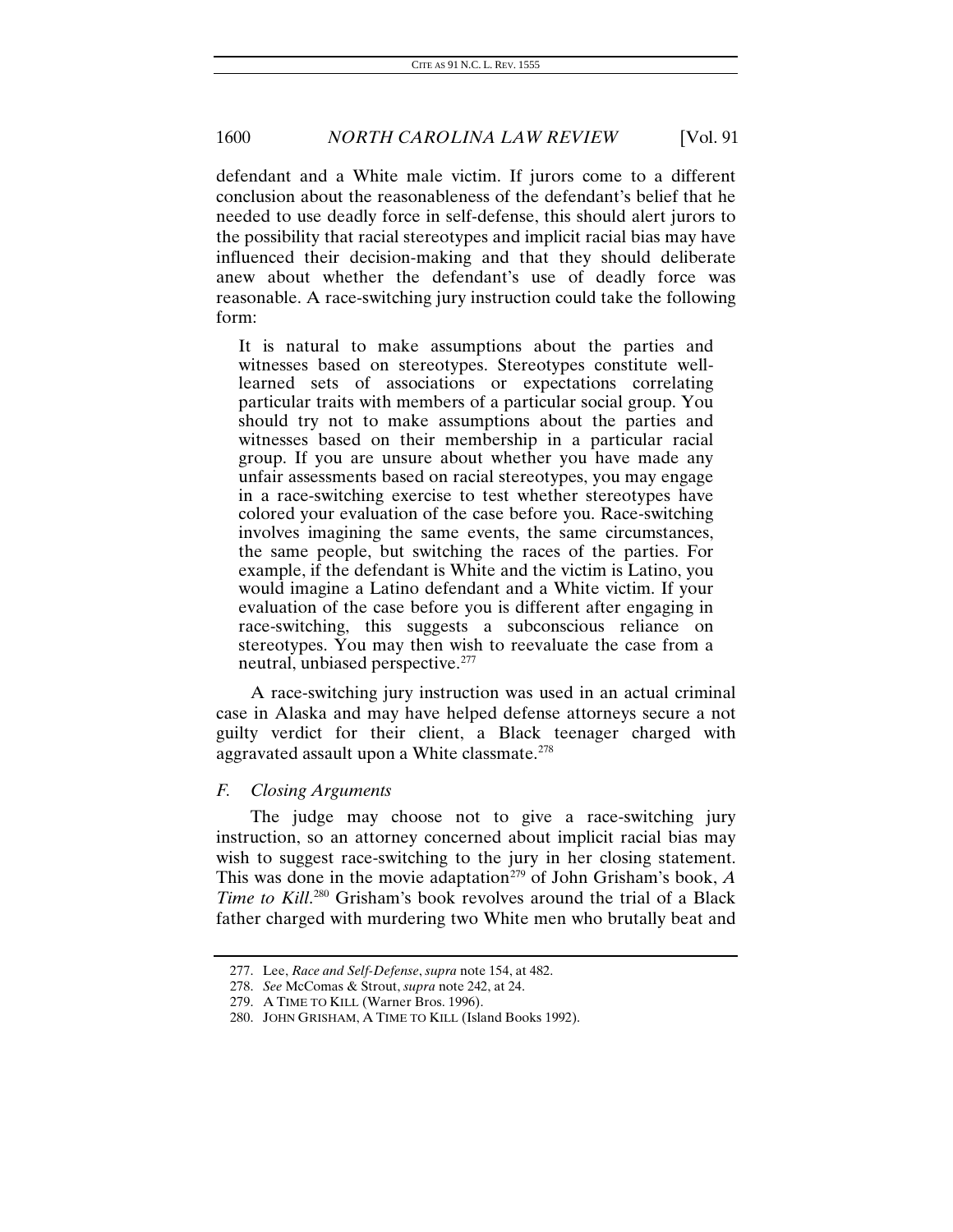defendant and a White male victim. If jurors come to a different conclusion about the reasonableness of the defendant's belief that he needed to use deadly force in self-defense, this should alert jurors to the possibility that racial stereotypes and implicit racial bias may have influenced their decision-making and that they should deliberate anew about whether the defendant's use of deadly force was reasonable. A race-switching jury instruction could take the following form:

> It is natural to make assumptions about the parties and witnesses based on stereotypes. Stereotypes constitute well-learned sets of associations or expectations correlating particular traits with members of a particular social group. You should try not to make assumptions about the parties and witnesses based on their membership in a particular racial group. If you are unsure about whether you have made any unfair assessments based on racial stereotypes, you may engage in a race-switching exercise to test whether stereotypes have colored your evaluation of the case before you. Race-switching involves imagining the same events, the same circumstances, the same people, but switching the races of the parties. For example, if the defendant is White and the victim is Latino, you would imagine a Latino defendant and a White victim. If your evaluation of the case before you is different after engaging in race-switching, this suggests a subconscious reliance on stereotypes. You may then wish to reevaluate the case from a neutral, unbiased perspective.[277]

A race-switching jury instruction was used in an actual criminal case in Alaska and may have helped defense attorneys secure a not guilty verdict for their client, a Black teenager charged with aggravated assault upon a White classmate.[278]

### *F. Closing Arguments*

The judge may choose not to give a race-switching jury instruction, so an attorney concerned about implicit racial bias may wish to suggest race-switching to the jury in her closing statement. This was done in the movie adaptation[279] of John Grisham's book, *A Time to Kill*.[280] Grisham's book revolves around the trial of a Black father charged with murdering two White men who brutally beat and

---

277. Lee, *Race and Self-Defense*, *supra* note 154, at 482.

278. *See* McComas & Strout, *supra* note 242, at 24.

279. A TIME TO KILL (Warner Bros. 1996).

280. JOHN GRISHAM, A TIME TO KILL (Island Books 1992).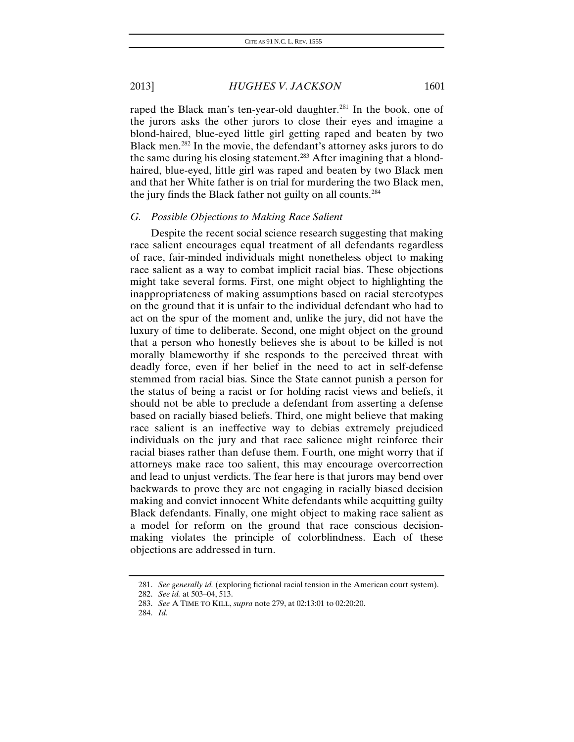raped the Black man's ten-year-old daughter.[281] In the book, one of the jurors asks the other jurors to close their eyes and imagine a blond-haired, blue-eyed little girl getting raped and beaten by two Black men.[282] In the movie, the defendant's attorney asks jurors to do the same during his closing statement.[283] After imagining that a blond-haired, blue-eyed, little girl was raped and beaten by two Black men and that her White father is on trial for murdering the two Black men, the jury finds the Black father not guilty on all counts.[284]

### G. *Possible Objections to Making Race Salient*

Despite the recent social science research suggesting that making race salient encourages equal treatment of all defendants regardless of race, fair-minded individuals might nonetheless object to making race salient as a way to combat implicit racial bias. These objections might take several forms. First, one might object to highlighting the inappropriateness of making assumptions based on racial stereotypes on the ground that it is unfair to the individual defendant who had to act on the spur of the moment and, unlike the jury, did not have the luxury of time to deliberate. Second, one might object on the ground that a person who honestly believes she is about to be killed is not morally blameworthy if she responds to the perceived threat with deadly force, even if her belief in the need to act in self-defense stemmed from racial bias. Since the State cannot punish a person for the status of being a racist or for holding racist views and beliefs, it should not be able to preclude a defendant from asserting a defense based on racially biased beliefs. Third, one might believe that making race salient is an ineffective way to debias extremely prejudiced individuals on the jury and that race salience might reinforce their racial biases rather than defuse them. Fourth, one might worry that if attorneys make race too salient, this may encourage overcorrection and lead to unjust verdicts. The fear here is that jurors may bend over backwards to prove they are not engaging in racially biased decision making and convict innocent White defendants while acquitting guilty Black defendants. Finally, one might object to making race salient as a model for reform on the ground that race conscious decision-making violates the principle of colorblindness. Each of these objections are addressed in turn.

---

281. *See generally id.* (exploring fictional racial tension in the American court system).

282. *See id.* at 503–04, 513.

283. *See* A TIME TO KILL, *supra* note 279, at 02:13:01 to 02:20:20.

284. *Id.*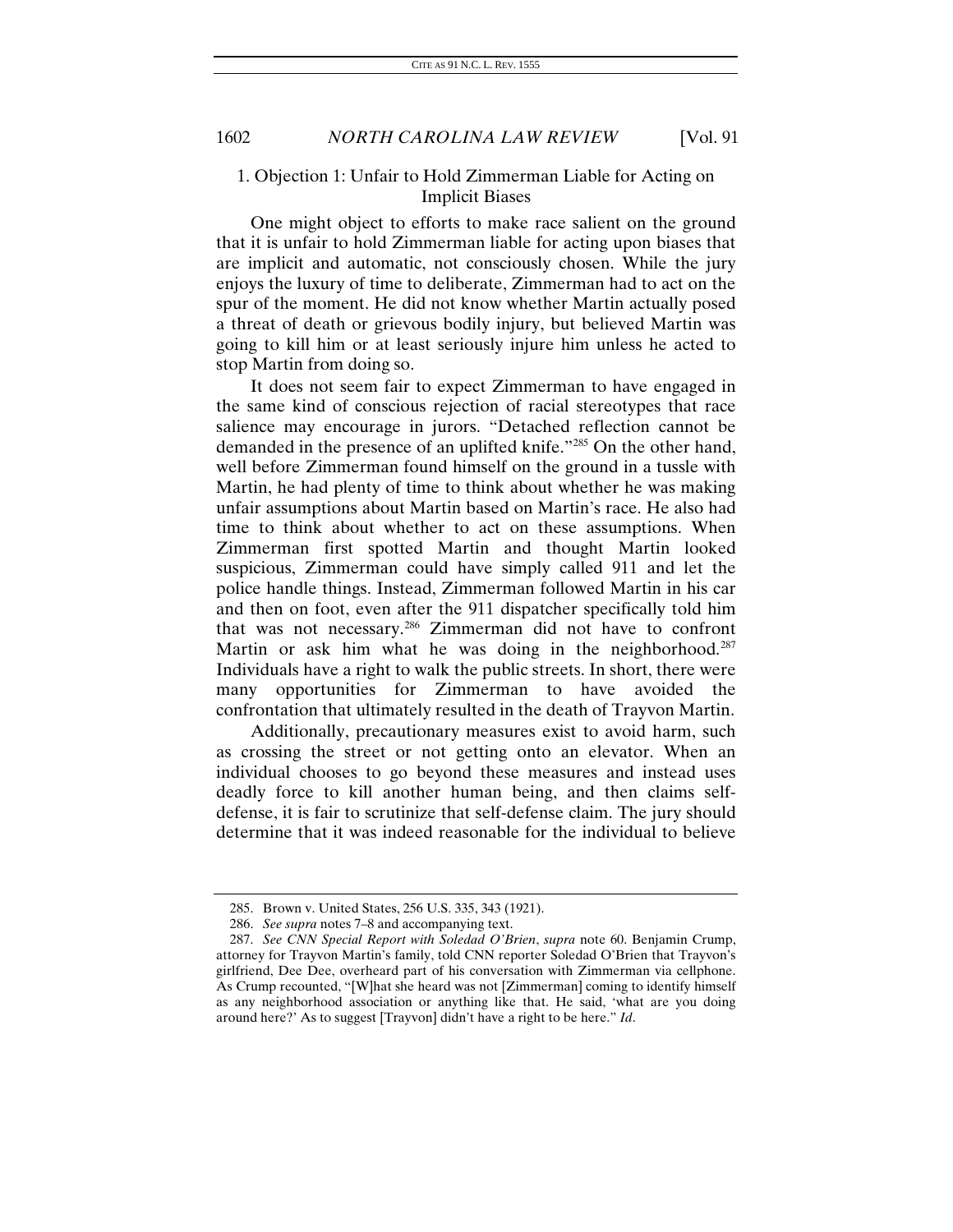### 1. Objection 1: Unfair to Hold Zimmerman Liable for Acting on Implicit Biases

One might object to efforts to make race salient on the ground that it is unfair to hold Zimmerman liable for acting upon biases that are implicit and automatic, not consciously chosen. While the jury enjoys the luxury of time to deliberate, Zimmerman had to act on the spur of the moment. He did not know whether Martin actually posed a threat of death or grievous bodily injury, but believed Martin was going to kill him or at least seriously injure him unless he acted to stop Martin from doing so.

It does not seem fair to expect Zimmerman to have engaged in the same kind of conscious rejection of racial stereotypes that race salience may encourage in jurors. "Detached reflection cannot be demanded in the presence of an uplifted knife."[285] On the other hand, well before Zimmerman found himself on the ground in a tussle with Martin, he had plenty of time to think about whether he was making unfair assumptions about Martin based on Martin's race. He also had time to think about whether to act on these assumptions. When Zimmerman first spotted Martin and thought Martin looked suspicious, Zimmerman could have simply called 911 and let the police handle things. Instead, Zimmerman followed Martin in his car and then on foot, even after the 911 dispatcher specifically told him that was not necessary.[286] Zimmerman did not have to confront Martin or ask him what he was doing in the neighborhood.[287] Individuals have a right to walk the public streets. In short, there were many opportunities for Zimmerman to have avoided the confrontation that ultimately resulted in the death of Trayvon Martin.

Additionally, precautionary measures exist to avoid harm, such as crossing the street or not getting onto an elevator. When an individual chooses to go beyond these measures and instead uses deadly force to kill another human being, and then claims self-defense, it is fair to scrutinize that self-defense claim. The jury should determine that it was indeed reasonable for the individual to believe

---

285. Brown v. United States, 256 U.S. 335, 343 (1921).

286. *See supra* notes 7–8 and accompanying text.

287. *See CNN Special Report with Soledad O'Brien*, *supra* note 60. Benjamin Crump, attorney for Trayvon Martin's family, told CNN reporter Soledad O'Brien that Trayvon's girlfriend, Dee Dee, overheard part of his conversation with Zimmerman via cellphone. As Crump recounted, "[W]hat she heard was not [Zimmerman] coming to identify himself as any neighborhood association or anything like that. He said, 'what are you doing around here?' As to suggest [Trayvon] didn't have a right to be here." *Id*.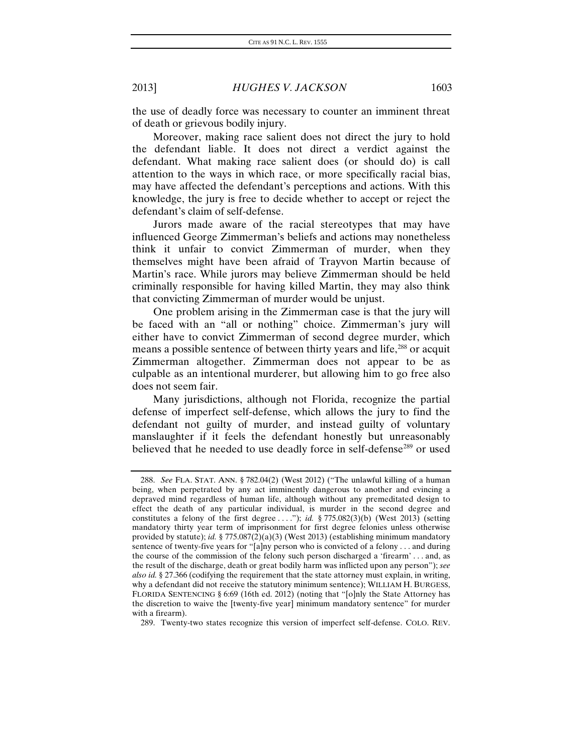the use of deadly force was necessary to counter an imminent threat of death or grievous bodily injury.

Moreover, making race salient does not direct the jury to hold the defendant liable. It does not direct a verdict against the defendant. What making race salient does (or should do) is call attention to the ways in which race, or more specifically racial bias, may have affected the defendant's perceptions and actions. With this knowledge, the jury is free to decide whether to accept or reject the defendant's claim of self-defense.

Jurors made aware of the racial stereotypes that may have influenced George Zimmerman's beliefs and actions may nonetheless think it unfair to convict Zimmerman of murder, when they themselves might have been afraid of Trayvon Martin because of Martin's race. While jurors may believe Zimmerman should be held criminally responsible for having killed Martin, they may also think that convicting Zimmerman of murder would be unjust.

One problem arising in the Zimmerman case is that the jury will be faced with an "all or nothing" choice. Zimmerman's jury will either have to convict Zimmerman of second degree murder, which means a possible sentence of between thirty years and life,[288] or acquit Zimmerman altogether. Zimmerman does not appear to be as culpable as an intentional murderer, but allowing him to go free also does not seem fair.

Many jurisdictions, although not Florida, recognize the partial defense of imperfect self-defense, which allows the jury to find the defendant not guilty of murder, and instead guilty of voluntary manslaughter if it feels the defendant honestly but unreasonably believed that he needed to use deadly force in self-defense[289] or used

---

288. *See* FLA. STAT. ANN. § 782.04(2) (West 2012) ("The unlawful killing of a human being, when perpetrated by any act imminently dangerous to another and evincing a depraved mind regardless of human life, although without any premeditated design to effect the death of any particular individual, is murder in the second degree and constitutes a felony of the first degree . . . ."); *id.* § 775.082(3)(b) (West 2013) (setting mandatory thirty year term of imprisonment for first degree felonies unless otherwise provided by statute); *id.* § 775.087(2)(a)(3) (West 2013) (establishing minimum mandatory sentence of twenty-five years for "[a]ny person who is convicted of a felony . . . and during the course of the commission of the felony such person discharged a 'firearm' . . . and, as the result of the discharge, death or great bodily harm was inflicted upon any person"); *see also id.* § 27.366 (codifying the requirement that the state attorney must explain, in writing, why a defendant did not receive the statutory minimum sentence); WILLIAM H. BURGESS, FLORIDA SENTENCING § 6:69 (16th ed. 2012) (noting that "[o]nly the State Attorney has the discretion to waive the [twenty-five year] minimum mandatory sentence" for murder with a firearm).

289. Twenty-two states recognize this version of imperfect self-defense. COLO. REV.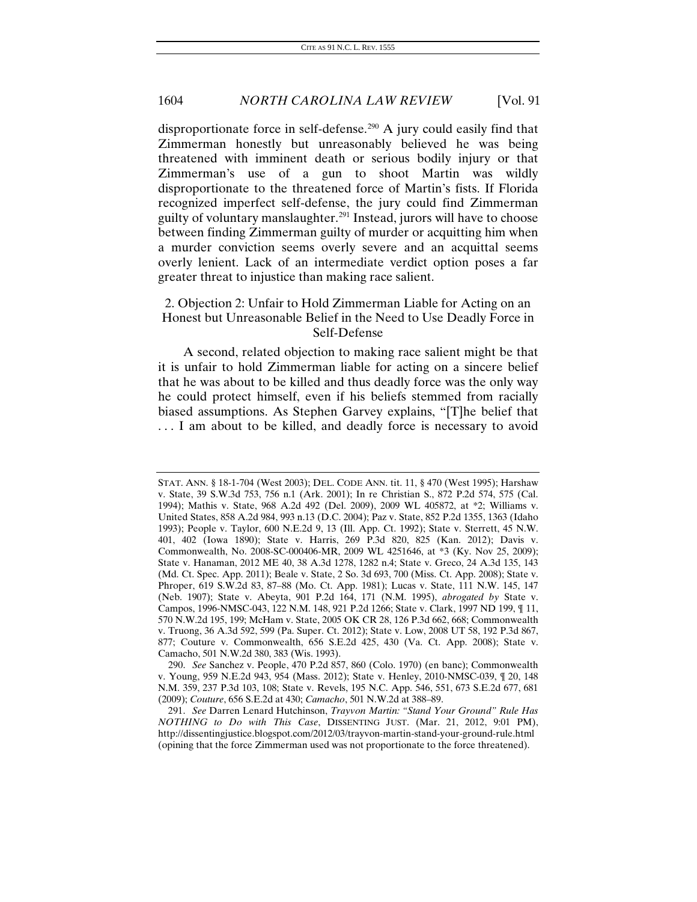disproportionate force in self-defense.[290] A jury could easily find that Zimmerman honestly but unreasonably believed he was being threatened with imminent death or serious bodily injury or that Zimmerman's use of a gun to shoot Martin was wildly disproportionate to the threatened force of Martin's fists. If Florida recognized imperfect self-defense, the jury could find Zimmerman guilty of voluntary manslaughter.[291] Instead, jurors will have to choose between finding Zimmerman guilty of murder or acquitting him when a murder conviction seems overly severe and an acquittal seems overly lenient. Lack of an intermediate verdict option poses a far greater threat to injustice than making race salient.

### 2. Objection 2: Unfair to Hold Zimmerman Liable for Acting on an Honest but Unreasonable Belief in the Need to Use Deadly Force in Self-Defense

A second, related objection to making race salient might be that it is unfair to hold Zimmerman liable for acting on a sincere belief that he was about to be killed and thus deadly force was the only way he could protect himself, even if his beliefs stemmed from racially biased assumptions. As Stephen Garvey explains, "[T]he belief that . . . I am about to be killed, and deadly force is necessary to avoid

---

STAT. ANN. § 18-1-704 (West 2003); DEL. CODE ANN. tit. 11, § 470 (West 1995); Harshaw v. State, 39 S.W.3d 753, 756 n.1 (Ark. 2001); In re Christian S., 872 P.2d 574, 575 (Cal. 1994); Mathis v. State, 968 A.2d 492 (Del. 2009), 2009 WL 405872, at *2; Williams v. United States, 858 A.2d 984, 993 n.13 (D.C. 2004); Paz v. State, 852 P.2d 1355, 1363 (Idaho 1993); People v. Taylor, 600 N.E.2d 9, 13 (Ill. App. Ct. 1992); State v. Sterrett, 45 N.W. 401, 402 (Iowa 1890); State v. Harris, 269 P.3d 820, 825 (Kan. 2012); Davis v. Commonwealth, No. 2008-SC-000406-MR, 2009 WL 4251646, at *3 (Ky. Nov 25, 2009); State v. Hanaman, 2012 ME 40, 38 A.3d 1278, 1282 n.4; State v. Greco, 24 A.3d 135, 143 (Md. Ct. Spec. App. 2011); Beale v. State, 2 So. 3d 693, 700 (Miss. Ct. App. 2008); State v. Phroper, 619 S.W.2d 83, 87–88 (Mo. Ct. App. 1981); Lucas v. State, 111 N.W. 145, 147 (Neb. 1907); State v. Abeyta, 901 P.2d 164, 171 (N.M. 1995), *abrogated by* State v. Campos, 1996-NMSC-043, 122 N.M. 148, 921 P.2d 1266; State v. Clark, 1997 ND 199, ¶ 11, 570 N.W.2d 195, 199; McHam v. State, 2005 OK CR 28, 126 P.3d 662, 668; Commonwealth v. Truong, 36 A.3d 592, 599 (Pa. Super. Ct. 2012); State v. Low, 2008 UT 58, 192 P.3d 867, 877; Couture v. Commonwealth, 656 S.E.2d 425, 430 (Va. Ct. App. 2008); State v. Camacho, 501 N.W.2d 380, 383 (Wis. 1993).

290. *See* Sanchez v. People, 470 P.2d 857, 860 (Colo. 1970) (en banc); Commonwealth v. Young, 959 N.E.2d 943, 954 (Mass. 2012); State v. Henley, 2010-NMSC-039, ¶ 20, 148 N.M. 359, 237 P.3d 103, 108; State v. Revels, 195 N.C. App. 546, 551, 673 S.E.2d 677, 681 (2009); *Couture*, 656 S.E.2d at 430; *Camacho*, 501 N.W.2d at 388–89.

291. *See* Darren Lenard Hutchinson, *Trayvon Martin: "Stand Your Ground" Rule Has NOTHING to Do with This Case*, DISSENTING JUST. (Mar. 21, 2012, 9:01 PM), http://dissentingjustice.blogspot.com/2012/03/trayvon-martin-stand-your-ground-rule.html (opining that the force Zimmerman used was not proportionate to the force threatened).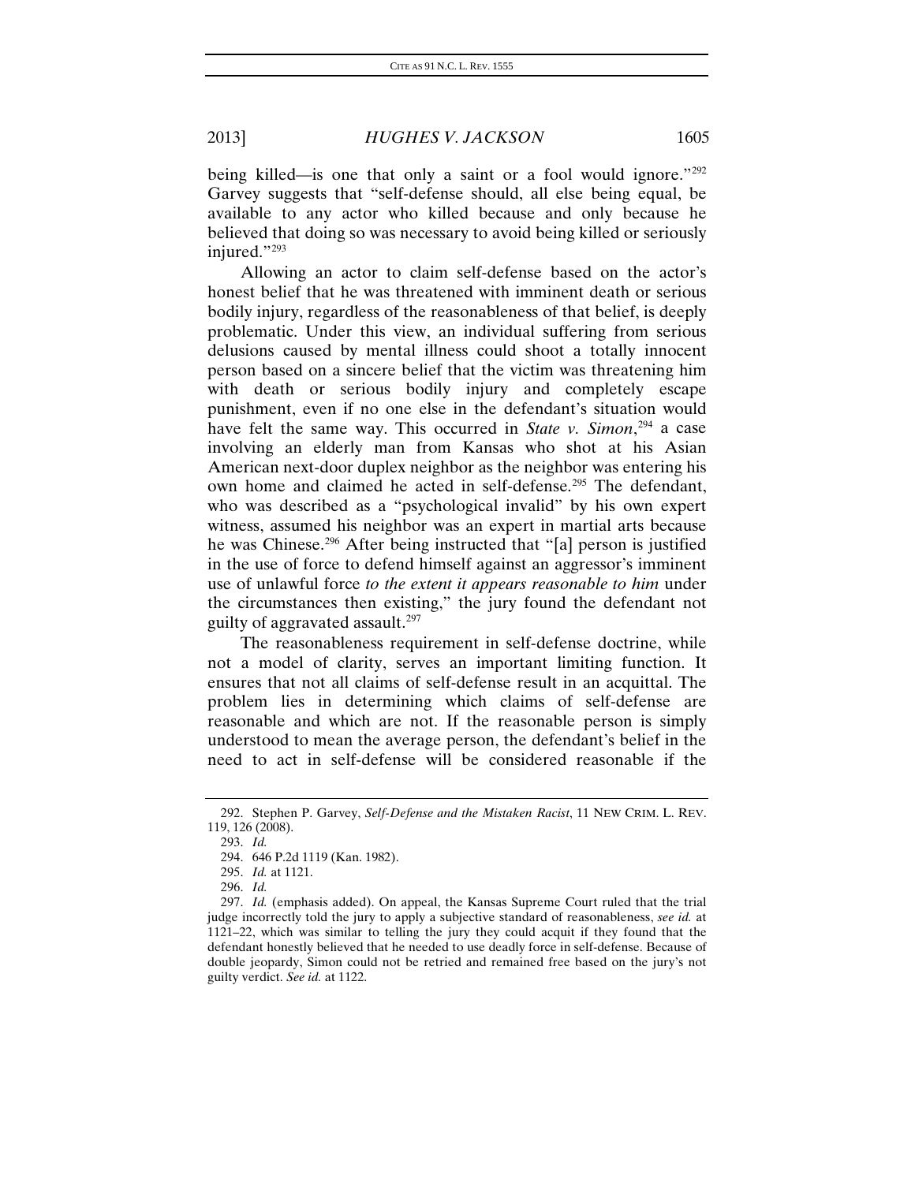being killed—is one that only a saint or a fool would ignore."[292] Garvey suggests that "self-defense should, all else being equal, be available to any actor who killed because and only because he believed that doing so was necessary to avoid being killed or seriously injured."[293]

Allowing an actor to claim self-defense based on the actor's honest belief that he was threatened with imminent death or serious bodily injury, regardless of the reasonableness of that belief, is deeply problematic. Under this view, an individual suffering from serious delusions caused by mental illness could shoot a totally innocent person based on a sincere belief that the victim was threatening him with death or serious bodily injury and completely escape punishment, even if no one else in the defendant's situation would have felt the same way. This occurred in *State v. Simon*,[294] a case involving an elderly man from Kansas who shot at his Asian American next-door duplex neighbor as the neighbor was entering his own home and claimed he acted in self-defense.[295] The defendant, who was described as a "psychological invalid" by his own expert witness, assumed his neighbor was an expert in martial arts because he was Chinese.[296] After being instructed that "[a] person is justified in the use of force to defend himself against an aggressor's imminent use of unlawful force *to the extent it appears reasonable to him* under the circumstances then existing," the jury found the defendant not guilty of aggravated assault.[297]

The reasonableness requirement in self-defense doctrine, while not a model of clarity, serves an important limiting function. It ensures that not all claims of self-defense result in an acquittal. The problem lies in determining which claims of self-defense are reasonable and which are not. If the reasonable person is simply understood to mean the average person, the defendant's belief in the need to act in self-defense will be considered reasonable if the

---

292. Stephen P. Garvey, *Self-Defense and the Mistaken Racist*, 11 NEW CRIM. L. REV. 119, 126 (2008).

293. *Id.*

294. 646 P.2d 1119 (Kan. 1982).

295. *Id.* at 1121.

296. *Id.*

297. *Id.* (emphasis added). On appeal, the Kansas Supreme Court ruled that the trial judge incorrectly told the jury to apply a subjective standard of reasonableness, *see id.* at 1121–22, which was similar to telling the jury they could acquit if they found that the defendant honestly believed that he needed to use deadly force in self-defense. Because of double jeopardy, Simon could not be retried and remained free based on the jury's not guilty verdict. *See id.* at 1122.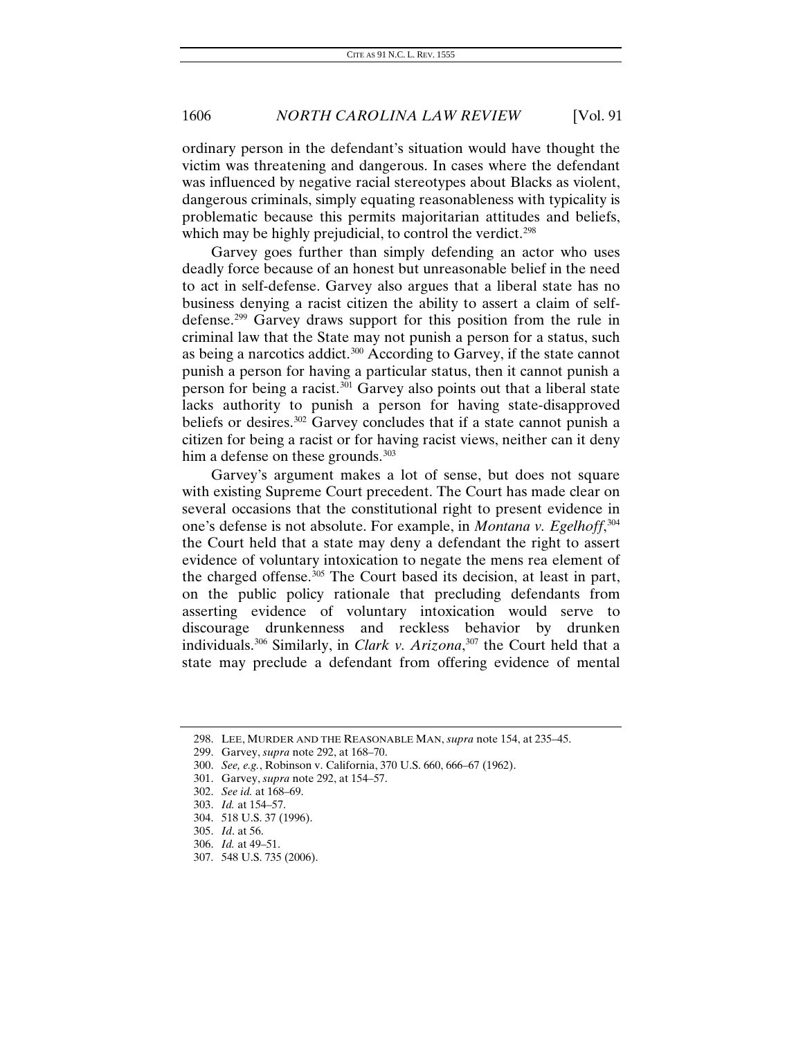ordinary person in the defendant's situation would have thought the victim was threatening and dangerous. In cases where the defendant was influenced by negative racial stereotypes about Blacks as violent, dangerous criminals, simply equating reasonableness with typicality is problematic because this permits majoritarian attitudes and beliefs, which may be highly prejudicial, to control the verdict.[298]

Garvey goes further than simply defending an actor who uses deadly force because of an honest but unreasonable belief in the need to act in self-defense. Garvey also argues that a liberal state has no business denying a racist citizen the ability to assert a claim of self-defense.[299] Garvey draws support for this position from the rule in criminal law that the State may not punish a person for a status, such as being a narcotics addict.[300] According to Garvey, if the state cannot punish a person for having a particular status, then it cannot punish a person for being a racist.[301] Garvey also points out that a liberal state lacks authority to punish a person for having state-disapproved beliefs or desires.[302] Garvey concludes that if a state cannot punish a citizen for being a racist or for having racist views, neither can it deny him a defense on these grounds.[303]

Garvey's argument makes a lot of sense, but does not square with existing Supreme Court precedent. The Court has made clear on several occasions that the constitutional right to present evidence in one's defense is not absolute. For example, in *Montana v. Egelhoff*,[304] the Court held that a state may deny a defendant the right to assert evidence of voluntary intoxication to negate the mens rea element of the charged offense.[305] The Court based its decision, at least in part, on the public policy rationale that precluding defendants from asserting evidence of voluntary intoxication would serve to discourage drunkenness and reckless behavior by drunken individuals.[306] Similarly, in *Clark v. Arizona*,[307] the Court held that a state may preclude a defendant from offering evidence of mental

---

298. LEE, MURDER AND THE REASONABLE MAN, *supra* note 154, at 235–45.

299. Garvey, *supra* note 292, at 168–70.

300. *See, e.g.*, Robinson v. California, 370 U.S. 660, 666–67 (1962).

301. Garvey, *supra* note 292, at 154–57.

302. *See id.* at 168–69.

303. *Id.* at 154–57.

304. 518 U.S. 37 (1996).

305. *Id*. at 56.

306. *Id.* at 49–51.

307. 548 U.S. 735 (2006).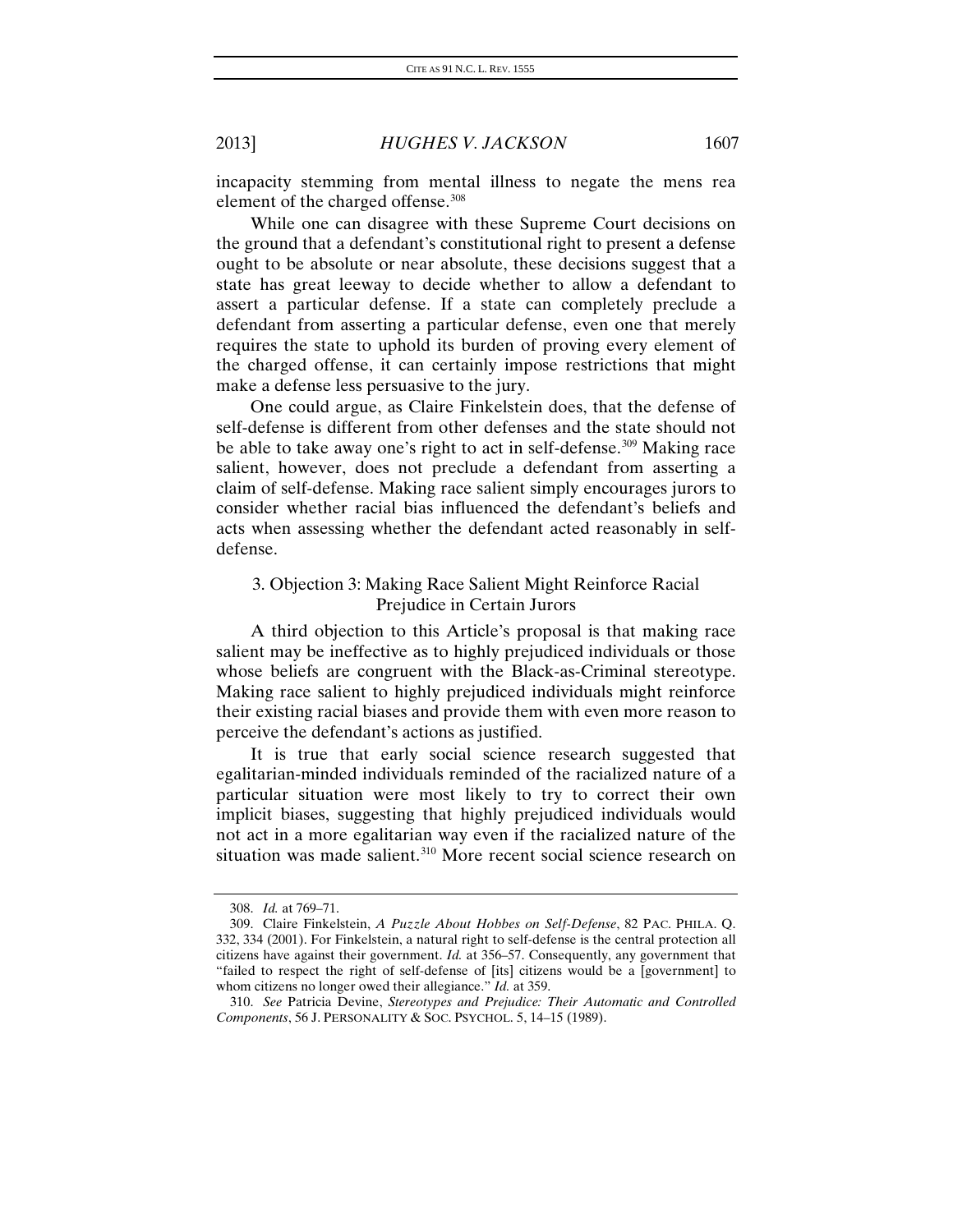incapacity stemming from mental illness to negate the mens rea element of the charged offense.[308]

While one can disagree with these Supreme Court decisions on the ground that a defendant's constitutional right to present a defense ought to be absolute or near absolute, these decisions suggest that a state has great leeway to decide whether to allow a defendant to assert a particular defense. If a state can completely preclude a defendant from asserting a particular defense, even one that merely requires the state to uphold its burden of proving every element of the charged offense, it can certainly impose restrictions that might make a defense less persuasive to the jury.

One could argue, as Claire Finkelstein does, that the defense of self-defense is different from other defenses and the state should not be able to take away one's right to act in self-defense.[309] Making race salient, however, does not preclude a defendant from asserting a claim of self-defense. Making race salient simply encourages jurors to consider whether racial bias influenced the defendant's beliefs and acts when assessing whether the defendant acted reasonably in self-defense.

### 3. Objection 3: Making Race Salient Might Reinforce Racial Prejudice in Certain Jurors

A third objection to this Article's proposal is that making race salient may be ineffective as to highly prejudiced individuals or those whose beliefs are congruent with the Black-as-Criminal stereotype. Making race salient to highly prejudiced individuals might reinforce their existing racial biases and provide them with even more reason to perceive the defendant's actions as justified.

It is true that early social science research suggested that egalitarian-minded individuals reminded of the racialized nature of a particular situation were most likely to try to correct their own implicit biases, suggesting that highly prejudiced individuals would not act in a more egalitarian way even if the racialized nature of the situation was made salient.[310] More recent social science research on

---

308. *Id.* at 769–71.

309. Claire Finkelstein, *A Puzzle About Hobbes on Self-Defense*, 82 PAC. PHILA. Q. 332, 334 (2001). For Finkelstein, a natural right to self-defense is the central protection all citizens have against their government. *Id.* at 356–57. Consequently, any government that "failed to respect the right of self-defense of [its] citizens would be a [government] to whom citizens no longer owed their allegiance." *Id.* at 359.

310. *See* Patricia Devine, *Stereotypes and Prejudice: Their Automatic and Controlled Components*, 56 J. PERSONALITY & SOC. PSYCHOL. 5, 14–15 (1989).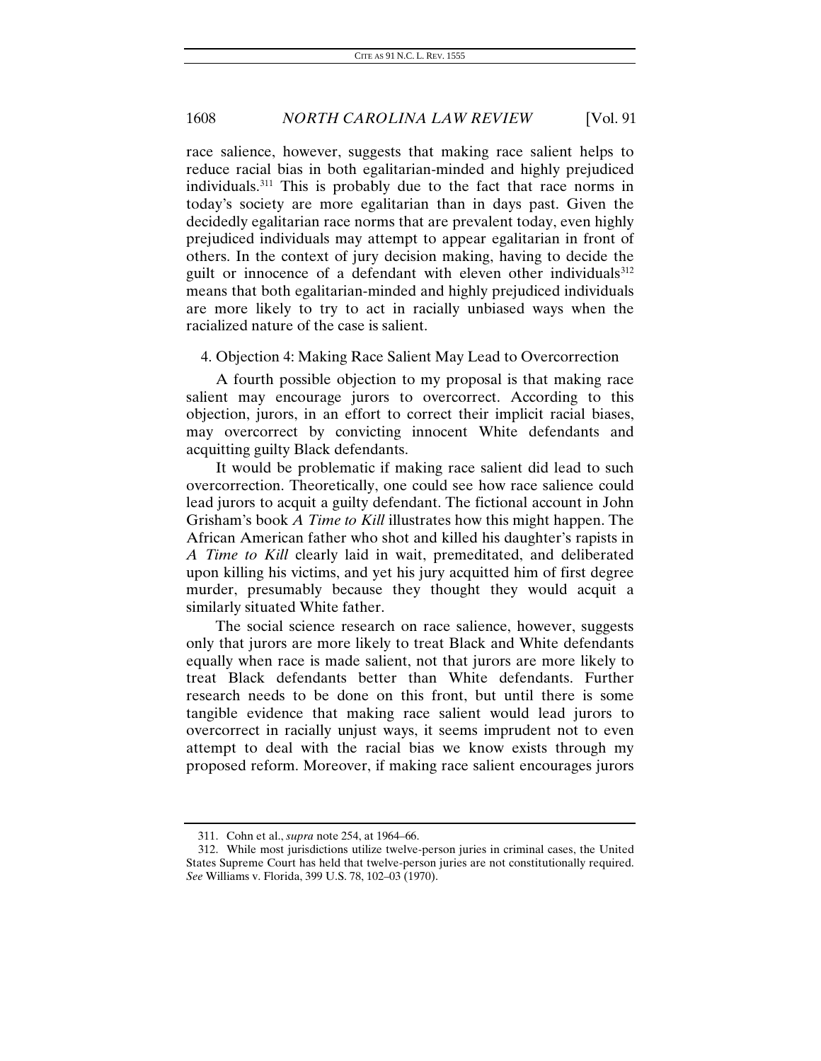race salience, however, suggests that making race salient helps to reduce racial bias in both egalitarian-minded and highly prejudiced individuals.[311] This is probably due to the fact that race norms in today's society are more egalitarian than in days past. Given the decidedly egalitarian race norms that are prevalent today, even highly prejudiced individuals may attempt to appear egalitarian in front of others. In the context of jury decision making, having to decide the guilt or innocence of a defendant with eleven other individuals[312] means that both egalitarian-minded and highly prejudiced individuals are more likely to try to act in racially unbiased ways when the racialized nature of the case is salient.

#### 4. Objection 4: Making Race Salient May Lead to Overcorrection

A fourth possible objection to my proposal is that making race salient may encourage jurors to overcorrect. According to this objection, jurors, in an effort to correct their implicit racial biases, may overcorrect by convicting innocent White defendants and acquitting guilty Black defendants.

It would be problematic if making race salient did lead to such overcorrection. Theoretically, one could see how race salience could lead jurors to acquit a guilty defendant. The fictional account in John Grisham's book *A Time to Kill* illustrates how this might happen. The African American father who shot and killed his daughter's rapists in *A Time to Kill* clearly laid in wait, premeditated, and deliberated upon killing his victims, and yet his jury acquitted him of first degree murder, presumably because they thought they would acquit a similarly situated White father.

The social science research on race salience, however, suggests only that jurors are more likely to treat Black and White defendants equally when race is made salient, not that jurors are more likely to treat Black defendants better than White defendants. Further research needs to be done on this front, but until there is some tangible evidence that making race salient would lead jurors to overcorrect in racially unjust ways, it seems imprudent not to even attempt to deal with the racial bias we know exists through my proposed reform. Moreover, if making race salient encourages jurors

---

311. Cohn et al., *supra* note 254, at 1964–66.

312. While most jurisdictions utilize twelve-person juries in criminal cases, the United States Supreme Court has held that twelve-person juries are not constitutionally required. *See* Williams v. Florida, 399 U.S. 78, 102–03 (1970).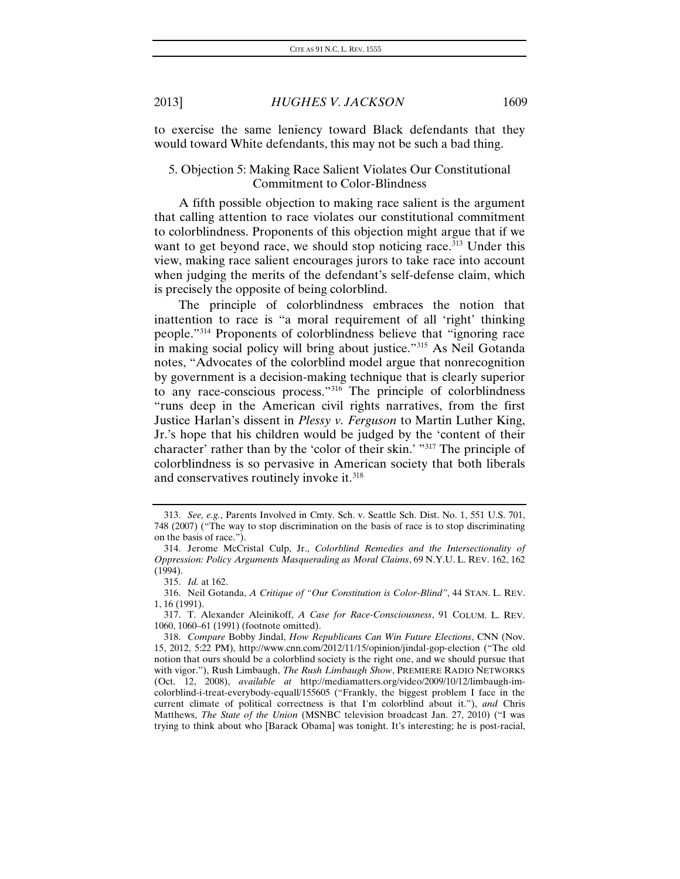to exercise the same leniency toward Black defendants that they would toward White defendants, this may not be such a bad thing.

### 5. Objection 5: Making Race Salient Violates Our Constitutional Commitment to Color-Blindness

A fifth possible objection to making race salient is the argument that calling attention to race violates our constitutional commitment to colorblindness. Proponents of this objection might argue that if we want to get beyond race, we should stop noticing race.[313] Under this view, making race salient encourages jurors to take race into account when judging the merits of the defendant's self-defense claim, which is precisely the opposite of being colorblind.

The principle of colorblindness embraces the notion that inattention to race is "a moral requirement of all 'right' thinking people."[314] Proponents of colorblindness believe that "ignoring race in making social policy will bring about justice."[315] As Neil Gotanda notes, "Advocates of the colorblind model argue that nonrecognition by government is a decision-making technique that is clearly superior to any race-conscious process."[316] The principle of colorblindness "runs deep in the American civil rights narratives, from the first Justice Harlan's dissent in *Plessy v. Ferguson* to Martin Luther King, Jr.'s hope that his children would be judged by the 'content of their character' rather than by the 'color of their skin.' "[317] The principle of colorblindness is so pervasive in American society that both liberals and conservatives routinely invoke it.[318]

---

313. *See, e.g.*, Parents Involved in Cmty. Sch. v. Seattle Sch. Dist. No. 1, 551 U.S. 701, 748 (2007) ("The way to stop discrimination on the basis of race is to stop discriminating on the basis of race.").

314. Jerome McCristal Culp, Jr., *Colorblind Remedies and the Intersectionality of Oppression: Policy Arguments Masquerading as Moral Claims*, 69 N.Y.U. L. REV. 162, 162 (1994).

315. *Id.* at 162.

316. Neil Gotanda, *A Critique of "Our Constitution is Color-Blind"*, 44 STAN. L. REV. 1, 16 (1991).

317. T. Alexander Aleinikoff, *A Case for Race-Consciousness*, 91 COLUM. L. REV. 1060, 1060–61 (1991) (footnote omitted).

318. *Compare* Bobby Jindal, *How Republicans Can Win Future Elections*, CNN (Nov. 15, 2012, 5:22 PM), http://www.cnn.com/2012/11/15/opinion/jindal-gop-election ("The old notion that ours should be a colorblind society is the right one, and we should pursue that with vigor."), Rush Limbaugh, *The Rush Limbaugh Show*, PREMIERE RADIO NETWORKS (Oct. 12, 2008), *available at* http://mediamatters.org/video/2009/10/12/limbaugh-im-colorblind-i-treat-everybody-equall/155605 ("Frankly, the biggest problem I face in the current climate of political correctness is that I'm colorblind about it."), *and* Chris Matthews, *The State of the Union* (MSNBC television broadcast Jan. 27, 2010) ("I was trying to think about who [Barack Obama] was tonight. It's interesting; he is post-racial,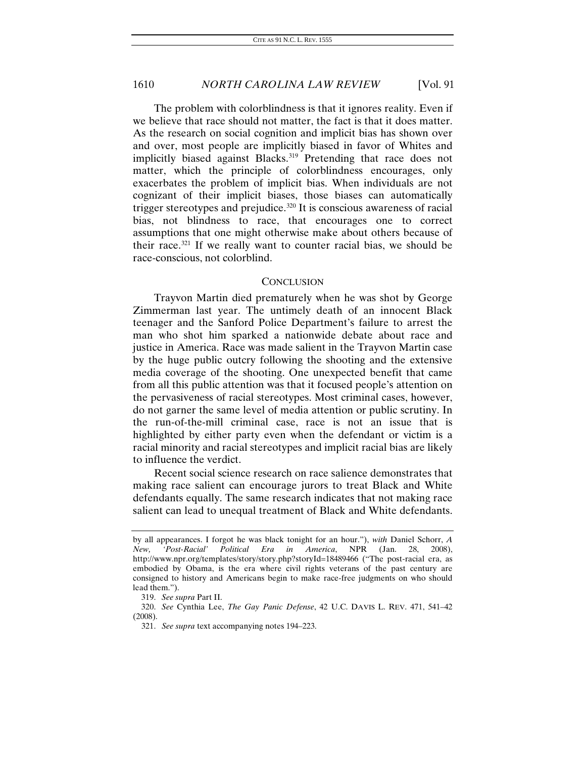The problem with colorblindness is that it ignores reality. Even if we believe that race should not matter, the fact is that it does matter. As the research on social cognition and implicit bias has shown over and over, most people are implicitly biased in favor of Whites and implicitly biased against Blacks.[319] Pretending that race does not matter, which the principle of colorblindness encourages, only exacerbates the problem of implicit bias. When individuals are not cognizant of their implicit biases, those biases can automatically trigger stereotypes and prejudice.[320] It is conscious awareness of racial bias, not blindness to race, that encourages one to correct assumptions that one might otherwise make about others because of their race.[321] If we really want to counter racial bias, we should be race-conscious, not colorblind.

## CONCLUSION

Trayvon Martin died prematurely when he was shot by George Zimmerman last year. The untimely death of an innocent Black teenager and the Sanford Police Department's failure to arrest the man who shot him sparked a nationwide debate about race and justice in America. Race was made salient in the Trayvon Martin case by the huge public outcry following the shooting and the extensive media coverage of the shooting. One unexpected benefit that came from all this public attention was that it focused people's attention on the pervasiveness of racial stereotypes. Most criminal cases, however, do not garner the same level of media attention or public scrutiny. In the run-of-the-mill criminal case, race is not an issue that is highlighted by either party even when the defendant or victim is a racial minority and racial stereotypes and implicit racial bias are likely to influence the verdict.

Recent social science research on race salience demonstrates that making race salient can encourage jurors to treat Black and White defendants equally. The same research indicates that not making race salient can lead to unequal treatment of Black and White defendants.

---

by all appearances. I forgot he was black tonight for an hour."), *with* Daniel Schorr, *A New, 'Post-Racial' Political Era in America*, NPR (Jan. 28, 2008), http://www.npr.org/templates/story/story.php?storyId=18489466 ("The post-racial era, as embodied by Obama, is the era where civil rights veterans of the past century are consigned to history and Americans begin to make race-free judgments on who should lead them.").

319. *See supra* Part II.

320. *See* Cynthia Lee, *The Gay Panic Defense*, 42 U.C. DAVIS L. REV. 471, 541–42 (2008).

321. *See supra* text accompanying notes 194–223.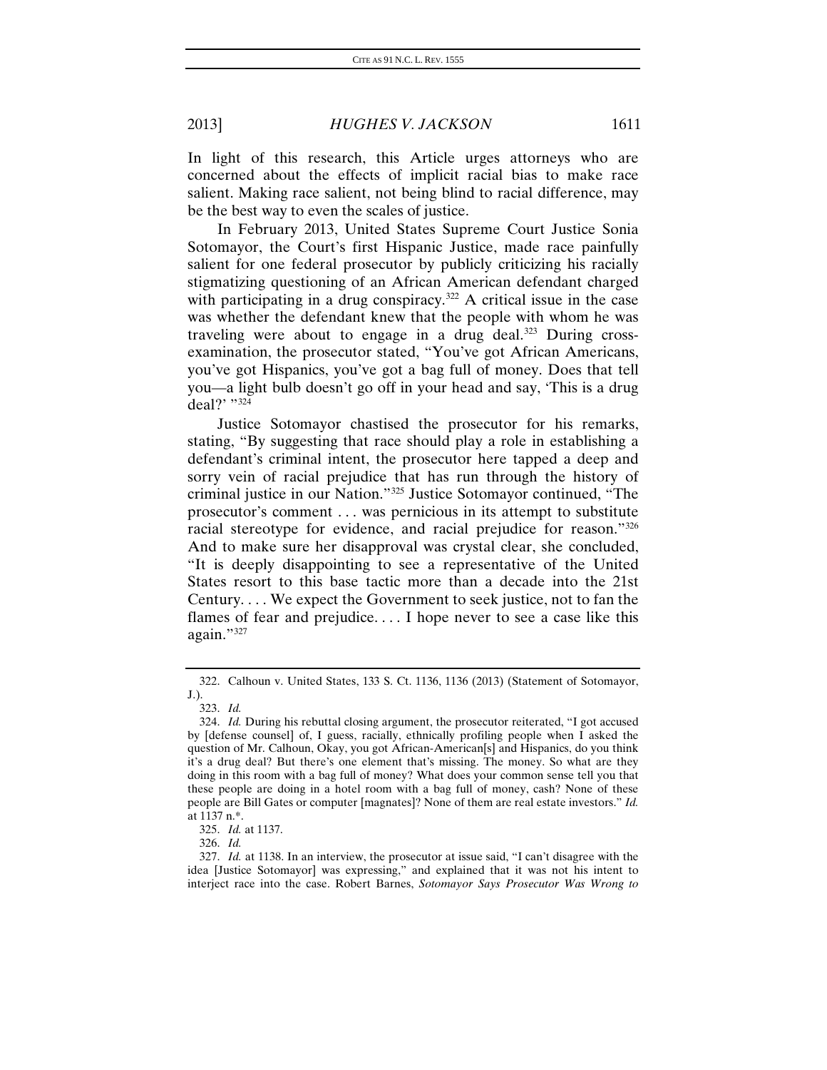In light of this research, this Article urges attorneys who are concerned about the effects of implicit racial bias to make race salient. Making race salient, not being blind to racial difference, may be the best way to even the scales of justice.

In February 2013, United States Supreme Court Justice Sonia Sotomayor, the Court's first Hispanic Justice, made race painfully salient for one federal prosecutor by publicly criticizing his racially stigmatizing questioning of an African American defendant charged with participating in a drug conspiracy.[322] A critical issue in the case was whether the defendant knew that the people with whom he was traveling were about to engage in a drug deal.[323] During cross-examination, the prosecutor stated, "You've got African Americans, you've got Hispanics, you've got a bag full of money. Does that tell you—a light bulb doesn't go off in your head and say, 'This is a drug deal?' "[324]

Justice Sotomayor chastised the prosecutor for his remarks, stating, "By suggesting that race should play a role in establishing a defendant's criminal intent, the prosecutor here tapped a deep and sorry vein of racial prejudice that has run through the history of criminal justice in our Nation."[325] Justice Sotomayor continued, "The prosecutor's comment . . . was pernicious in its attempt to substitute racial stereotype for evidence, and racial prejudice for reason."[326] And to make sure her disapproval was crystal clear, she concluded, "It is deeply disappointing to see a representative of the United States resort to this base tactic more than a decade into the 21st Century. . . . We expect the Government to seek justice, not to fan the flames of fear and prejudice. . . . I hope never to see a case like this again."[327]

---

322. Calhoun v. United States, 133 S. Ct. 1136, 1136 (2013) (Statement of Sotomayor, J.).

323. *Id.*

324. *Id.* During his rebuttal closing argument, the prosecutor reiterated, "I got accused by [defense counsel] of, I guess, racially, ethnically profiling people when I asked the question of Mr. Calhoun, Okay, you got African-American[s] and Hispanics, do you think it's a drug deal? But there's one element that's missing. The money. So what are they doing in this room with a bag full of money? What does your common sense tell you that these people are doing in a hotel room with a bag full of money, cash? None of these people are Bill Gates or computer [magnates]? None of them are real estate investors." *Id.* at 1137 n.*.

325. *Id.* at 1137.

326. *Id.*

327. *Id.* at 1138. In an interview, the prosecutor at issue said, "I can't disagree with the idea [Justice Sotomayor] was expressing," and explained that it was not his intent to interject race into the case. Robert Barnes, *Sotomayor Says Prosecutor Was Wrong to*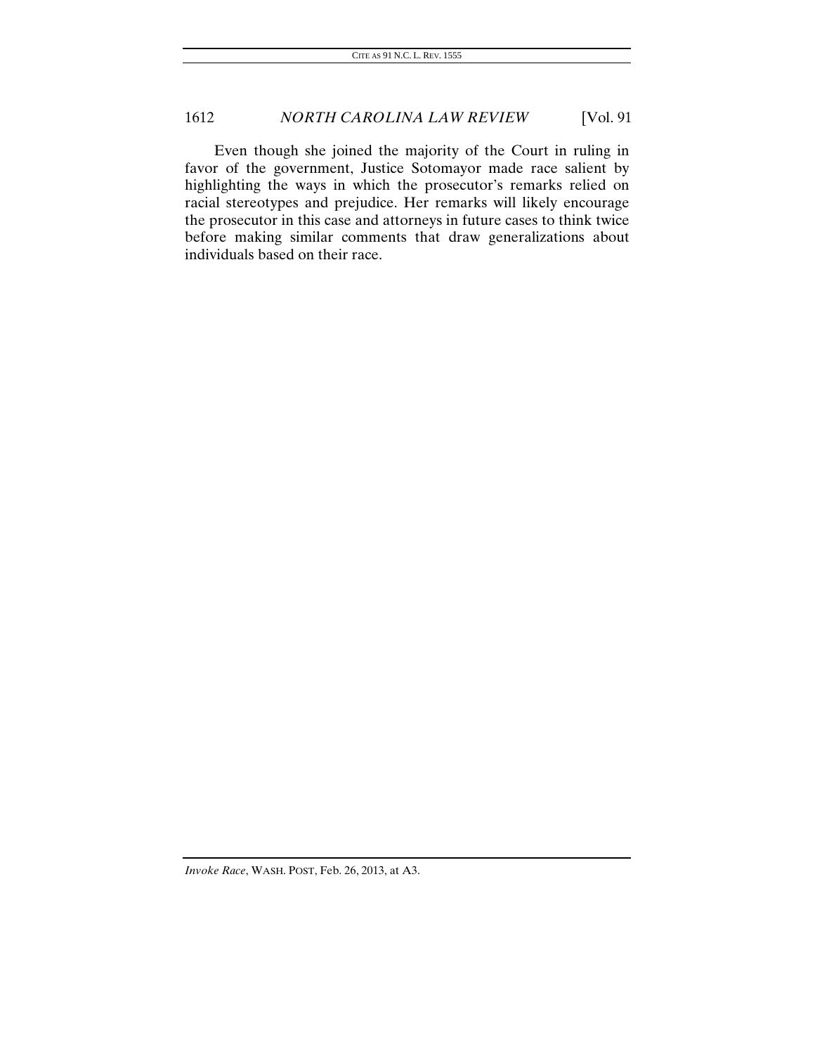Even though she joined the majority of the Court in ruling in favor of the government, Justice Sotomayor made race salient by highlighting the ways in which the prosecutor's remarks relied on racial stereotypes and prejudice. Her remarks will likely encourage the prosecutor in this case and attorneys in future cases to think twice before making similar comments that draw generalizations about individuals based on their race.

*Invoke Race*, WASH. POST, Feb. 26, 2013, at A3.